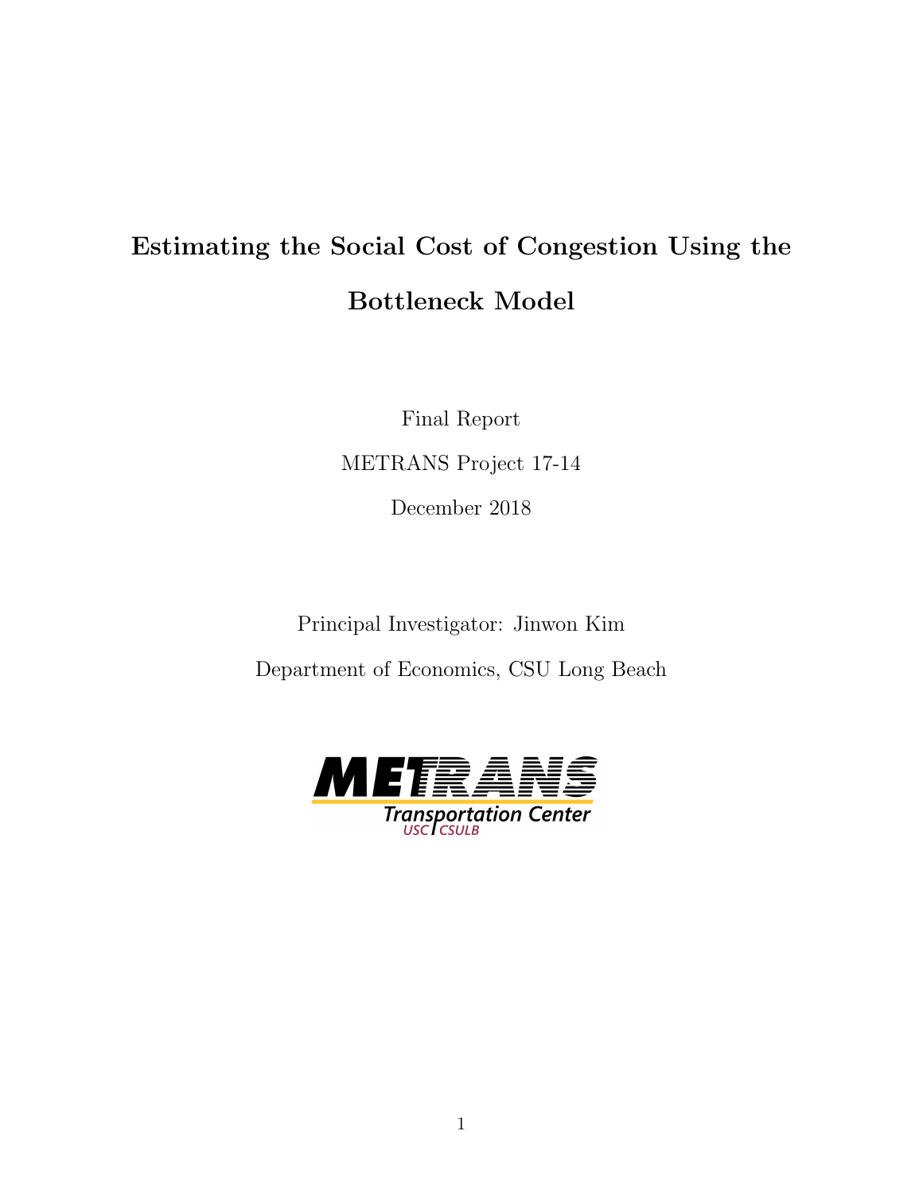# Estimating the Social Cost of Congestion Using the Bottleneck Model

Final Report

METRANS Project 17-14

December 2018

Principal Investigator: Jinwon Kim

Department of Economics, CSU Long Beach

METRANS Transportation Center

USC | CSULB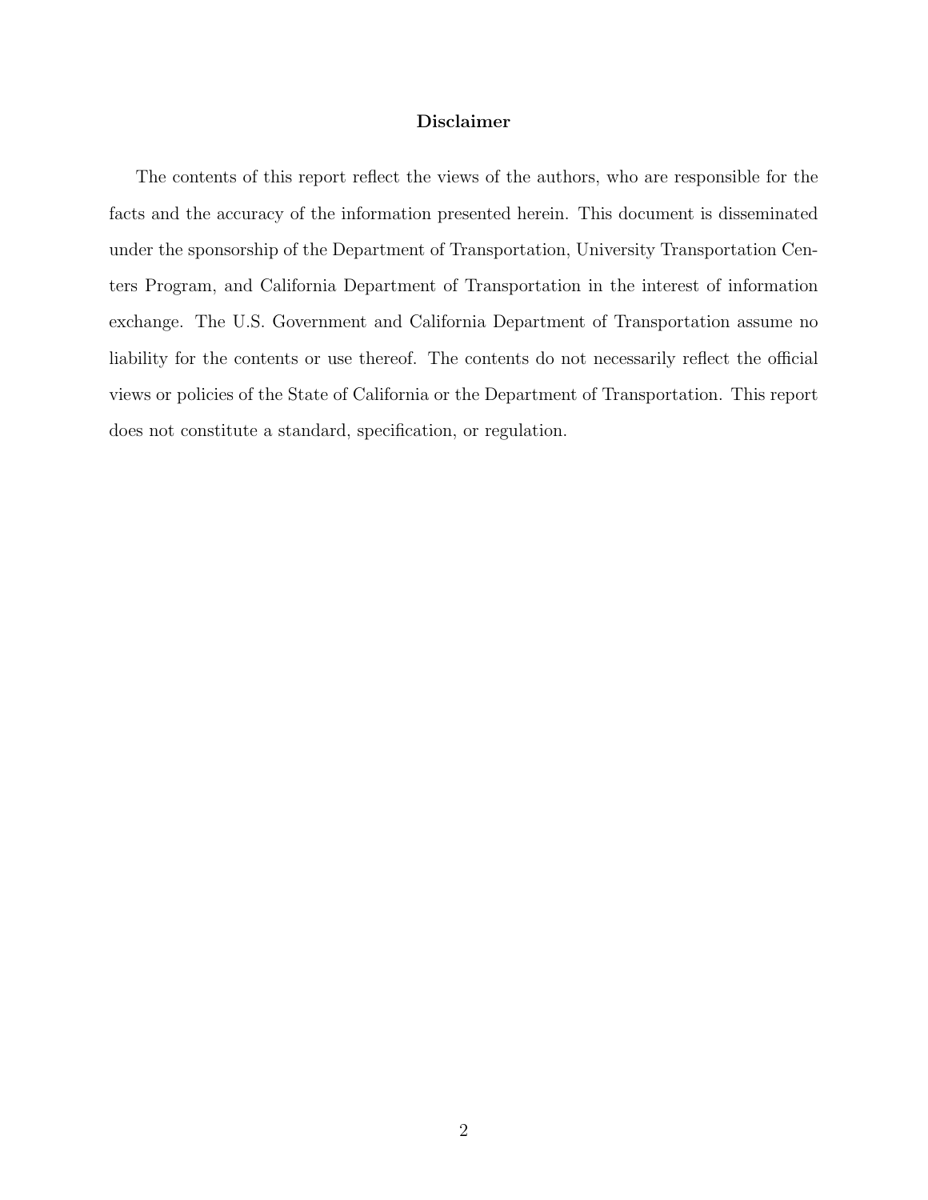# Disclaimer

The contents of this report reflect the views of the authors, who are responsible for the facts and the accuracy of the information presented herein. This document is disseminated under the sponsorship of the Department of Transportation, University Transportation Centers Program, and California Department of Transportation in the interest of information exchange. The U.S. Government and California Department of Transportation assume no liability for the contents or use thereof. The contents do not necessarily reflect the official views or policies of the State of California or the Department of Transportation. This report does not constitute a standard, specification, or regulation.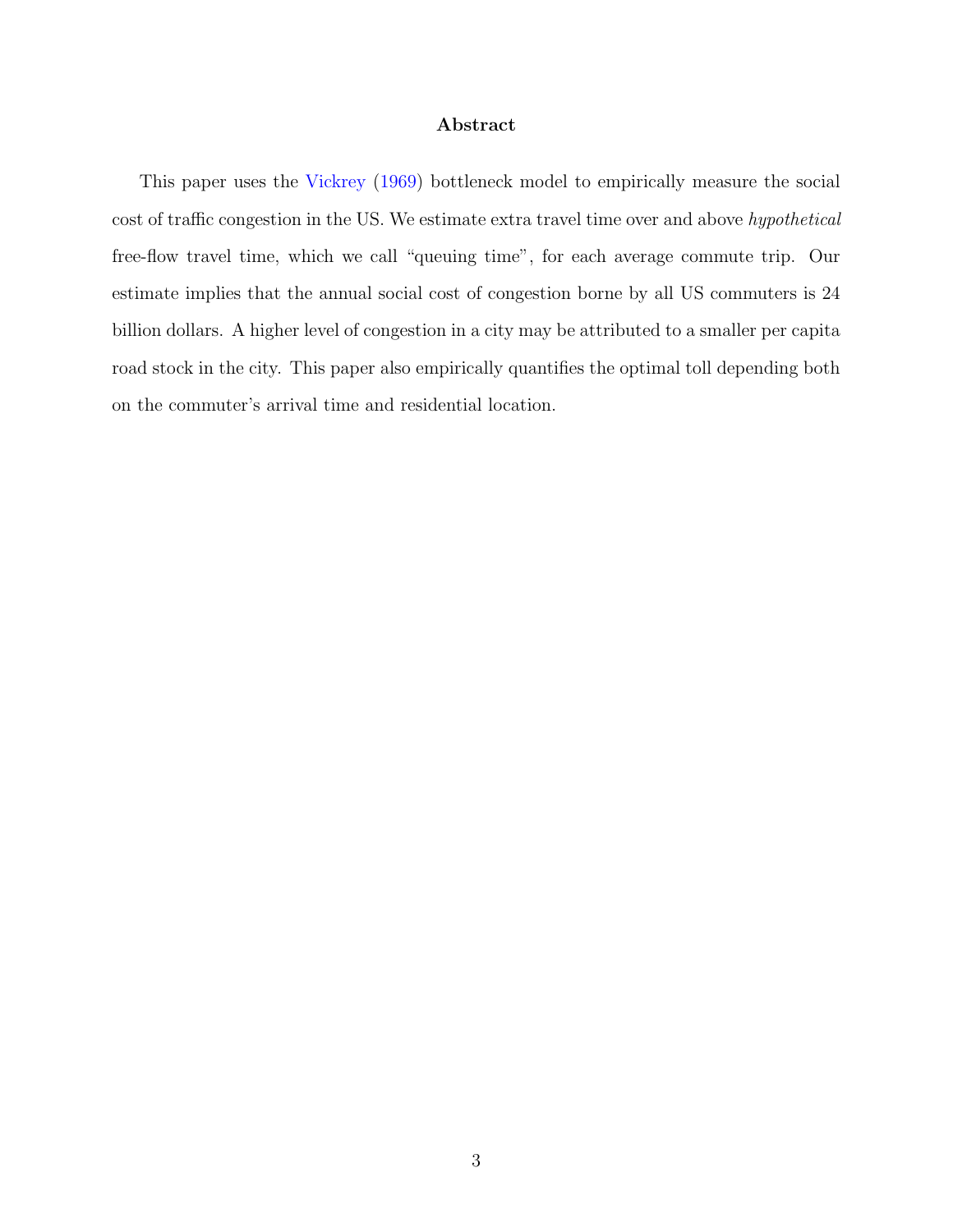## Abstract

This paper uses the Vickrey (1969) bottleneck model to empirically measure the social cost of traffic congestion in the US. We estimate extra travel time over and above *hypothetical* free-flow travel time, which we call "queuing time", for each average commute trip. Our estimate implies that the annual social cost of congestion borne by all US commuters is 24 billion dollars. A higher level of congestion in a city may be attributed to a smaller per capita road stock in the city. This paper also empirically quantifies the optimal toll depending both on the commuter's arrival time and residential location.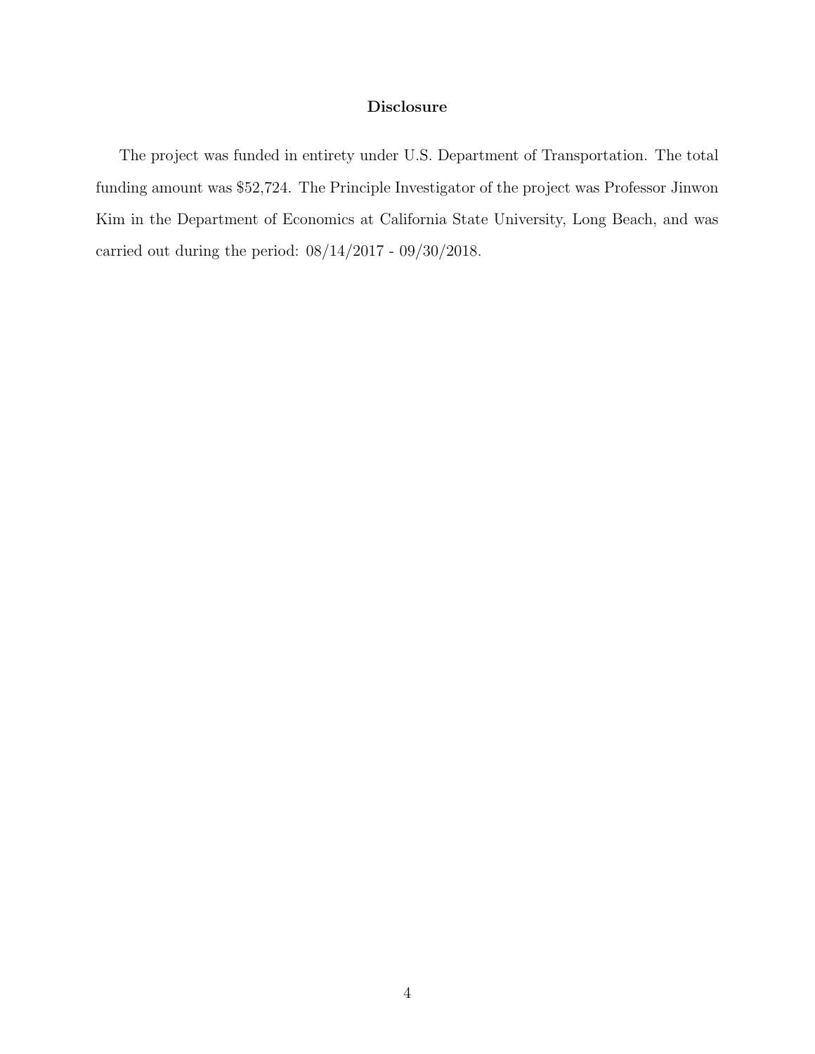# Disclosure

The project was funded in entirety under U.S. Department of Transportation. The total funding amount was $52,724. The Principle Investigator of the project was Professor Jinwon Kim in the Department of Economics at California State University, Long Beach, and was carried out during the period: 08/14/2017 - 09/30/2018.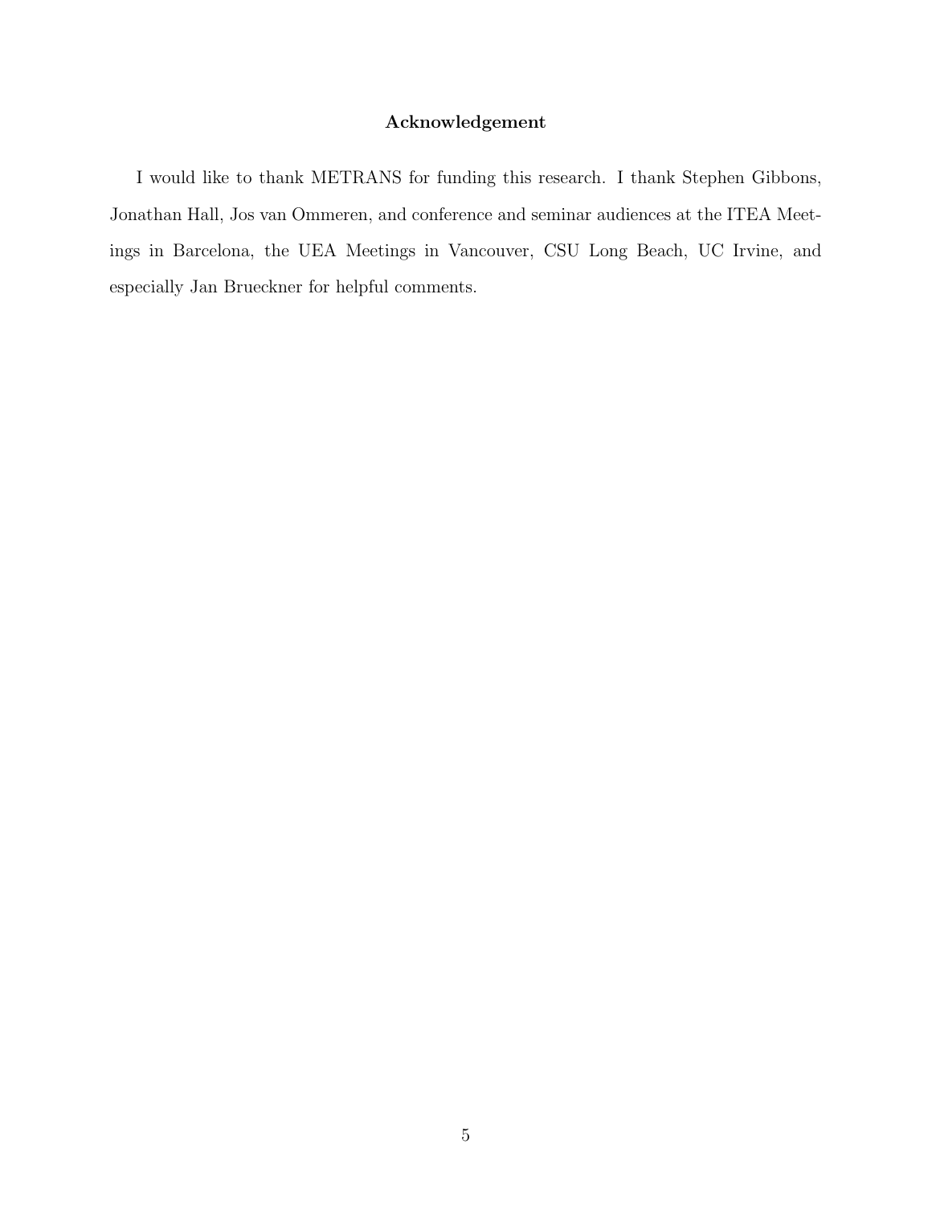## Acknowledgement

I would like to thank METRANS for funding this research. I thank Stephen Gibbons, Jonathan Hall, Jos van Ommeren, and conference and seminar audiences at the ITEA Meetings in Barcelona, the UEA Meetings in Vancouver, CSU Long Beach, UC Irvine, and especially Jan Brueckner for helpful comments.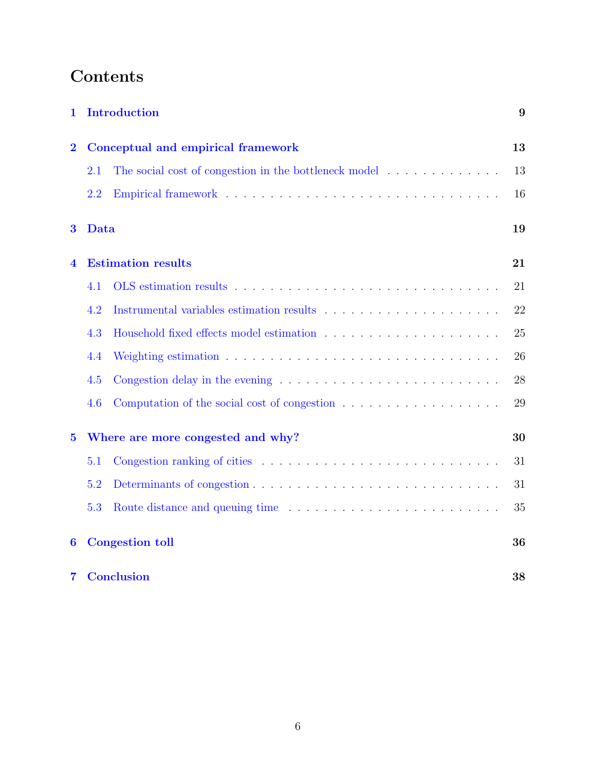# Contents

1 Introduction 9

2 Conceptual and empirical framework 13

- 2.1 The social cost of congestion in the bottleneck model . . . . . . . . . . . . . 13
- 2.2 Empirical framework . . . . . . . . . . . . . . . . . . . . . . . . . . . . . . . 16

3 Data 19

4 Estimation results 21

- 4.1 OLS estimation results . . . . . . . . . . . . . . . . . . . . . . . . . . . . . . 21
- 4.2 Instrumental variables estimation results . . . . . . . . . . . . . . . . . . . . 22
- 4.3 Household fixed effects model estimation . . . . . . . . . . . . . . . . . . . . 25
- 4.4 Weighting estimation . . . . . . . . . . . . . . . . . . . . . . . . . . . . . . . 26
- 4.5 Congestion delay in the evening . . . . . . . . . . . . . . . . . . . . . . . . . 28
- 4.6 Computation of the social cost of congestion . . . . . . . . . . . . . . . . . . 29

5 Where are more congested and why? 30

- 5.1 Congestion ranking of cities . . . . . . . . . . . . . . . . . . . . . . . . . . . 31
- 5.2 Determinants of congestion . . . . . . . . . . . . . . . . . . . . . . . . . . . 31
- 5.3 Route distance and queuing time . . . . . . . . . . . . . . . . . . . . . . . . 35

6 Congestion toll 36

7 Conclusion 38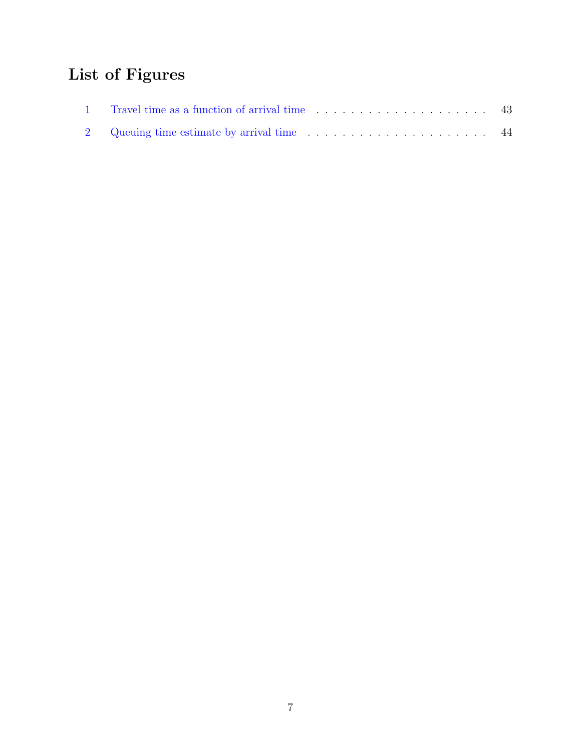# List of Figures

1 Travel time as a function of arrival time . . . . . . . . . . . . . . . . . . . . . 43

2 Queuing time estimate by arrival time . . . . . . . . . . . . . . . . . . . . . . 44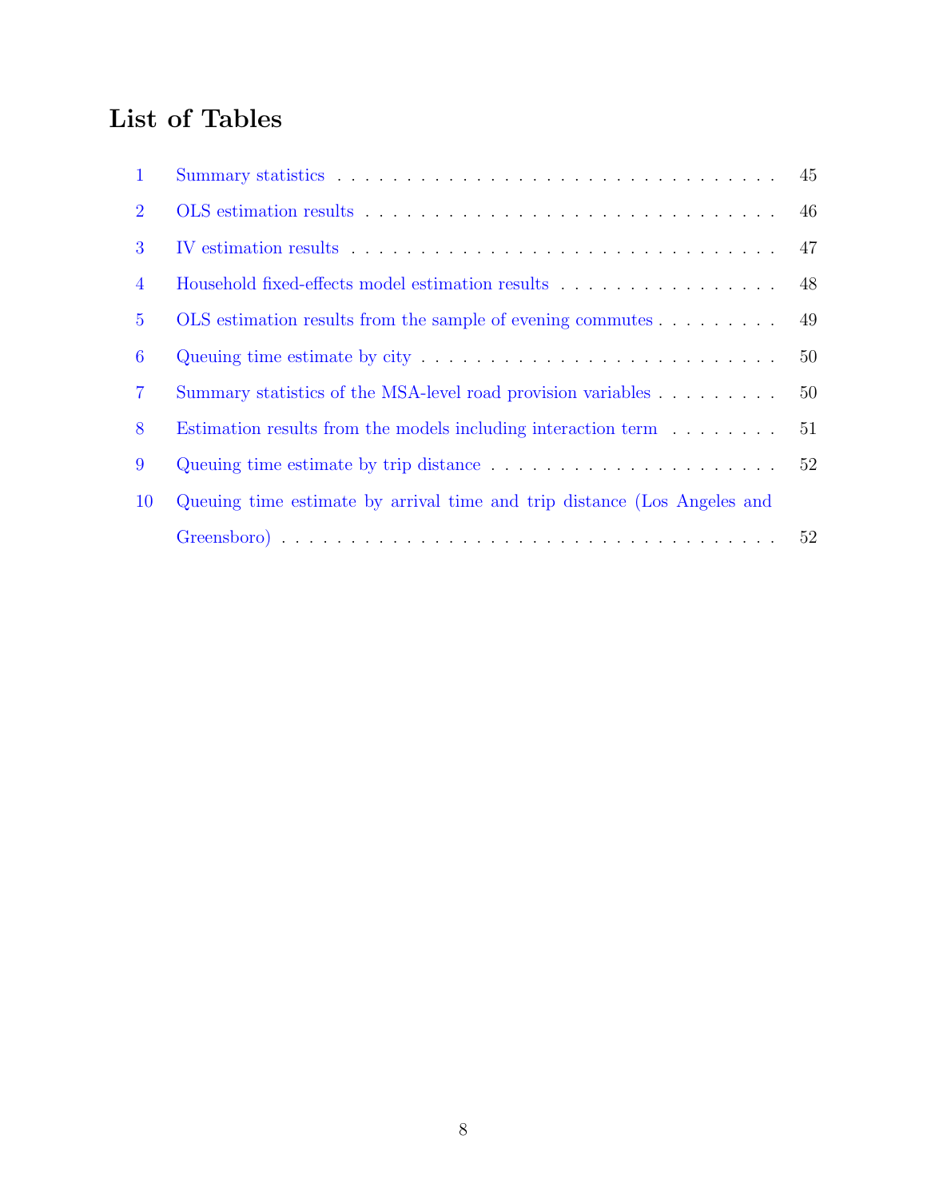# List of Tables

| | | |
|---|---|---|
| 1 | Summary statistics | 45 |
| 2 | OLS estimation results | 46 |
| 3 | IV estimation results | 47 |
| 4 | Household fixed-effects model estimation results | 48 |
| 5 | OLS estimation results from the sample of evening commutes | 49 |
| 6 | Queuing time estimate by city | 50 |
| 7 | Summary statistics of the MSA-level road provision variables | 50 |
| 8 | Estimation results from the models including interaction term | 51 |
| 9 | Queuing time estimate by trip distance | 52 |
| 10 | Queuing time estimate by arrival time and trip distance (Los Angeles and Greensboro) | 52 |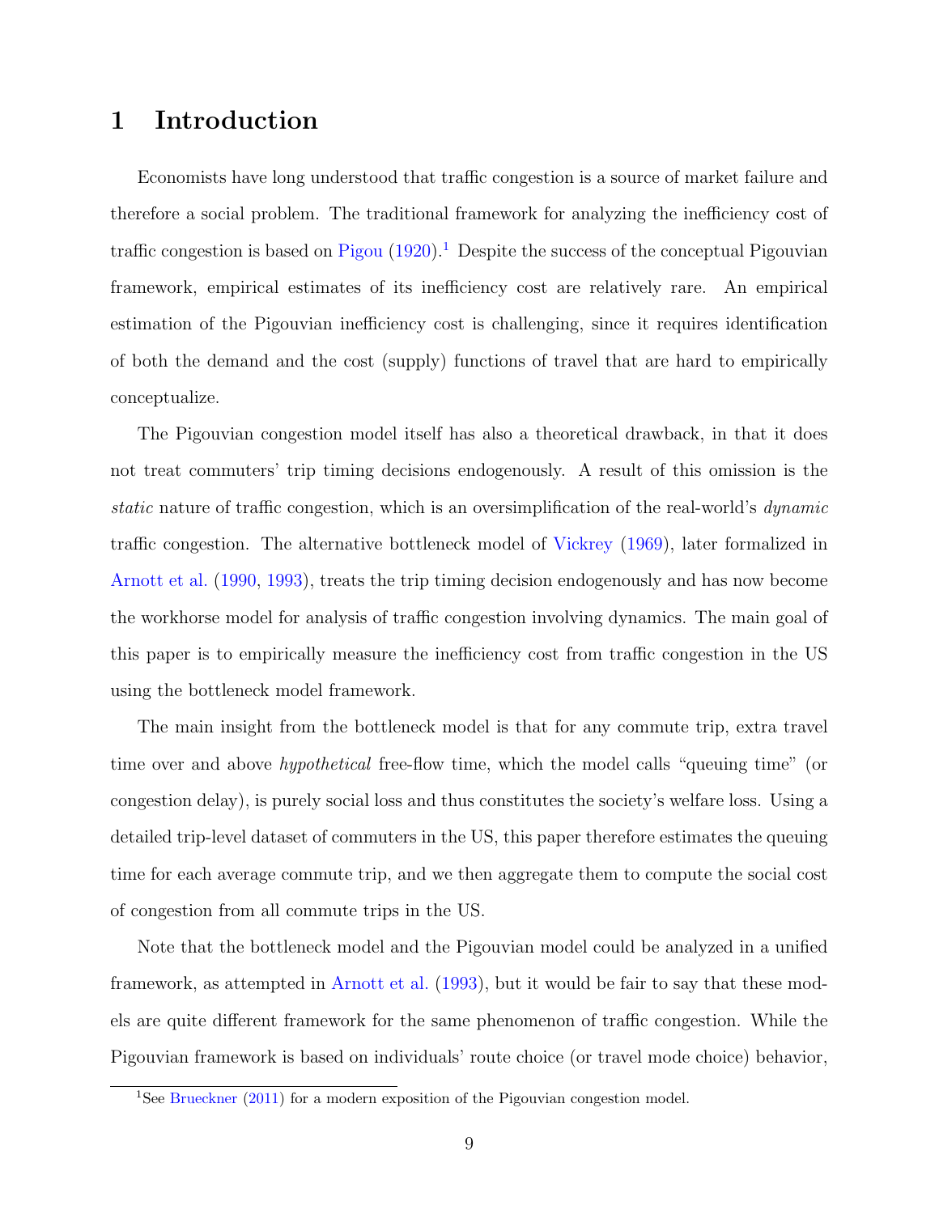# 1 Introduction

Economists have long understood that traffic congestion is a source of market failure and therefore a social problem. The traditional framework for analyzing the inefficiency cost of traffic congestion is based on Pigou (1920).[1] Despite the success of the conceptual Pigouvian framework, empirical estimates of its inefficiency cost are relatively rare. An empirical estimation of the Pigouvian inefficiency cost is challenging, since it requires identification of both the demand and the cost (supply) functions of travel that are hard to empirically conceptualize.

The Pigouvian congestion model itself has also a theoretical drawback, in that it does not treat commuters' trip timing decisions endogenously. A result of this omission is the *static* nature of traffic congestion, which is an oversimplification of the real-world's *dynamic* traffic congestion. The alternative bottleneck model of Vickrey (1969), later formalized in Arnott et al. (1990, 1993), treats the trip timing decision endogenously and has now become the workhorse model for analysis of traffic congestion involving dynamics. The main goal of this paper is to empirically measure the inefficiency cost from traffic congestion in the US using the bottleneck model framework.

The main insight from the bottleneck model is that for any commute trip, extra travel time over and above *hypothetical* free-flow time, which the model calls "queuing time" (or congestion delay), is purely social loss and thus constitutes the society's welfare loss. Using a detailed trip-level dataset of commuters in the US, this paper therefore estimates the queuing time for each average commute trip, and we then aggregate them to compute the social cost of congestion from all commute trips in the US.

Note that the bottleneck model and the Pigouvian model could be analyzed in a unified framework, as attempted in Arnott et al. (1993), but it would be fair to say that these models are quite different framework for the same phenomenon of traffic congestion. While the Pigouvian framework is based on individuals' route choice (or travel mode choice) behavior,

[1] See Brueckner (2011) for a modern exposition of the Pigouvian congestion model.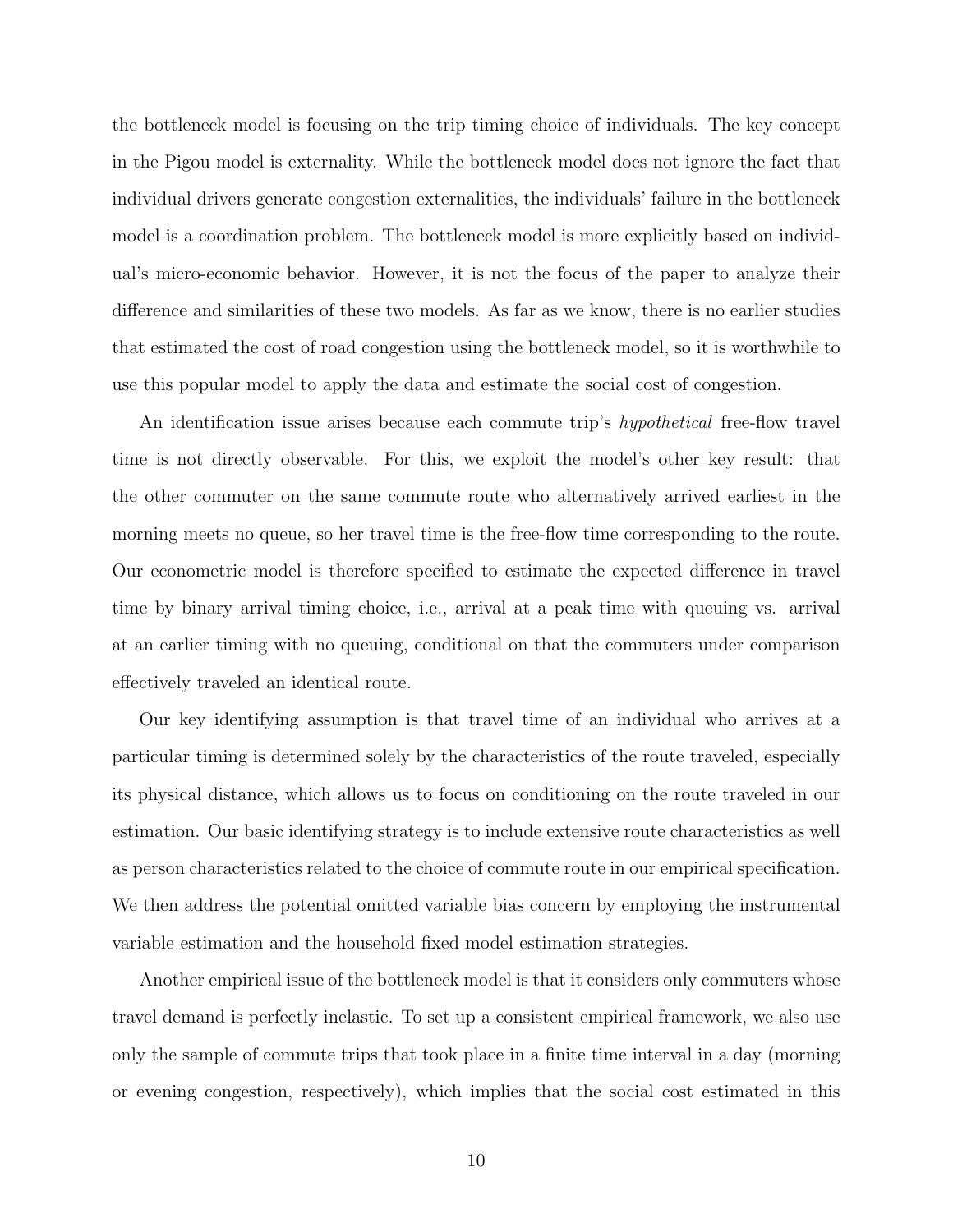the bottleneck model is focusing on the trip timing choice of individuals. The key concept in the Pigou model is externality. While the bottleneck model does not ignore the fact that individual drivers generate congestion externalities, the individuals' failure in the bottleneck model is a coordination problem. The bottleneck model is more explicitly based on individual's micro-economic behavior. However, it is not the focus of the paper to analyze their difference and similarities of these two models. As far as we know, there is no earlier studies that estimated the cost of road congestion using the bottleneck model, so it is worthwhile to use this popular model to apply the data and estimate the social cost of congestion.

An identification issue arises because each commute trip's *hypothetical* free-flow travel time is not directly observable. For this, we exploit the model's other key result: that the other commuter on the same commute route who alternatively arrived earliest in the morning meets no queue, so her travel time is the free-flow time corresponding to the route. Our econometric model is therefore specified to estimate the expected difference in travel time by binary arrival timing choice, i.e., arrival at a peak time with queuing vs. arrival at an earlier timing with no queuing, conditional on that the commuters under comparison effectively traveled an identical route.

Our key identifying assumption is that travel time of an individual who arrives at a particular timing is determined solely by the characteristics of the route traveled, especially its physical distance, which allows us to focus on conditioning on the route traveled in our estimation. Our basic identifying strategy is to include extensive route characteristics as well as person characteristics related to the choice of commute route in our empirical specification. We then address the potential omitted variable bias concern by employing the instrumental variable estimation and the household fixed model estimation strategies.

Another empirical issue of the bottleneck model is that it considers only commuters whose travel demand is perfectly inelastic. To set up a consistent empirical framework, we also use only the sample of commute trips that took place in a finite time interval in a day (morning or evening congestion, respectively), which implies that the social cost estimated in this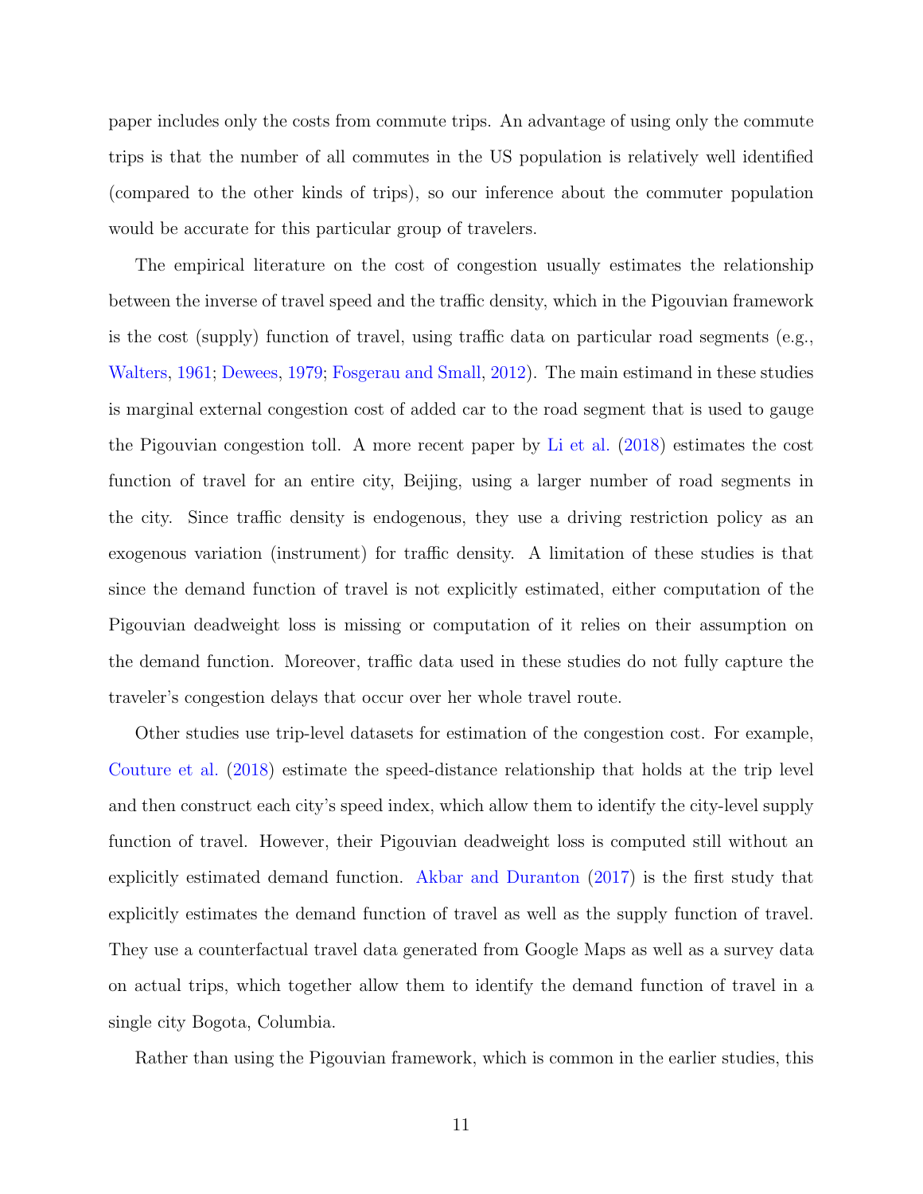paper includes only the costs from commute trips. An advantage of using only the commute trips is that the number of all commutes in the US population is relatively well identified (compared to the other kinds of trips), so our inference about the commuter population would be accurate for this particular group of travelers.

The empirical literature on the cost of congestion usually estimates the relationship between the inverse of travel speed and the traffic density, which in the Pigouvian framework is the cost (supply) function of travel, using traffic data on particular road segments (e.g., Walters, 1961; Dewees, 1979; Fosgerau and Small, 2012). The main estimand in these studies is marginal external congestion cost of added car to the road segment that is used to gauge the Pigouvian congestion toll. A more recent paper by Li et al. (2018) estimates the cost function of travel for an entire city, Beijing, using a larger number of road segments in the city. Since traffic density is endogenous, they use a driving restriction policy as an exogenous variation (instrument) for traffic density. A limitation of these studies is that since the demand function of travel is not explicitly estimated, either computation of the Pigouvian deadweight loss is missing or computation of it relies on their assumption on the demand function. Moreover, traffic data used in these studies do not fully capture the traveler's congestion delays that occur over her whole travel route.

Other studies use trip-level datasets for estimation of the congestion cost. For example, Couture et al. (2018) estimate the speed-distance relationship that holds at the trip level and then construct each city's speed index, which allow them to identify the city-level supply function of travel. However, their Pigouvian deadweight loss is computed still without an explicitly estimated demand function. Akbar and Duranton (2017) is the first study that explicitly estimates the demand function of travel as well as the supply function of travel. They use a counterfactual travel data generated from Google Maps as well as a survey data on actual trips, which together allow them to identify the demand function of travel in a single city Bogota, Columbia.

Rather than using the Pigouvian framework, which is common in the earlier studies, this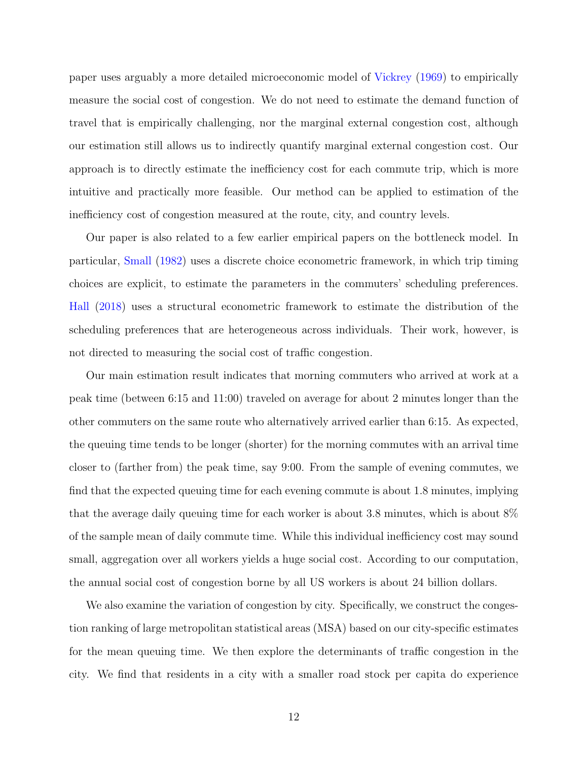paper uses arguably a more detailed microeconomic model of Vickrey (1969) to empirically measure the social cost of congestion. We do not need to estimate the demand function of travel that is empirically challenging, nor the marginal external congestion cost, although our estimation still allows us to indirectly quantify marginal external congestion cost. Our approach is to directly estimate the inefficiency cost for each commute trip, which is more intuitive and practically more feasible. Our method can be applied to estimation of the inefficiency cost of congestion measured at the route, city, and country levels.

Our paper is also related to a few earlier empirical papers on the bottleneck model. In particular, Small (1982) uses a discrete choice econometric framework, in which trip timing choices are explicit, to estimate the parameters in the commuters' scheduling preferences. Hall (2018) uses a structural econometric framework to estimate the distribution of the scheduling preferences that are heterogeneous across individuals. Their work, however, is not directed to measuring the social cost of traffic congestion.

Our main estimation result indicates that morning commuters who arrived at work at a peak time (between 6:15 and 11:00) traveled on average for about 2 minutes longer than the other commuters on the same route who alternatively arrived earlier than 6:15. As expected, the queuing time tends to be longer (shorter) for the morning commutes with an arrival time closer to (farther from) the peak time, say 9:00. From the sample of evening commutes, we find that the expected queuing time for each evening commute is about 1.8 minutes, implying that the average daily queuing time for each worker is about 3.8 minutes, which is about 8% of the sample mean of daily commute time. While this individual inefficiency cost may sound small, aggregation over all workers yields a huge social cost. According to our computation, the annual social cost of congestion borne by all US workers is about 24 billion dollars.

We also examine the variation of congestion by city. Specifically, we construct the congestion ranking of large metropolitan statistical areas (MSA) based on our city-specific estimates for the mean queuing time. We then explore the determinants of traffic congestion in the city. We find that residents in a city with a smaller road stock per capita do experience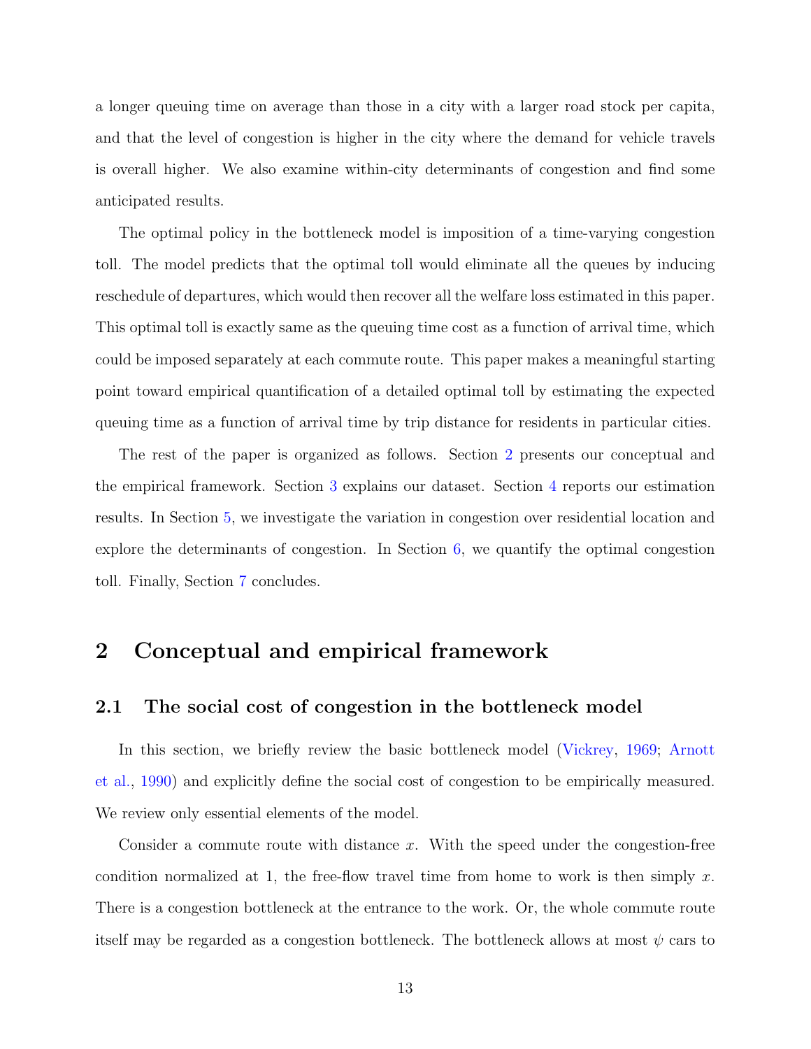a longer queuing time on average than those in a city with a larger road stock per capita, and that the level of congestion is higher in the city where the demand for vehicle travels is overall higher. We also examine within-city determinants of congestion and find some anticipated results.

The optimal policy in the bottleneck model is imposition of a time-varying congestion toll. The model predicts that the optimal toll would eliminate all the queues by inducing reschedule of departures, which would then recover all the welfare loss estimated in this paper. This optimal toll is exactly same as the queuing time cost as a function of arrival time, which could be imposed separately at each commute route. This paper makes a meaningful starting point toward empirical quantification of a detailed optimal toll by estimating the expected queuing time as a function of arrival time by trip distance for residents in particular cities.

The rest of the paper is organized as follows. Section 2 presents our conceptual and the empirical framework. Section 3 explains our dataset. Section 4 reports our estimation results. In Section 5, we investigate the variation in congestion over residential location and explore the determinants of congestion. In Section 6, we quantify the optimal congestion toll. Finally, Section 7 concludes.

# 2 Conceptual and empirical framework

## 2.1 The social cost of congestion in the bottleneck model

In this section, we briefly review the basic bottleneck model (Vickrey, 1969; Arnott et al., 1990) and explicitly define the social cost of congestion to be empirically measured. We review only essential elements of the model.

Consider a commute route with distance $x$. With the speed under the congestion-free condition normalized at 1, the free-flow travel time from home to work is then simply $x$. There is a congestion bottleneck at the entrance to the work. Or, the whole commute route itself may be regarded as a congestion bottleneck. The bottleneck allows at most $\psi$ cars to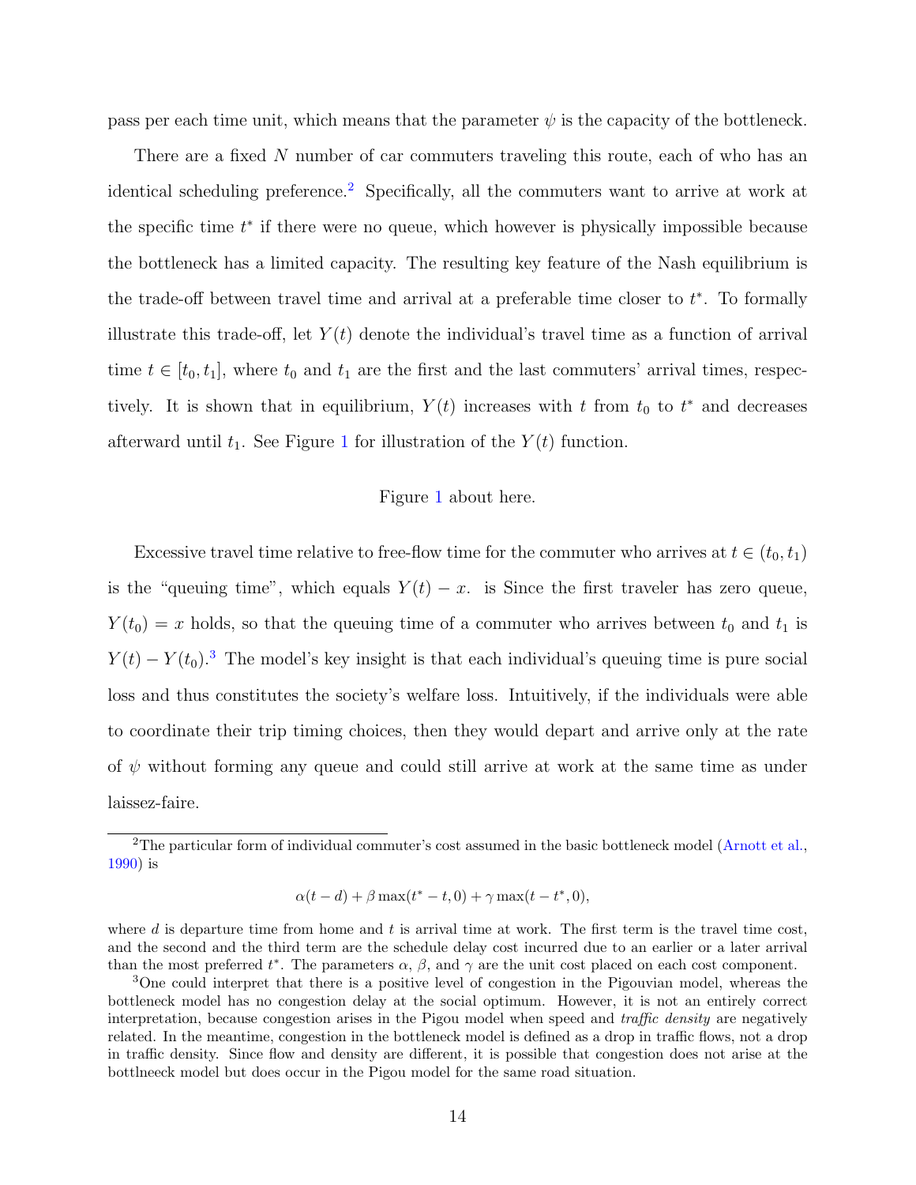pass per each time unit, which means that the parameter $\psi$ is the capacity of the bottleneck.

There are a fixed $N$ number of car commuters traveling this route, each of who has an identical scheduling preference.[2] Specifically, all the commuters want to arrive at work at the specific time $t^*$ if there were no queue, which however is physically impossible because the bottleneck has a limited capacity. The resulting key feature of the Nash equilibrium is the trade-off between travel time and arrival at a preferable time closer to $t^*$. To formally illustrate this trade-off, let $Y(t)$ denote the individual's travel time as a function of arrival time $t \in [t_0, t_1]$, where $t_0$ and $t_1$ are the first and the last commuters' arrival times, respectively. It is shown that in equilibrium, $Y(t)$ increases with $t$ from $t_0$ to $t^*$ and decreases afterward until $t_1$. See Figure 1 for illustration of the $Y(t)$ function.

Figure 1 about here.

Excessive travel time relative to free-flow time for the commuter who arrives at $t \in (t_0, t_1)$ is the "queuing time", which equals $Y(t) - x$. is Since the first traveler has zero queue, $Y(t_0) = x$ holds, so that the queuing time of a commuter who arrives between $t_0$ and $t_1$ is $Y(t) - Y(t_0)$.[3] The model's key insight is that each individual's queuing time is pure social loss and thus constitutes the society's welfare loss. Intuitively, if the individuals were able to coordinate their trip timing choices, then they would depart and arrive only at the rate of $\psi$ without forming any queue and could still arrive at work at the same time as under laissez-faire.

---

[2] The particular form of individual commuter's cost assumed in the basic bottleneck model (Arnott et al., 1990) is

$$\alpha(t - d) + \beta \max(t^* - t, 0) + \gamma \max(t - t^*, 0),$$

where $d$ is departure time from home and $t$ is arrival time at work. The first term is the travel time cost, and the second and the third term are the schedule delay cost incurred due to an earlier or a later arrival than the most preferred $t^*$. The parameters $\alpha$, $\beta$, and $\gamma$ are the unit cost placed on each cost component.

[3] One could interpret that there is a positive level of congestion in the Pigouvian model, whereas the bottleneck model has no congestion delay at the social optimum. However, it is not an entirely correct interpretation, because congestion arises in the Pigou model when speed and *traffic density* are negatively related. In the meantime, congestion in the bottleneck model is defined as a drop in traffic flows, not a drop in traffic density. Since flow and density are different, it is possible that congestion does not arise at the bottllneeck model but does occur in the Pigou model for the same road situation.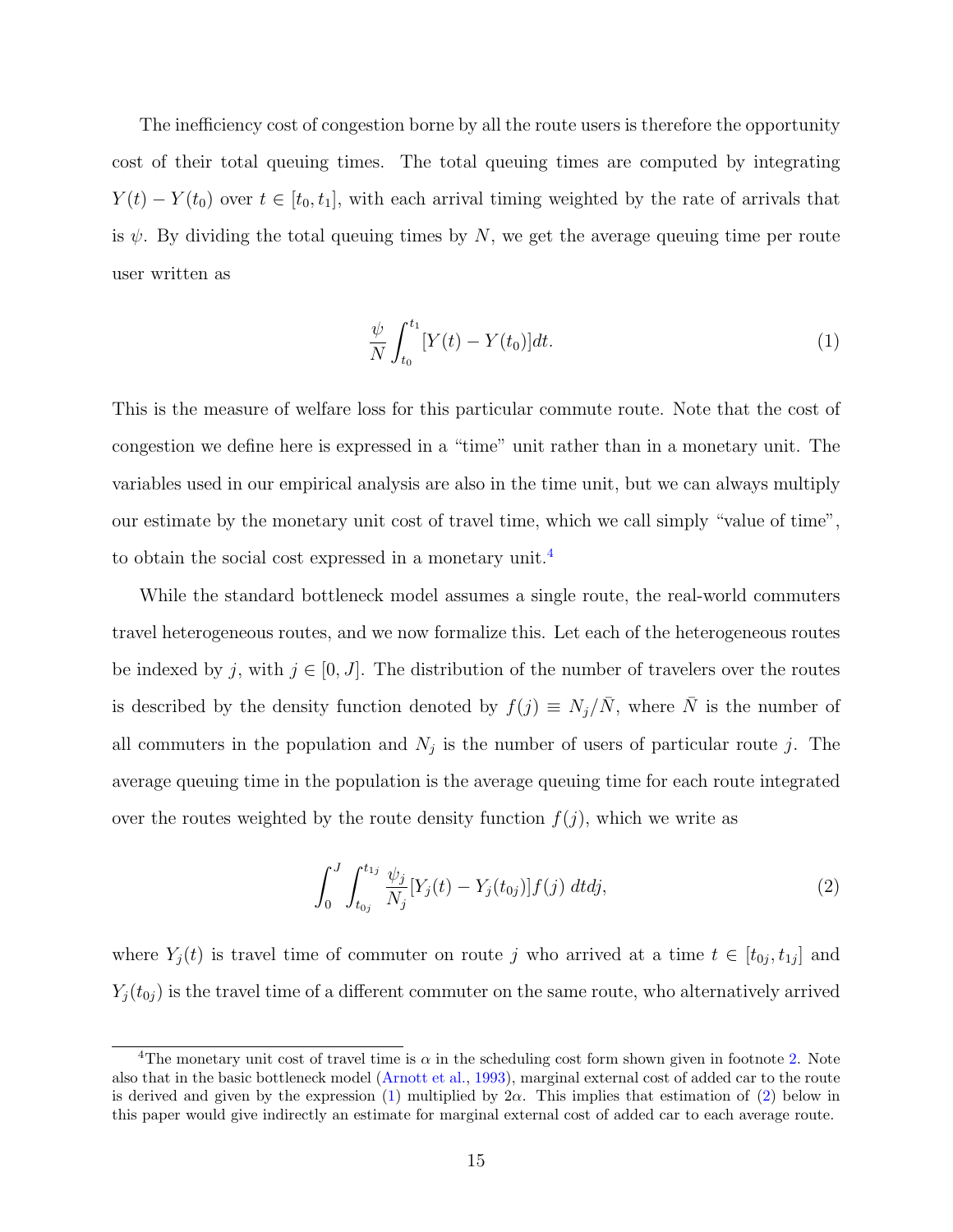The inefficiency cost of congestion borne by all the route users is therefore the opportunity cost of their total queuing times. The total queuing times are computed by integrating $Y(t) - Y(t_0)$ over $t \in [t_0, t_1]$, with each arrival timing weighted by the rate of arrivals that is $\psi$. By dividing the total queuing times by $N$, we get the average queuing time per route user written as

$$\frac{\psi}{N} \int_{t_0}^{t_1} [Y(t) - Y(t_0)] dt. \tag{1}$$

This is the measure of welfare loss for this particular commute route. Note that the cost of congestion we define here is expressed in a "time" unit rather than in a monetary unit. The variables used in our empirical analysis are also in the time unit, but we can always multiply our estimate by the monetary unit cost of travel time, which we call simply "value of time", to obtain the social cost expressed in a monetary unit.[4]

While the standard bottleneck model assumes a single route, the real-world commuters travel heterogeneous routes, and we now formalize this. Let each of the heterogeneous routes be indexed by $j$, with $j \in [0, J]$. The distribution of the number of travelers over the routes is described by the density function denoted by $f(j) \equiv N_j/\bar{N}$, where $\bar{N}$ is the number of all commuters in the population and $N_j$ is the number of users of particular route $j$. The average queuing time in the population is the average queuing time for each route integrated over the routes weighted by the route density function $f(j)$, which we write as

$$\int_0^J \int_{t_{0j}}^{t_{1j}} \frac{\psi_j}{N_j} [Y_j(t) - Y_j(t_{0j})] f(j) \, dt dj, \tag{2}$$

where $Y_j(t)$ is travel time of commuter on route $j$ who arrived at a time $t \in [t_{0j}, t_{1j}]$ and $Y_j(t_{0j})$ is the travel time of a different commuter on the same route, who alternatively arrived

[4] The monetary unit cost of travel time is $\alpha$ in the scheduling cost form shown given in footnote 2. Note also that in the basic bottleneck model (Arnott et al., 1993), marginal external cost of added car to the route is derived and given by the expression (1) multiplied by $2\alpha$. This implies that estimation of (2) below in this paper would give indirectly an estimate for marginal external cost of added car to each average route.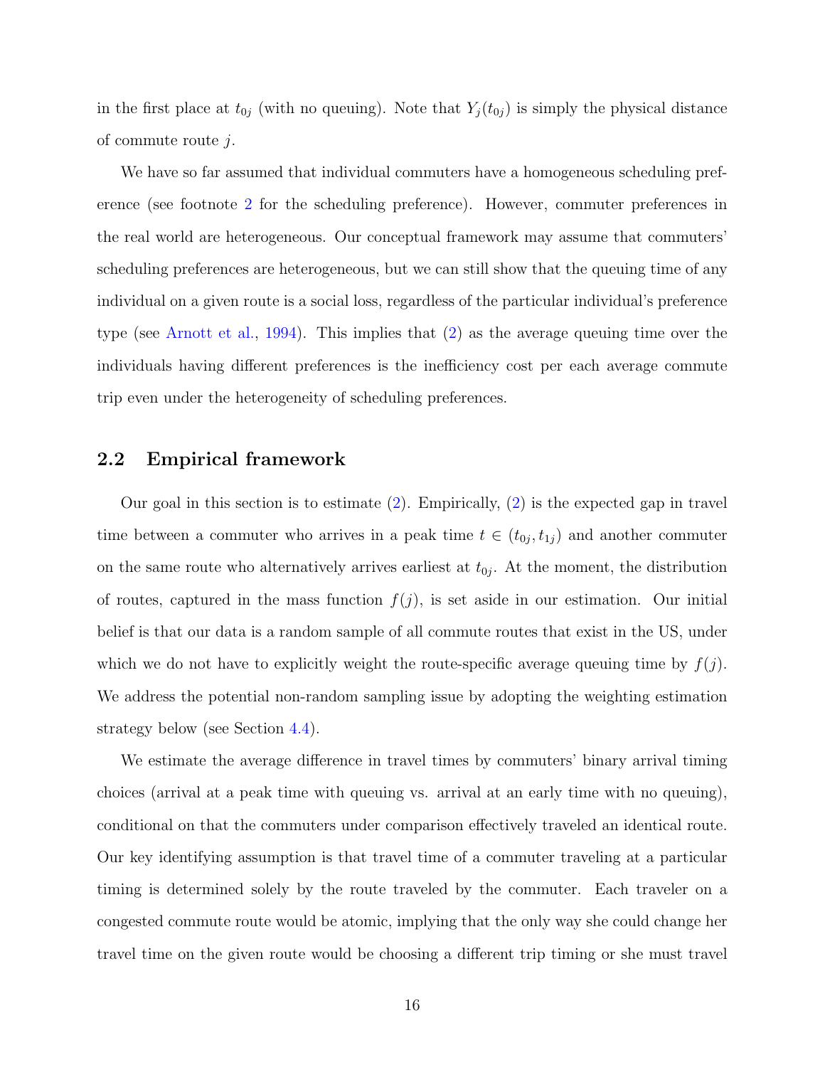in the first place at $t_{0j}$ (with no queuing). Note that $Y_j(t_{0j})$ is simply the physical distance of commute route $j$.

We have so far assumed that individual commuters have a homogeneous scheduling preference (see footnote 2 for the scheduling preference). However, commuter preferences in the real world are heterogeneous. Our conceptual framework may assume that commuters' scheduling preferences are heterogeneous, but we can still show that the queuing time of any individual on a given route is a social loss, regardless of the particular individual's preference type (see Arnott et al., 1994). This implies that (2) as the average queuing time over the individuals having different preferences is the inefficiency cost per each average commute trip even under the heterogeneity of scheduling preferences.

## 2.2 Empirical framework

Our goal in this section is to estimate (2). Empirically, (2) is the expected gap in travel time between a commuter who arrives in a peak time $t \in (t_{0j}, t_{1j})$ and another commuter on the same route who alternatively arrives earliest at $t_{0j}$. At the moment, the distribution of routes, captured in the mass function $f(j)$, is set aside in our estimation. Our initial belief is that our data is a random sample of all commute routes that exist in the US, under which we do not have to explicitly weight the route-specific average queuing time by $f(j)$. We address the potential non-random sampling issue by adopting the weighting estimation strategy below (see Section 4.4).

We estimate the average difference in travel times by commuters' binary arrival timing choices (arrival at a peak time with queuing vs. arrival at an early time with no queuing), conditional on that the commuters under comparison effectively traveled an identical route. Our key identifying assumption is that travel time of a commuter traveling at a particular timing is determined solely by the route traveled by the commuter. Each traveler on a congested commute route would be atomic, implying that the only way she could change her travel time on the given route would be choosing a different trip timing or she must travel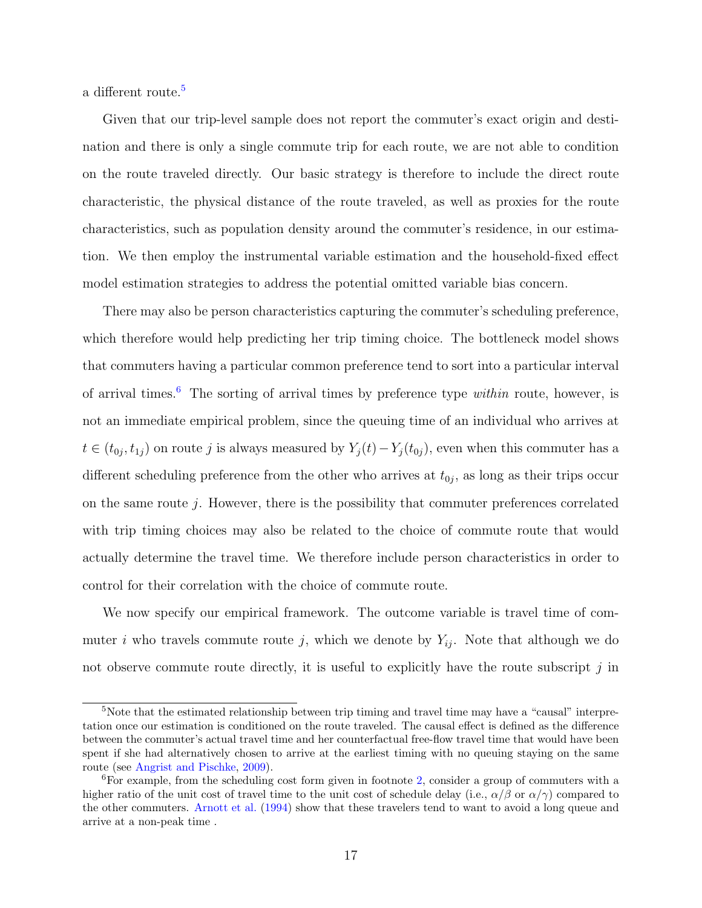a different route.[5]

Given that our trip-level sample does not report the commuter's exact origin and destination and there is only a single commute trip for each route, we are not able to condition on the route traveled directly. Our basic strategy is therefore to include the direct route characteristic, the physical distance of the route traveled, as well as proxies for the route characteristics, such as population density around the commuter's residence, in our estimation. We then employ the instrumental variable estimation and the household-fixed effect model estimation strategies to address the potential omitted variable bias concern.

There may also be person characteristics capturing the commuter's scheduling preference, which therefore would help predicting her trip timing choice. The bottleneck model shows that commuters having a particular common preference tend to sort into a particular interval of arrival times.[6] The sorting of arrival times by preference type *within* route, however, is not an immediate empirical problem, since the queuing time of an individual who arrives at $t \in (t_{0j}, t_{1j})$ on route $j$ is always measured by $Y_j(t) - Y_j(t_{0j})$, even when this commuter has a different scheduling preference from the other who arrives at $t_{0j}$, as long as their trips occur on the same route $j$. However, there is the possibility that commuter preferences correlated with trip timing choices may also be related to the choice of commute route that would actually determine the travel time. We therefore include person characteristics in order to control for their correlation with the choice of commute route.

We now specify our empirical framework. The outcome variable is travel time of commuter $i$ who travels commute route $j$, which we denote by $Y_{ij}$. Note that although we do not observe commute route directly, it is useful to explicitly have the route subscript $j$ in

---

[5] Note that the estimated relationship between trip timing and travel time may have a "causal" interpretation once our estimation is conditioned on the route traveled. The causal effect is defined as the difference between the commuter's actual travel time and her counterfactual free-flow travel time that would have been spent if she had alternatively chosen to arrive at the earliest timing with no queuing staying on the same route (see Angrist and Pischke, 2009).

[6] For example, from the scheduling cost form given in footnote 2, consider a group of commuters with a higher ratio of the unit cost of travel time to the unit cost of schedule delay (i.e., $\alpha/\beta$ or $\alpha/\gamma$) compared to the other commuters. Arnott et al. (1994) show that these travelers tend to want to avoid a long queue and arrive at a non-peak time .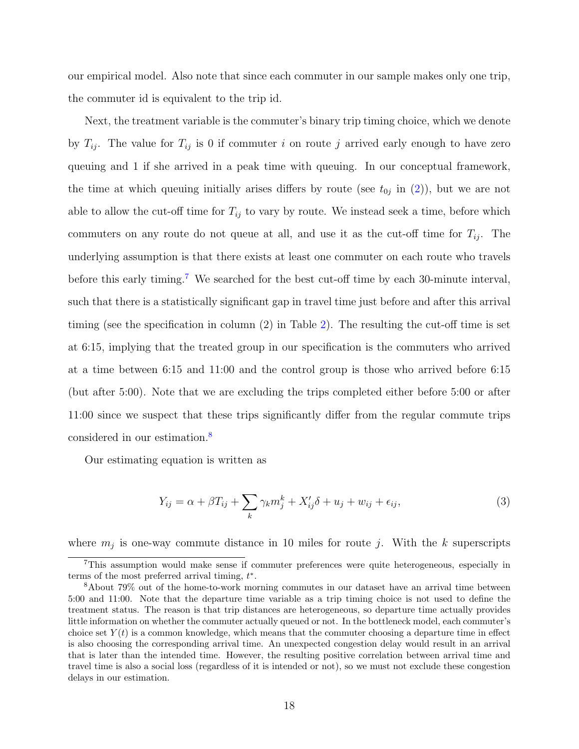our empirical model. Also note that since each commuter in our sample makes only one trip, the commuter id is equivalent to the trip id.

Next, the treatment variable is the commuter's binary trip timing choice, which we denote by $T_{ij}$. The value for $T_{ij}$ is 0 if commuter $i$ on route $j$ arrived early enough to have zero queuing and 1 if she arrived in a peak time with queuing. In our conceptual framework, the time at which queuing initially arises differs by route (see $t_{0j}$ in (2)), but we are not able to allow the cut-off time for $T_{ij}$ to vary by route. We instead seek a time, before which commuters on any route do not queue at all, and use it as the cut-off time for $T_{ij}$. The underlying assumption is that there exists at least one commuter on each route who travels before this early timing.[7] We searched for the best cut-off time by each 30-minute interval, such that there is a statistically significant gap in travel time just before and after this arrival timing (see the specification in column (2) in Table 2). The resulting the cut-off time is set at 6:15, implying that the treated group in our specification is the commuters who arrived at a time between 6:15 and 11:00 and the control group is those who arrived before 6:15 (but after 5:00). Note that we are excluding the trips completed either before 5:00 or after 11:00 since we suspect that these trips significantly differ from the regular commute trips considered in our estimation.[8]

Our estimating equation is written as

$$Y_{ij} = \alpha + \beta T_{ij} + \sum_k \gamma_k m_j^k + X_{ij}'\delta + u_j + w_{ij} + \epsilon_{ij}, \tag{3}$$

where $m_j$ is one-way commute distance in 10 miles for route $j$. With the $k$ superscripts

---

[7] This assumption would make sense if commuter preferences were quite heterogeneous, especially in terms of the most preferred arrival timing, $t^*$.

[8] About 79% out of the home-to-work morning commutes in our dataset have an arrival time between 5:00 and 11:00. Note that the departure time variable as a trip timing choice is not used to define the treatment status. The reason is that trip distances are heterogeneous, so departure time actually provides little information on whether the commuter actually queued or not. In the bottleneck model, each commuter's choice set $Y(t)$ is a common knowledge, which means that the commuter choosing a departure time in effect is also choosing the corresponding arrival time. An unexpected congestion delay would result in an arrival that is later than the intended time. However, the resulting positive correlation between arrival time and travel time is also a social loss (regardless of it is intended or not), so we must not exclude these congestion delays in our estimation.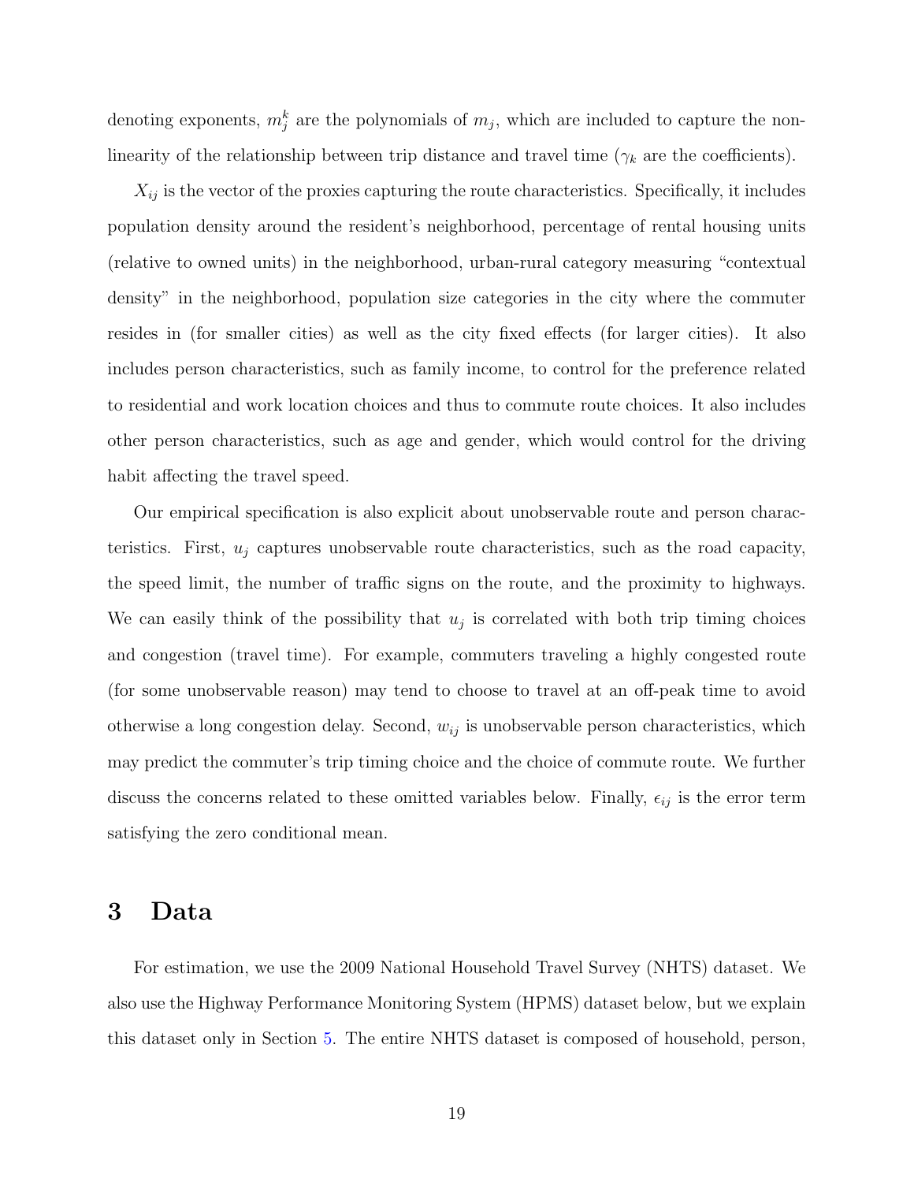denoting exponents, $m_j^k$ are the polynomials of $m_j$, which are included to capture the non-linearity of the relationship between trip distance and travel time ($\gamma_k$ are the coefficients).

$X_{ij}$ is the vector of the proxies capturing the route characteristics. Specifically, it includes population density around the resident's neighborhood, percentage of rental housing units (relative to owned units) in the neighborhood, urban-rural category measuring "contextual density" in the neighborhood, population size categories in the city where the commuter resides in (for smaller cities) as well as the city fixed effects (for larger cities). It also includes person characteristics, such as family income, to control for the preference related to residential and work location choices and thus to commute route choices. It also includes other person characteristics, such as age and gender, which would control for the driving habit affecting the travel speed.

Our empirical specification is also explicit about unobservable route and person characteristics. First, $u_j$ captures unobservable route characteristics, such as the road capacity, the speed limit, the number of traffic signs on the route, and the proximity to highways. We can easily think of the possibility that $u_j$ is correlated with both trip timing choices and congestion (travel time). For example, commuters traveling a highly congested route (for some unobservable reason) may tend to choose to travel at an off-peak time to avoid otherwise a long congestion delay. Second, $w_{ij}$ is unobservable person characteristics, which may predict the commuter's trip timing choice and the choice of commute route. We further discuss the concerns related to these omitted variables below. Finally, $\epsilon_{ij}$ is the error term satisfying the zero conditional mean.

# 3 Data

For estimation, we use the 2009 National Household Travel Survey (NHTS) dataset. We also use the Highway Performance Monitoring System (HPMS) dataset below, but we explain this dataset only in Section 5. The entire NHTS dataset is composed of household, person,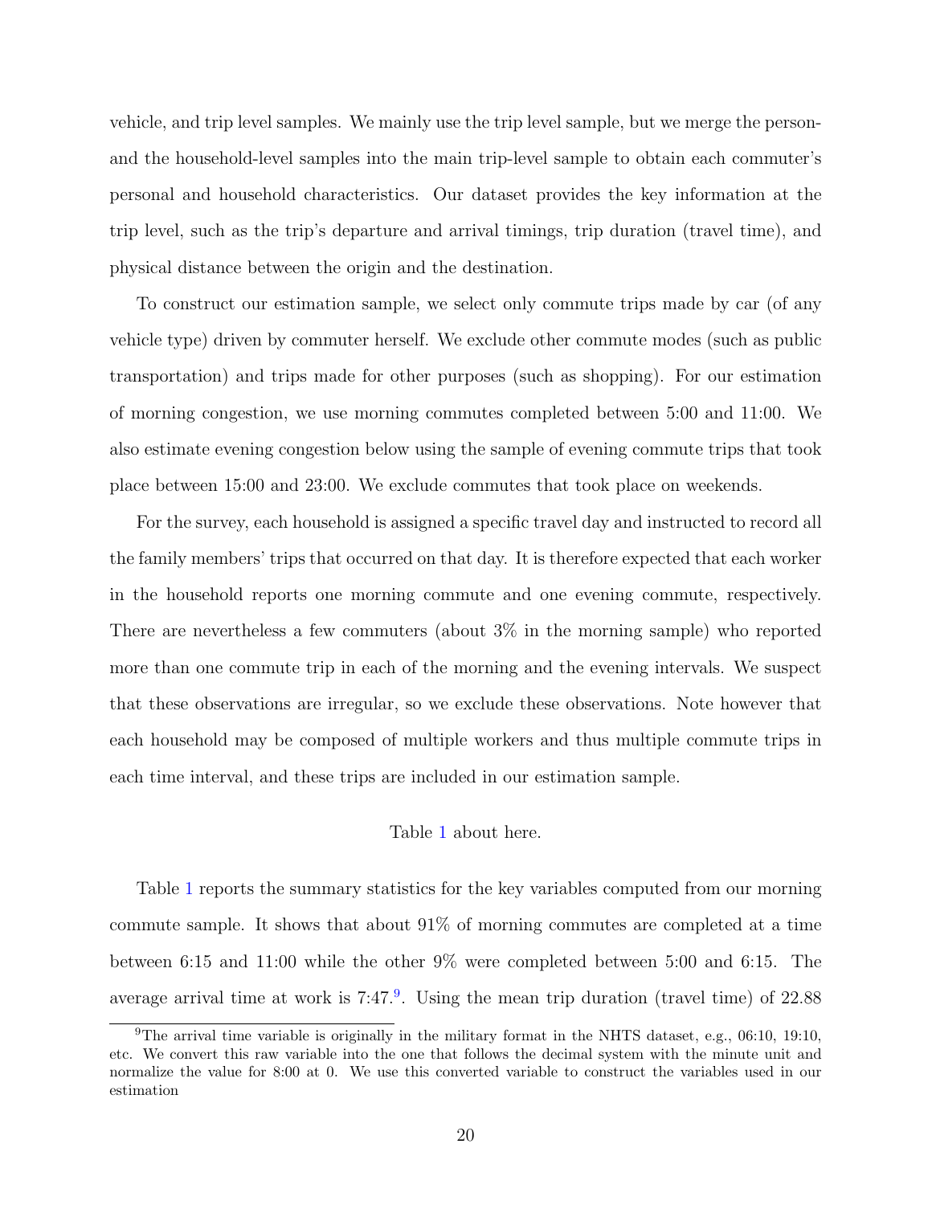vehicle, and trip level samples. We mainly use the trip level sample, but we merge the person- and the household-level samples into the main trip-level sample to obtain each commuter's personal and household characteristics. Our dataset provides the key information at the trip level, such as the trip's departure and arrival timings, trip duration (travel time), and physical distance between the origin and the destination.

To construct our estimation sample, we select only commute trips made by car (of any vehicle type) driven by commuter herself. We exclude other commute modes (such as public transportation) and trips made for other purposes (such as shopping). For our estimation of morning congestion, we use morning commutes completed between 5:00 and 11:00. We also estimate evening congestion below using the sample of evening commute trips that took place between 15:00 and 23:00. We exclude commutes that took place on weekends.

For the survey, each household is assigned a specific travel day and instructed to record all the family members' trips that occurred on that day. It is therefore expected that each worker in the household reports one morning commute and one evening commute, respectively. There are nevertheless a few commuters (about 3% in the morning sample) who reported more than one commute trip in each of the morning and the evening intervals. We suspect that these observations are irregular, so we exclude these observations. Note however that each household may be composed of multiple workers and thus multiple commute trips in each time interval, and these trips are included in our estimation sample.

Table 1 about here.

Table 1 reports the summary statistics for the key variables computed from our morning commute sample. It shows that about 91% of morning commutes are completed at a time between 6:15 and 11:00 while the other 9% were completed between 5:00 and 6:15. The average arrival time at work is 7:47.[9]. Using the mean trip duration (travel time) of 22.88

[9]The arrival time variable is originally in the military format in the NHTS dataset, e.g., 06:10, 19:10, etc. We convert this raw variable into the one that follows the decimal system with the minute unit and normalize the value for 8:00 at 0. We use this converted variable to construct the variables used in our estimation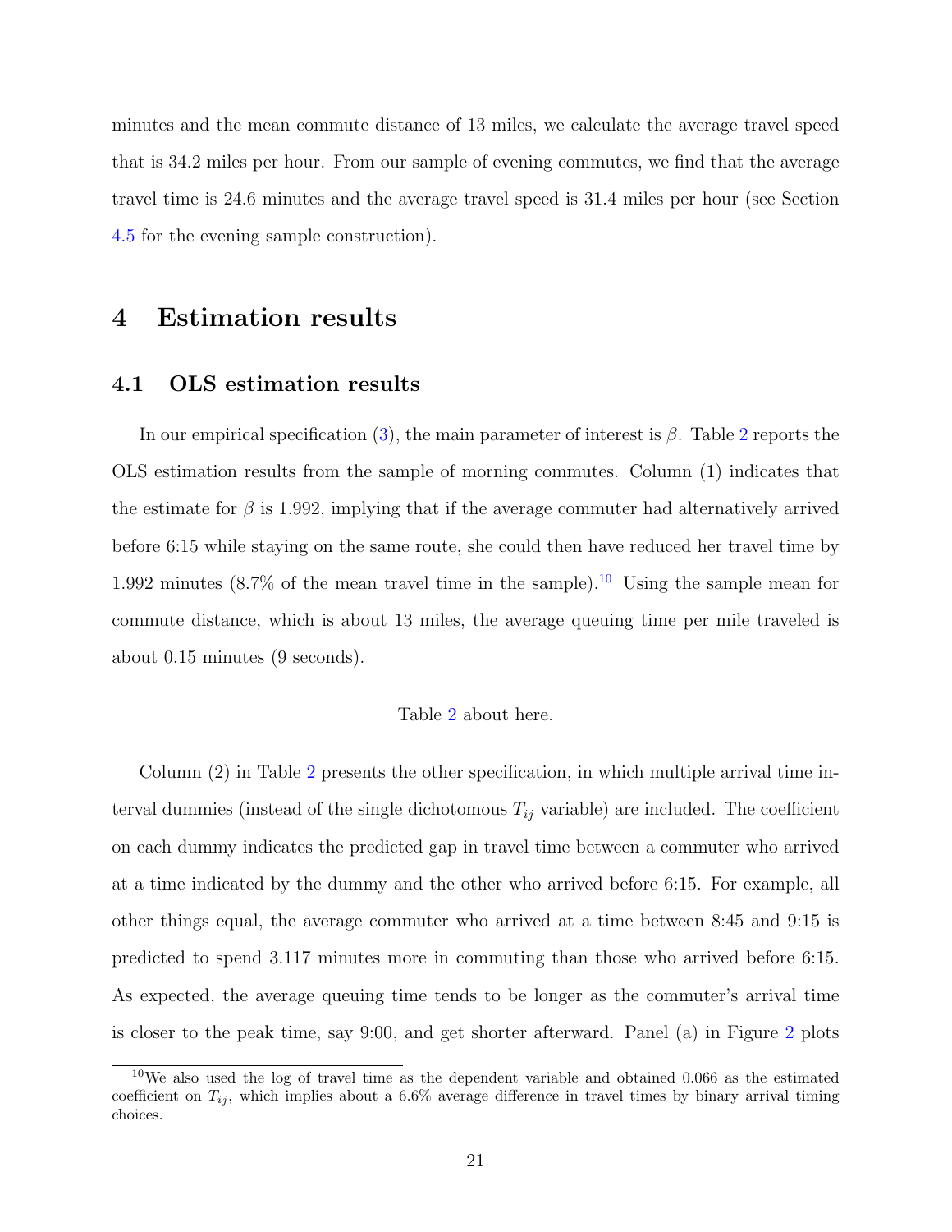minutes and the mean commute distance of 13 miles, we calculate the average travel speed that is 34.2 miles per hour. From our sample of evening commutes, we find that the average travel time is 24.6 minutes and the average travel speed is 31.4 miles per hour (see Section 4.5 for the evening sample construction).

# 4 Estimation results

## 4.1 OLS estimation results

In our empirical specification (3), the main parameter of interest is $\beta$. Table 2 reports the OLS estimation results from the sample of morning commutes. Column (1) indicates that the estimate for $\beta$ is 1.992, implying that if the average commuter had alternatively arrived before 6:15 while staying on the same route, she could then have reduced her travel time by 1.992 minutes (8.7% of the mean travel time in the sample).[10] Using the sample mean for commute distance, which is about 13 miles, the average queuing time per mile traveled is about 0.15 minutes (9 seconds).

Table 2 about here.

Column (2) in Table 2 presents the other specification, in which multiple arrival time interval dummies (instead of the single dichotomous $T_{ij}$ variable) are included. The coefficient on each dummy indicates the predicted gap in travel time between a commuter who arrived at a time indicated by the dummy and the other who arrived before 6:15. For example, all other things equal, the average commuter who arrived at a time between 8:45 and 9:15 is predicted to spend 3.117 minutes more in commuting than those who arrived before 6:15. As expected, the average queuing time tends to be longer as the commuter's arrival time is closer to the peak time, say 9:00, and get shorter afterward. Panel (a) in Figure 2 plots

[10] We also used the log of travel time as the dependent variable and obtained 0.066 as the estimated coefficient on $T_{ij}$, which implies about a 6.6% average difference in travel times by binary arrival timing choices.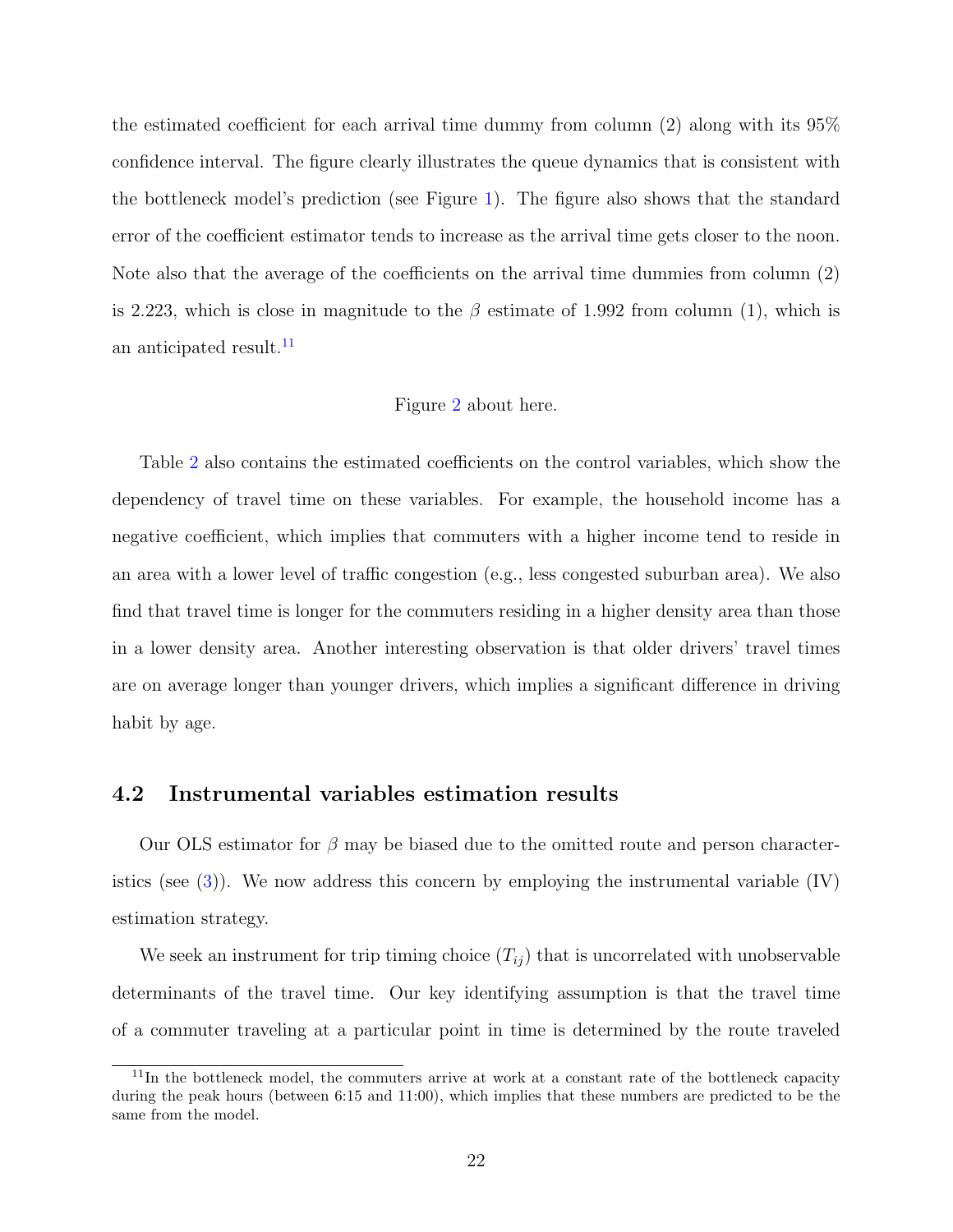the estimated coefficient for each arrival time dummy from column (2) along with its 95% confidence interval. The figure clearly illustrates the queue dynamics that is consistent with the bottleneck model's prediction (see Figure 1). The figure also shows that the standard error of the coefficient estimator tends to increase as the arrival time gets closer to the noon. Note also that the average of the coefficients on the arrival time dummies from column (2) is 2.223, which is close in magnitude to the $\beta$ estimate of 1.992 from column (1), which is an anticipated result.[11]

Figure 2 about here.

Table 2 also contains the estimated coefficients on the control variables, which show the dependency of travel time on these variables. For example, the household income has a negative coefficient, which implies that commuters with a higher income tend to reside in an area with a lower level of traffic congestion (e.g., less congested suburban area). We also find that travel time is longer for the commuters residing in a higher density area than those in a lower density area. Another interesting observation is that older drivers' travel times are on average longer than younger drivers, which implies a significant difference in driving habit by age.

## 4.2 Instrumental variables estimation results

Our OLS estimator for $\beta$ may be biased due to the omitted route and person characteristics (see (3)). We now address this concern by employing the instrumental variable (IV) estimation strategy.

We seek an instrument for trip timing choice ($T_{ij}$) that is uncorrelated with unobservable determinants of the travel time. Our key identifying assumption is that the travel time of a commuter traveling at a particular point in time is determined by the route traveled

[11] In the bottleneck model, the commuters arrive at work at a constant rate of the bottleneck capacity during the peak hours (between 6:15 and 11:00), which implies that these numbers are predicted to be the same from the model.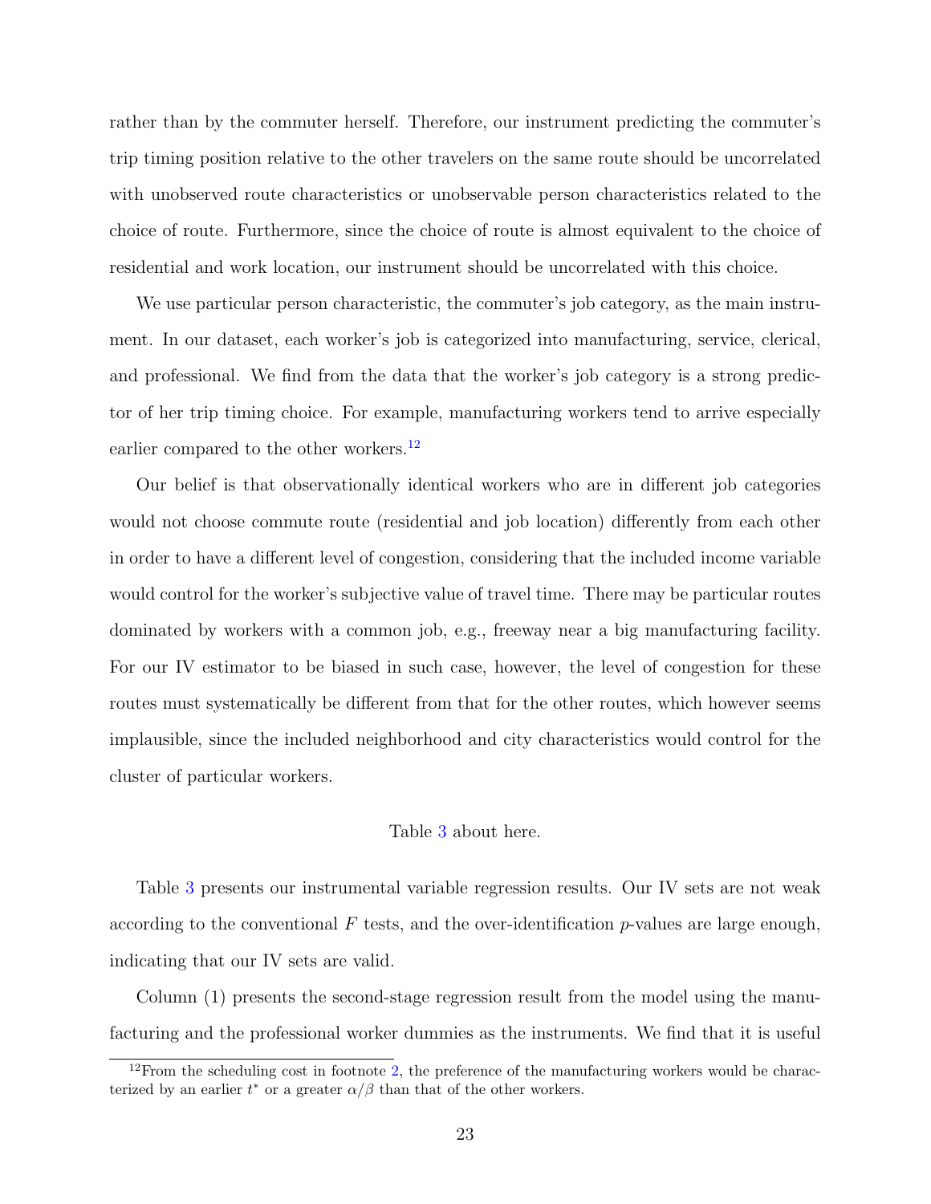rather than by the commuter herself. Therefore, our instrument predicting the commuter's trip timing position relative to the other travelers on the same route should be uncorrelated with unobserved route characteristics or unobservable person characteristics related to the choice of route. Furthermore, since the choice of route is almost equivalent to the choice of residential and work location, our instrument should be uncorrelated with this choice.

We use particular person characteristic, the commuter's job category, as the main instrument. In our dataset, each worker's job is categorized into manufacturing, service, clerical, and professional. We find from the data that the worker's job category is a strong predictor of her trip timing choice. For example, manufacturing workers tend to arrive especially earlier compared to the other workers.[12]

Our belief is that observationally identical workers who are in different job categories would not choose commute route (residential and job location) differently from each other in order to have a different level of congestion, considering that the included income variable would control for the worker's subjective value of travel time. There may be particular routes dominated by workers with a common job, e.g., freeway near a big manufacturing facility. For our IV estimator to be biased in such case, however, the level of congestion for these routes must systematically be different from that for the other routes, which however seems implausible, since the included neighborhood and city characteristics would control for the cluster of particular workers.

Table 3 about here.

Table 3 presents our instrumental variable regression results. Our IV sets are not weak according to the conventional $F$ tests, and the over-identification $p$-values are large enough, indicating that our IV sets are valid.

Column (1) presents the second-stage regression result from the model using the manufacturing and the professional worker dummies as the instruments. We find that it is useful

[12] From the scheduling cost in footnote 2, the preference of the manufacturing workers would be characterized by an earlier $t^*$ or a greater $\alpha/\beta$ than that of the other workers.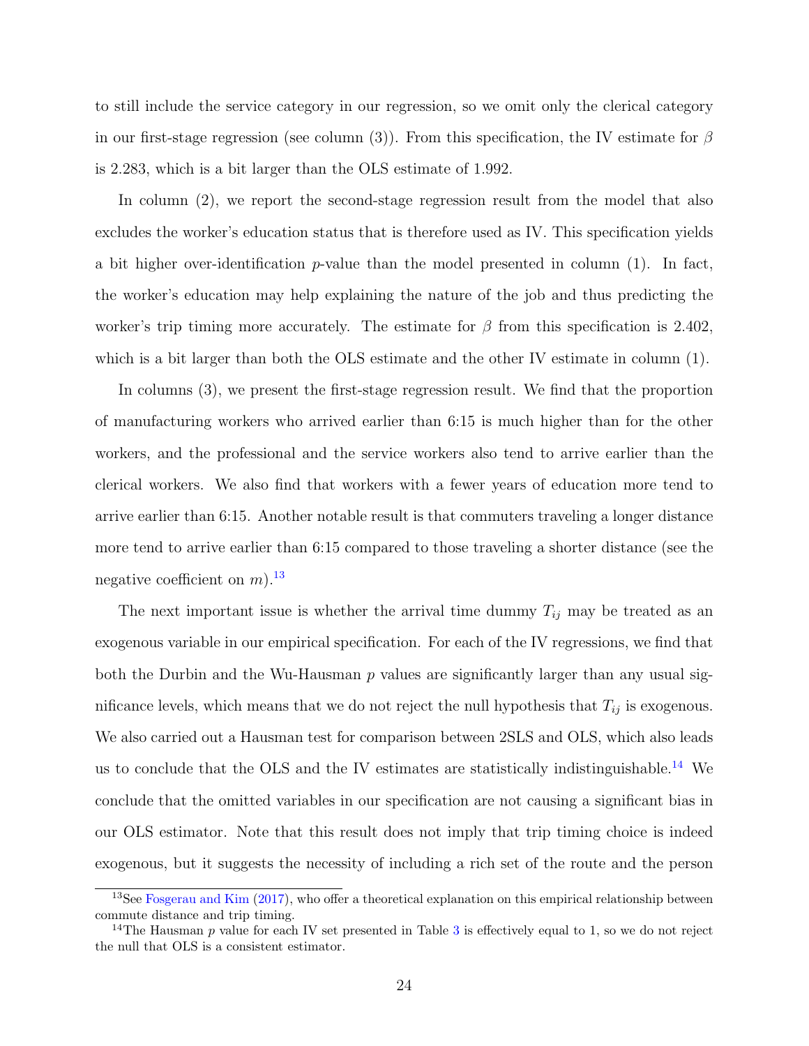to still include the service category in our regression, so we omit only the clerical category in our first-stage regression (see column (3)). From this specification, the IV estimate for $\beta$ is 2.283, which is a bit larger than the OLS estimate of 1.992.

In column (2), we report the second-stage regression result from the model that also excludes the worker's education status that is therefore used as IV. This specification yields a bit higher over-identification $p$-value than the model presented in column (1). In fact, the worker's education may help explaining the nature of the job and thus predicting the worker's trip timing more accurately. The estimate for $\beta$ from this specification is 2.402, which is a bit larger than both the OLS estimate and the other IV estimate in column (1).

In columns (3), we present the first-stage regression result. We find that the proportion of manufacturing workers who arrived earlier than 6:15 is much higher than for the other workers, and the professional and the service workers also tend to arrive earlier than the clerical workers. We also find that workers with a fewer years of education more tend to arrive earlier than 6:15. Another notable result is that commuters traveling a longer distance more tend to arrive earlier than 6:15 compared to those traveling a shorter distance (see the negative coefficient on $m$).[13]

The next important issue is whether the arrival time dummy $T_{ij}$ may be treated as an exogenous variable in our empirical specification. For each of the IV regressions, we find that both the Durbin and the Wu-Hausman $p$ values are significantly larger than any usual significance levels, which means that we do not reject the null hypothesis that $T_{ij}$ is exogenous. We also carried out a Hausman test for comparison between 2SLS and OLS, which also leads us to conclude that the OLS and the IV estimates are statistically indistinguishable.[14] We conclude that the omitted variables in our specification are not causing a significant bias in our OLS estimator. Note that this result does not imply that trip timing choice is indeed exogenous, but it suggests the necessity of including a rich set of the route and the person

[13] See Fosgerau and Kim (2017), who offer a theoretical explanation on this empirical relationship between commute distance and trip timing.

[14] The Hausman $p$ value for each IV set presented in Table 3 is effectively equal to 1, so we do not reject the null that OLS is a consistent estimator.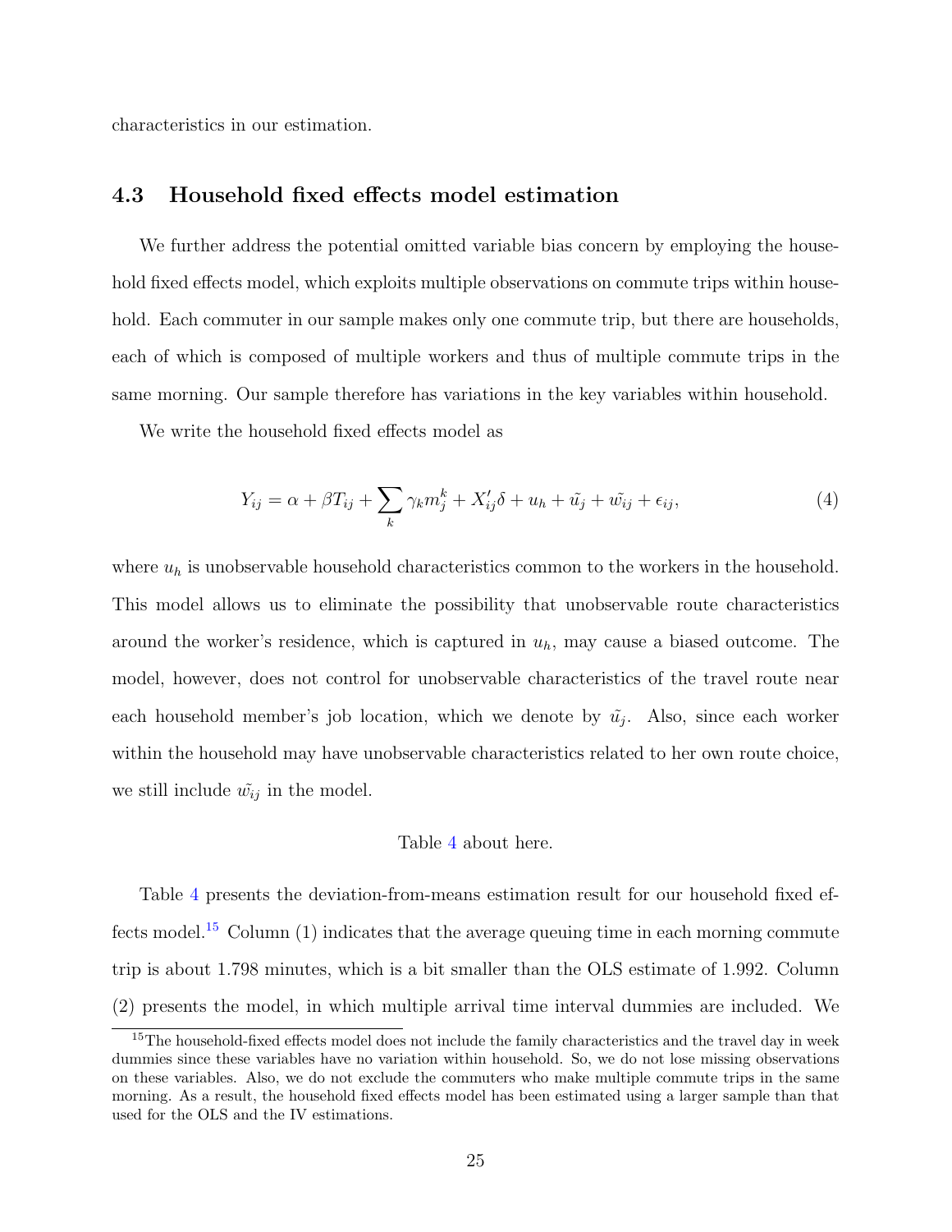characteristics in our estimation.

### 4.3 Household fixed effects model estimation

We further address the potential omitted variable bias concern by employing the household fixed effects model, which exploits multiple observations on commute trips within household. Each commuter in our sample makes only one commute trip, but there are households, each of which is composed of multiple workers and thus of multiple commute trips in the same morning. Our sample therefore has variations in the key variables within household.

We write the household fixed effects model as

$$Y_{ij} = \alpha + \beta T_{ij} + \sum_k \gamma_k m_j^k + X_{ij}'\delta + u_h + \tilde{u_j} + \tilde{w_{ij}} + \epsilon_{ij}, \tag{4}$$

where $u_h$ is unobservable household characteristics common to the workers in the household. This model allows us to eliminate the possibility that unobservable route characteristics around the worker's residence, which is captured in $u_h$, may cause a biased outcome. The model, however, does not control for unobservable characteristics of the travel route near each household member's job location, which we denote by $\tilde{u_j}$. Also, since each worker within the household may have unobservable characteristics related to her own route choice, we still include $\tilde{w_{ij}}$ in the model.

Table 4 about here.

Table 4 presents the deviation-from-means estimation result for our household fixed effects model.[15] Column (1) indicates that the average queuing time in each morning commute trip is about 1.798 minutes, which is a bit smaller than the OLS estimate of 1.992. Column (2) presents the model, in which multiple arrival time interval dummies are included. We

[15] The household-fixed effects model does not include the family characteristics and the travel day in week dummies since these variables have no variation within household. So, we do not lose missing observations on these variables. Also, we do not exclude the commuters who make multiple commute trips in the same morning. As a result, the household fixed effects model has been estimated using a larger sample than that used for the OLS and the IV estimations.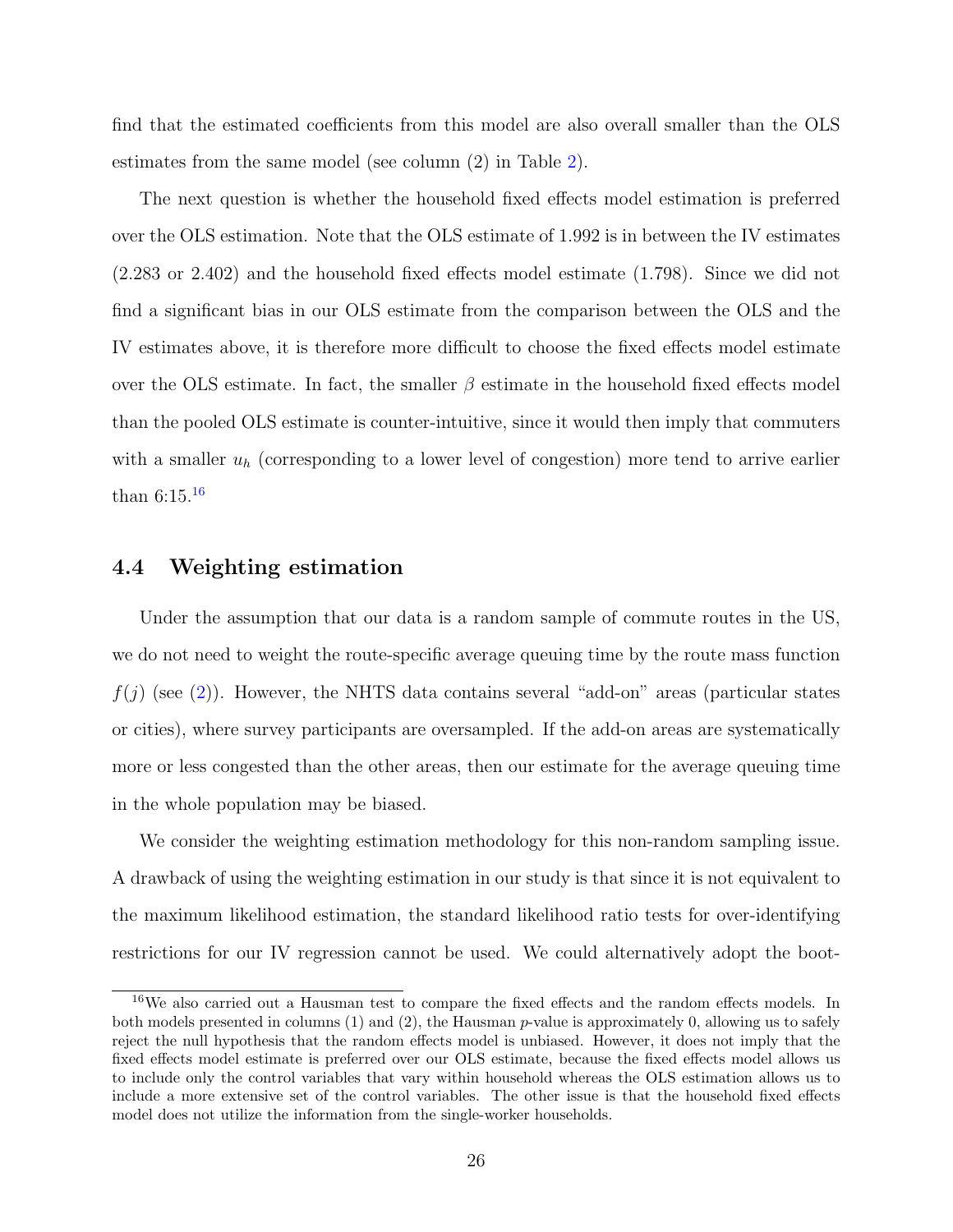find that the estimated coefficients from this model are also overall smaller than the OLS estimates from the same model (see column (2) in Table 2).

The next question is whether the household fixed effects model estimation is preferred over the OLS estimation. Note that the OLS estimate of 1.992 is in between the IV estimates (2.283 or 2.402) and the household fixed effects model estimate (1.798). Since we did not find a significant bias in our OLS estimate from the comparison between the OLS and the IV estimates above, it is therefore more difficult to choose the fixed effects model estimate over the OLS estimate. In fact, the smaller $\beta$ estimate in the household fixed effects model than the pooled OLS estimate is counter-intuitive, since it would then imply that commuters with a smaller $u_h$ (corresponding to a lower level of congestion) more tend to arrive earlier than 6:15.[16]

## 4.4 Weighting estimation

Under the assumption that our data is a random sample of commute routes in the US, we do not need to weight the route-specific average queuing time by the route mass function $f(j)$ (see (2)). However, the NHTS data contains several "add-on" areas (particular states or cities), where survey participants are oversampled. If the add-on areas are systematically more or less congested than the other areas, then our estimate for the average queuing time in the whole population may be biased.

We consider the weighting estimation methodology for this non-random sampling issue. A drawback of using the weighting estimation in our study is that since it is not equivalent to the maximum likelihood estimation, the standard likelihood ratio tests for over-identifying restrictions for our IV regression cannot be used. We could alternatively adopt the boot-

[16] We also carried out a Hausman test to compare the fixed effects and the random effects models. In both models presented in columns (1) and (2), the Hausman $p$-value is approximately 0, allowing us to safely reject the null hypothesis that the random effects model is unbiased. However, it does not imply that the fixed effects model estimate is preferred over our OLS estimate, because the fixed effects model allows us to include only the control variables that vary within household whereas the OLS estimation allows us to include a more extensive set of the control variables. The other issue is that the household fixed effects model does not utilize the information from the single-worker households.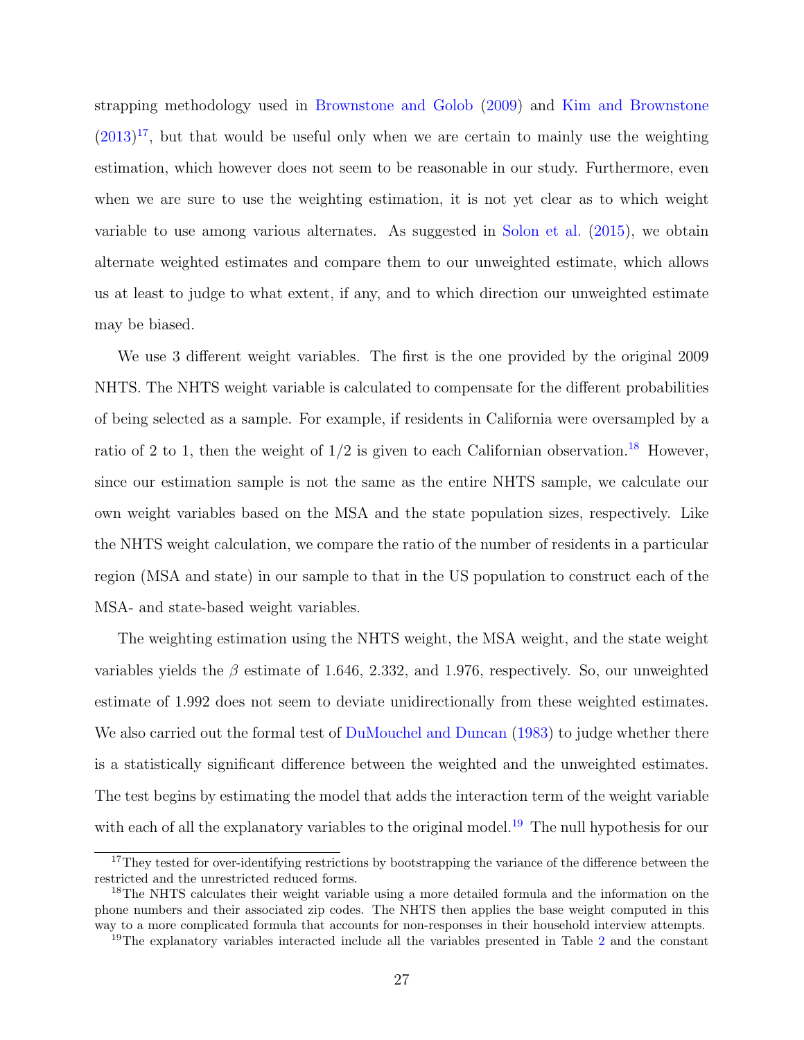strapping methodology used in Brownstone and Golob (2009) and Kim and Brownstone (2013)[17], but that would be useful only when we are certain to mainly use the weighting estimation, which however does not seem to be reasonable in our study. Furthermore, even when we are sure to use the weighting estimation, it is not yet clear as to which weight variable to use among various alternates. As suggested in Solon et al. (2015), we obtain alternate weighted estimates and compare them to our unweighted estimate, which allows us at least to judge to what extent, if any, and to which direction our unweighted estimate may be biased.

We use 3 different weight variables. The first is the one provided by the original 2009 NHTS. The NHTS weight variable is calculated to compensate for the different probabilities of being selected as a sample. For example, if residents in California were oversampled by a ratio of 2 to 1, then the weight of 1/2 is given to each Californian observation.[18] However, since our estimation sample is not the same as the entire NHTS sample, we calculate our own weight variables based on the MSA and the state population sizes, respectively. Like the NHTS weight calculation, we compare the ratio of the number of residents in a particular region (MSA and state) in our sample to that in the US population to construct each of the MSA- and state-based weight variables.

The weighting estimation using the NHTS weight, the MSA weight, and the state weight variables yields the $\beta$ estimate of 1.646, 2.332, and 1.976, respectively. So, our unweighted estimate of 1.992 does not seem to deviate unidirectionally from these weighted estimates. We also carried out the formal test of DuMouchel and Duncan (1983) to judge whether there is a statistically significant difference between the weighted and the unweighted estimates. The test begins by estimating the model that adds the interaction term of the weight variable with each of all the explanatory variables to the original model.[19] The null hypothesis for our

---

[17] They tested for over-identifying restrictions by bootstrapping the variance of the difference between the restricted and the unrestricted reduced forms.

[18] The NHTS calculates their weight variable using a more detailed formula and the information on the phone numbers and their associated zip codes. The NHTS then applies the base weight computed in this way to a more complicated formula that accounts for non-responses in their household interview attempts.

[19] The explanatory variables interacted include all the variables presented in Table 2 and the constant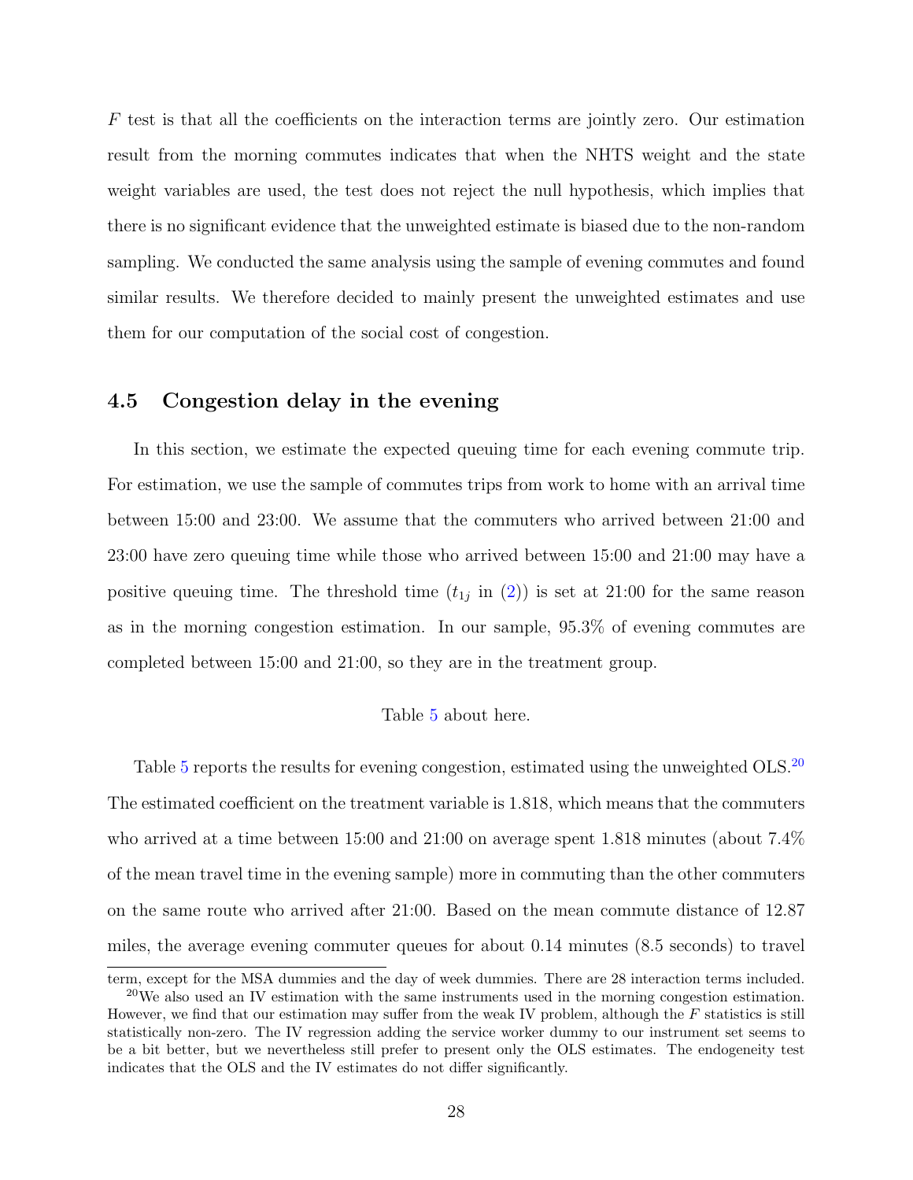$F$ test is that all the coefficients on the interaction terms are jointly zero. Our estimation result from the morning commutes indicates that when the NHTS weight and the state weight variables are used, the test does not reject the null hypothesis, which implies that there is no significant evidence that the unweighted estimate is biased due to the non-random sampling. We conducted the same analysis using the sample of evening commutes and found similar results. We therefore decided to mainly present the unweighted estimates and use them for our computation of the social cost of congestion.

### 4.5 Congestion delay in the evening

In this section, we estimate the expected queuing time for each evening commute trip. For estimation, we use the sample of commutes trips from work to home with an arrival time between 15:00 and 23:00. We assume that the commuters who arrived between 21:00 and 23:00 have zero queuing time while those who arrived between 15:00 and 21:00 may have a positive queuing time. The threshold time ($t_{1j}$ in (2)) is set at 21:00 for the same reason as in the morning congestion estimation. In our sample, 95.3% of evening commutes are completed between 15:00 and 21:00, so they are in the treatment group.

Table 5 about here.

Table 5 reports the results for evening congestion, estimated using the unweighted OLS.[20] The estimated coefficient on the treatment variable is 1.818, which means that the commuters who arrived at a time between 15:00 and 21:00 on average spent 1.818 minutes (about 7.4% of the mean travel time in the evening sample) more in commuting than the other commuters on the same route who arrived after 21:00. Based on the mean commute distance of 12.87 miles, the average evening commuter queues for about 0.14 minutes (8.5 seconds) to travel

term, except for the MSA dummies and the day of week dummies. There are 28 interaction terms included.

[20] We also used an IV estimation with the same instruments used in the morning congestion estimation. However, we find that our estimation may suffer from the weak IV problem, although the $F$ statistics is still statistically non-zero. The IV regression adding the service worker dummy to our instrument set seems to be a bit better, but we nevertheless still prefer to present only the OLS estimates. The endogeneity test indicates that the OLS and the IV estimates do not differ significantly.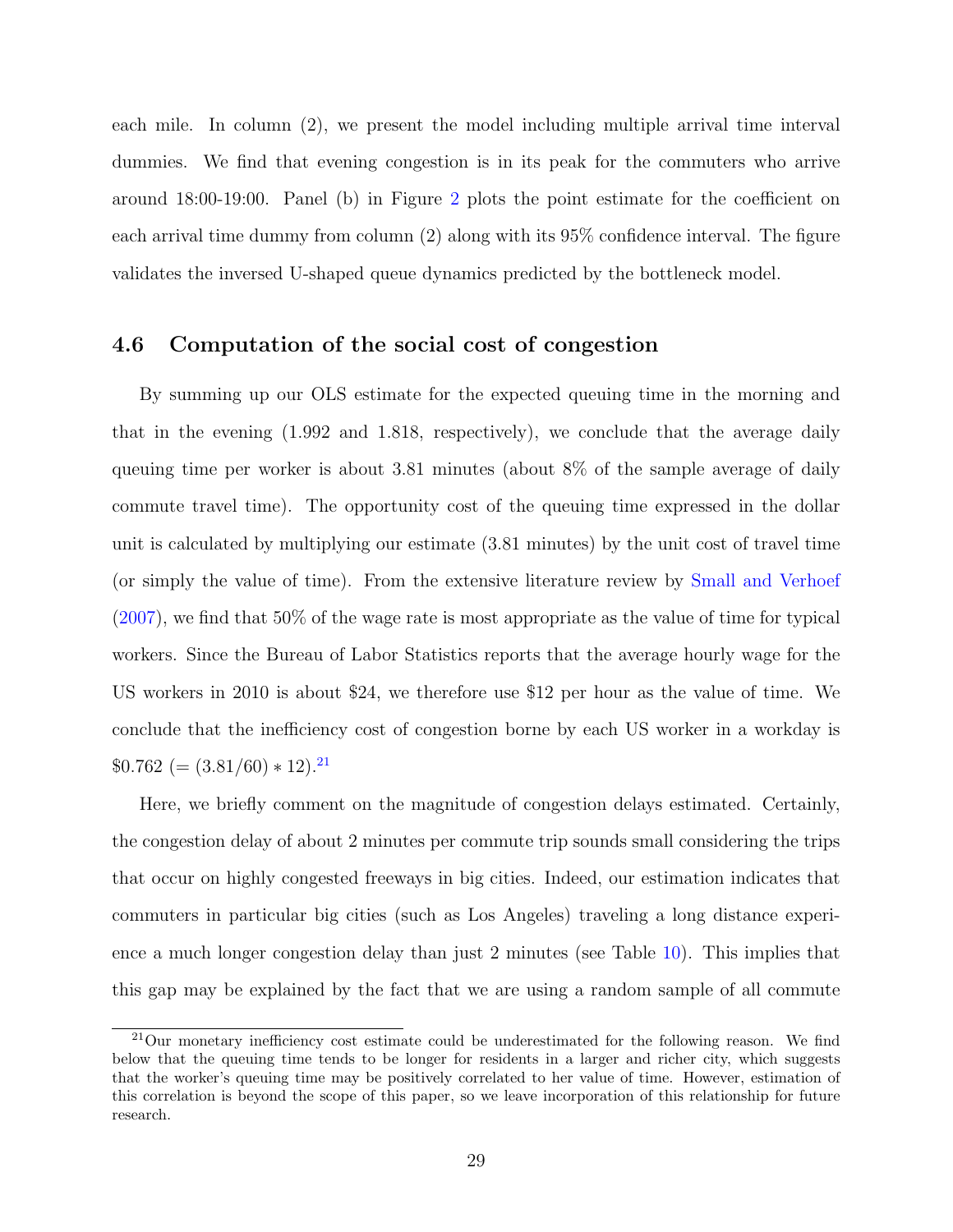each mile. In column (2), we present the model including multiple arrival time interval dummies. We find that evening congestion is in its peak for the commuters who arrive around 18:00-19:00. Panel (b) in Figure 2 plots the point estimate for the coefficient on each arrival time dummy from column (2) along with its 95% confidence interval. The figure validates the inversed U-shaped queue dynamics predicted by the bottleneck model.

### 4.6 Computation of the social cost of congestion

By summing up our OLS estimate for the expected queuing time in the morning and that in the evening (1.992 and 1.818, respectively), we conclude that the average daily queuing time per worker is about 3.81 minutes (about 8% of the sample average of daily commute travel time). The opportunity cost of the queuing time expressed in the dollar unit is calculated by multiplying our estimate (3.81 minutes) by the unit cost of travel time (or simply the value of time). From the extensive literature review by Small and Verhoef (2007), we find that 50% of the wage rate is most appropriate as the value of time for typical workers. Since the Bureau of Labor Statistics reports that the average hourly wage for the US workers in 2010 is about $24, we therefore use $12 per hour as the value of time. We conclude that the inefficiency cost of congestion borne by each US worker in a workday is $0.762 (= (3.81/60) * 12).[21]

Here, we briefly comment on the magnitude of congestion delays estimated. Certainly, the congestion delay of about 2 minutes per commute trip sounds small considering the trips that occur on highly congested freeways in big cities. Indeed, our estimation indicates that commuters in particular big cities (such as Los Angeles) traveling a long distance experience a much longer congestion delay than just 2 minutes (see Table 10). This implies that this gap may be explained by the fact that we are using a random sample of all commute

[21] Our monetary inefficiency cost estimate could be underestimated for the following reason. We find below that the queuing time tends to be longer for residents in a larger and richer city, which suggests that the worker's queuing time may be positively correlated to her value of time. However, estimation of this correlation is beyond the scope of this paper, so we leave incorporation of this relationship for future research.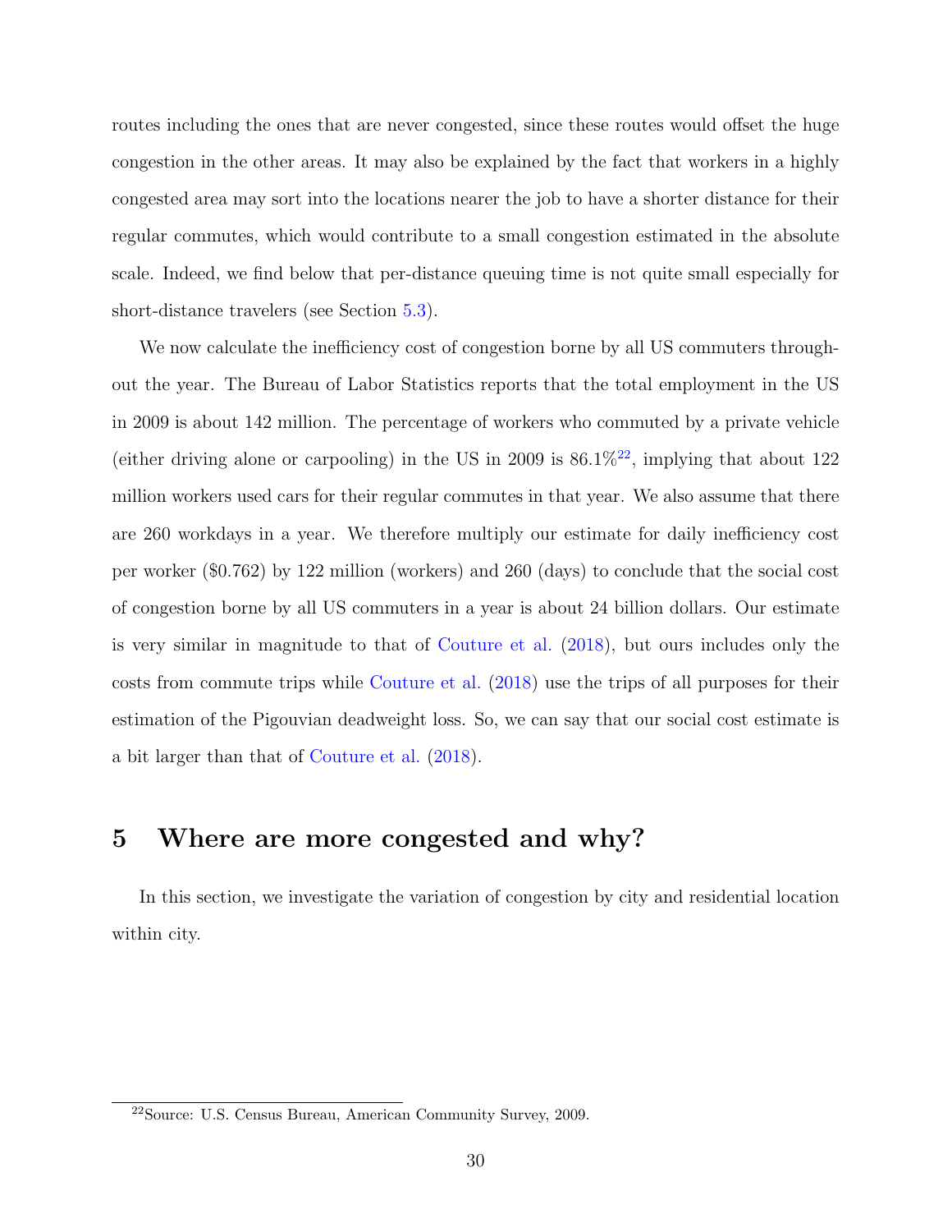routes including the ones that are never congested, since these routes would offset the huge congestion in the other areas. It may also be explained by the fact that workers in a highly congested area may sort into the locations nearer the job to have a shorter distance for their regular commutes, which would contribute to a small congestion estimated in the absolute scale. Indeed, we find below that per-distance queuing time is not quite small especially for short-distance travelers (see Section 5.3).

We now calculate the inefficiency cost of congestion borne by all US commuters throughout the year. The Bureau of Labor Statistics reports that the total employment in the US in 2009 is about 142 million. The percentage of workers who commuted by a private vehicle (either driving alone or carpooling) in the US in 2009 is 86.1%[22], implying that about 122 million workers used cars for their regular commutes in that year. We also assume that there are 260 workdays in a year. We therefore multiply our estimate for daily inefficiency cost per worker ($0.762) by 122 million (workers) and 260 (days) to conclude that the social cost of congestion borne by all US commuters in a year is about 24 billion dollars. Our estimate is very similar in magnitude to that of Couture et al. (2018), but ours includes only the costs from commute trips while Couture et al. (2018) use the trips of all purposes for their estimation of the Pigouvian deadweight loss. So, we can say that our social cost estimate is a bit larger than that of Couture et al. (2018).

# 5 Where are more congested and why?

In this section, we investigate the variation of congestion by city and residential location within city.

[22]Source: U.S. Census Bureau, American Community Survey, 2009.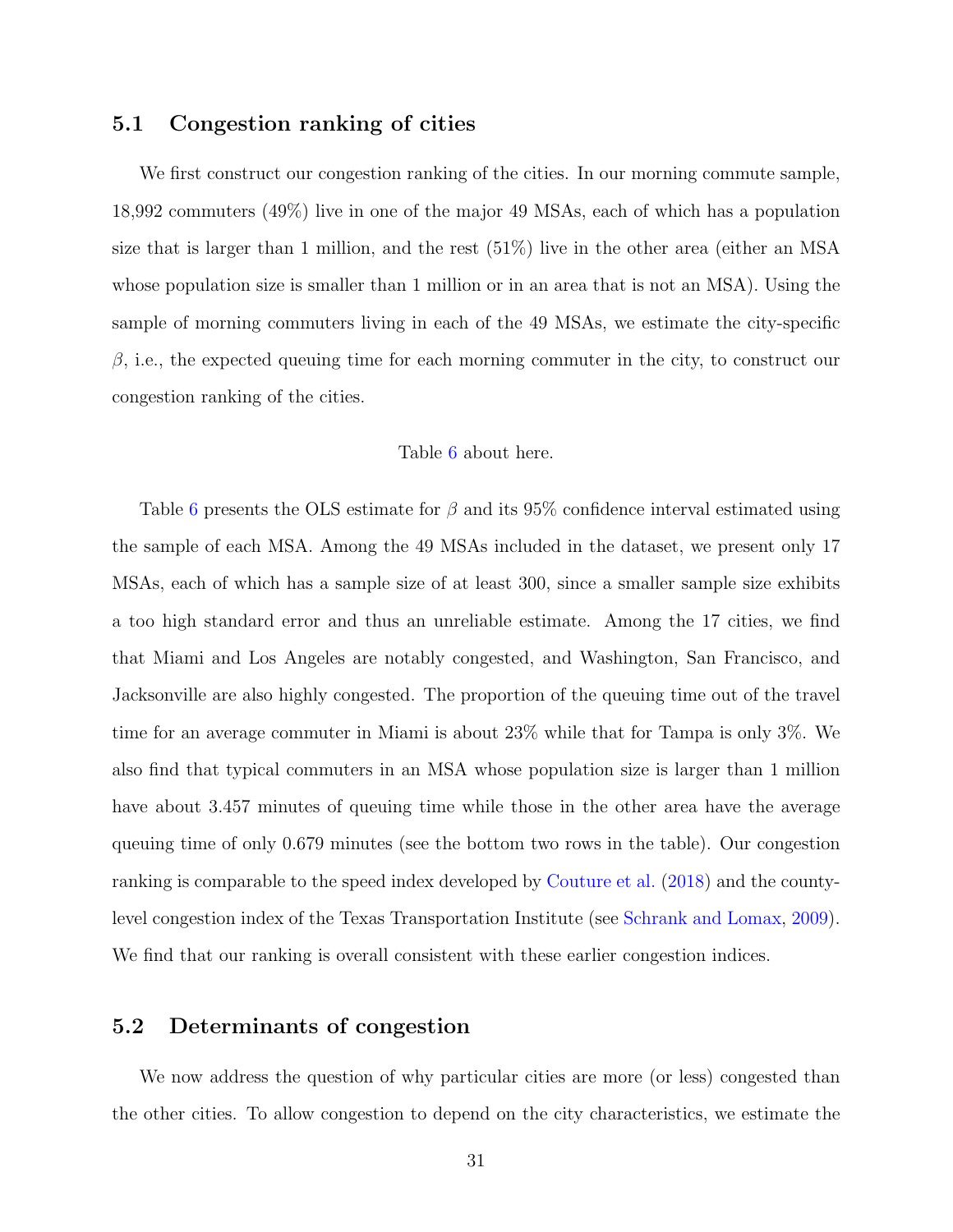## 5.1 Congestion ranking of cities

We first construct our congestion ranking of the cities. In our morning commute sample, 18,992 commuters (49%) live in one of the major 49 MSAs, each of which has a population size that is larger than 1 million, and the rest (51%) live in the other area (either an MSA whose population size is smaller than 1 million or in an area that is not an MSA). Using the sample of morning commuters living in each of the 49 MSAs, we estimate the city-specific $\beta$, i.e., the expected queuing time for each morning commuter in the city, to construct our congestion ranking of the cities.

Table 6 about here.

Table 6 presents the OLS estimate for $\beta$ and its 95% confidence interval estimated using the sample of each MSA. Among the 49 MSAs included in the dataset, we present only 17 MSAs, each of which has a sample size of at least 300, since a smaller sample size exhibits a too high standard error and thus an unreliable estimate. Among the 17 cities, we find that Miami and Los Angeles are notably congested, and Washington, San Francisco, and Jacksonville are also highly congested. The proportion of the queuing time out of the travel time for an average commuter in Miami is about 23% while that for Tampa is only 3%. We also find that typical commuters in an MSA whose population size is larger than 1 million have about 3.457 minutes of queuing time while those in the other area have the average queuing time of only 0.679 minutes (see the bottom two rows in the table). Our congestion ranking is comparable to the speed index developed by Couture et al. (2018) and the county-level congestion index of the Texas Transportation Institute (see Schrank and Lomax, 2009). We find that our ranking is overall consistent with these earlier congestion indices.

## 5.2 Determinants of congestion

We now address the question of why particular cities are more (or less) congested than the other cities. To allow congestion to depend on the city characteristics, we estimate the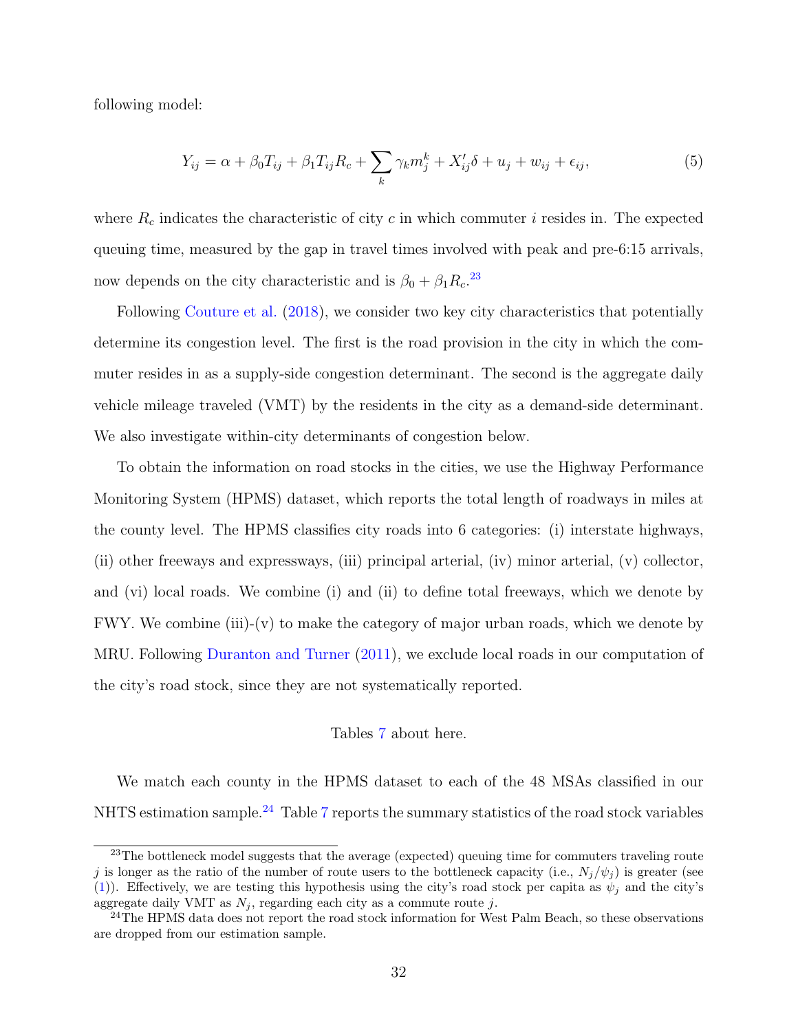following model:

$$Y_{ij} = \alpha + \beta_0 T_{ij} + \beta_1 T_{ij} R_c + \sum_k \gamma_k m_j^k + X_{ij}'\delta + u_j + w_{ij} + \epsilon_{ij}, \tag{5}$$

where $R_c$ indicates the characteristic of city $c$ in which commuter $i$ resides in. The expected queuing time, measured by the gap in travel times involved with peak and pre-6:15 arrivals, now depends on the city characteristic and is $\beta_0 + \beta_1 R_c$.[23]

Following Couture et al. (2018), we consider two key city characteristics that potentially determine its congestion level. The first is the road provision in the city in which the commuter resides in as a supply-side congestion determinant. The second is the aggregate daily vehicle mileage traveled (VMT) by the residents in the city as a demand-side determinant. We also investigate within-city determinants of congestion below.

To obtain the information on road stocks in the cities, we use the Highway Performance Monitoring System (HPMS) dataset, which reports the total length of roadways in miles at the county level. The HPMS classifies city roads into 6 categories: (i) interstate highways, (ii) other freeways and expressways, (iii) principal arterial, (iv) minor arterial, (v) collector, and (vi) local roads. We combine (i) and (ii) to define total freeways, which we denote by FWY. We combine (iii)-(v) to make the category of major urban roads, which we denote by MRU. Following Duranton and Turner (2011), we exclude local roads in our computation of the city's road stock, since they are not systematically reported.

Tables 7 about here.

We match each county in the HPMS dataset to each of the 48 MSAs classified in our NHTS estimation sample.[24] Table 7 reports the summary statistics of the road stock variables

[23] The bottleneck model suggests that the average (expected) queuing time for commuters traveling route $j$ is longer as the ratio of the number of route users to the bottleneck capacity (i.e., $N_j/\psi_j$) is greater (see (1)). Effectively, we are testing this hypothesis using the city's road stock per capita as $\psi_j$ and the city's aggregate daily VMT as $N_j$, regarding each city as a commute route $j$.

[24] The HPMS data does not report the road stock information for West Palm Beach, so these observations are dropped from our estimation sample.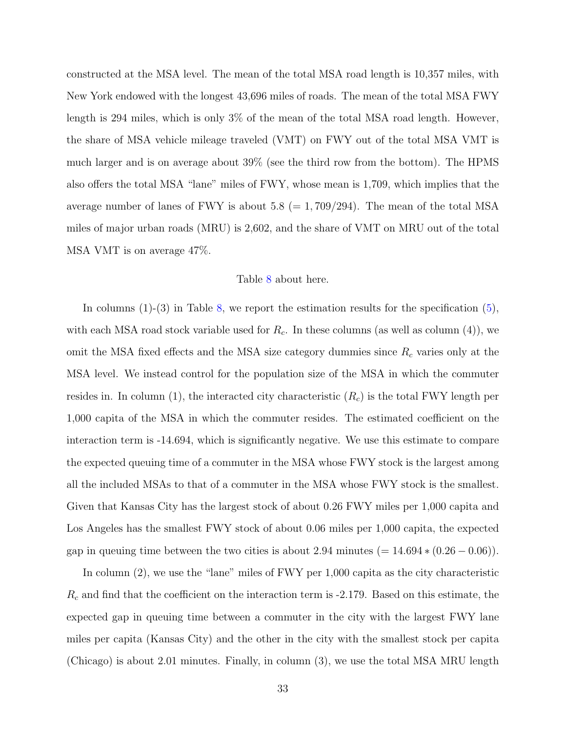constructed at the MSA level. The mean of the total MSA road length is 10,357 miles, with New York endowed with the longest 43,696 miles of roads. The mean of the total MSA FWY length is 294 miles, which is only 3% of the mean of the total MSA road length. However, the share of MSA vehicle mileage traveled (VMT) on FWY out of the total MSA VMT is much larger and is on average about 39% (see the third row from the bottom). The HPMS also offers the total MSA "lane" miles of FWY, whose mean is 1,709, which implies that the average number of lanes of FWY is about 5.8 ($= 1,709/294$). The mean of the total MSA miles of major urban roads (MRU) is 2,602, and the share of VMT on MRU out of the total MSA VMT is on average 47%.

Table 8 about here.

In columns (1)-(3) in Table 8, we report the estimation results for the specification (5), with each MSA road stock variable used for $R_c$. In these columns (as well as column (4)), we omit the MSA fixed effects and the MSA size category dummies since $R_c$ varies only at the MSA level. We instead control for the population size of the MSA in which the commuter resides in. In column (1), the interacted city characteristic ($R_c$) is the total FWY length per 1,000 capita of the MSA in which the commuter resides. The estimated coefficient on the interaction term is -14.694, which is significantly negative. We use this estimate to compare the expected queuing time of a commuter in the MSA whose FWY stock is the largest among all the included MSAs to that of a commuter in the MSA whose FWY stock is the smallest. Given that Kansas City has the largest stock of about 0.26 FWY miles per 1,000 capita and Los Angeles has the smallest FWY stock of about 0.06 miles per 1,000 capita, the expected gap in queuing time between the two cities is about 2.94 minutes ($= 14.694 * (0.26 - 0.06)$).

In column (2), we use the "lane" miles of FWY per 1,000 capita as the city characteristic $R_c$ and find that the coefficient on the interaction term is -2.179. Based on this estimate, the expected gap in queuing time between a commuter in the city with the largest FWY lane miles per capita (Kansas City) and the other in the city with the smallest stock per capita (Chicago) is about 2.01 minutes. Finally, in column (3), we use the total MSA MRU length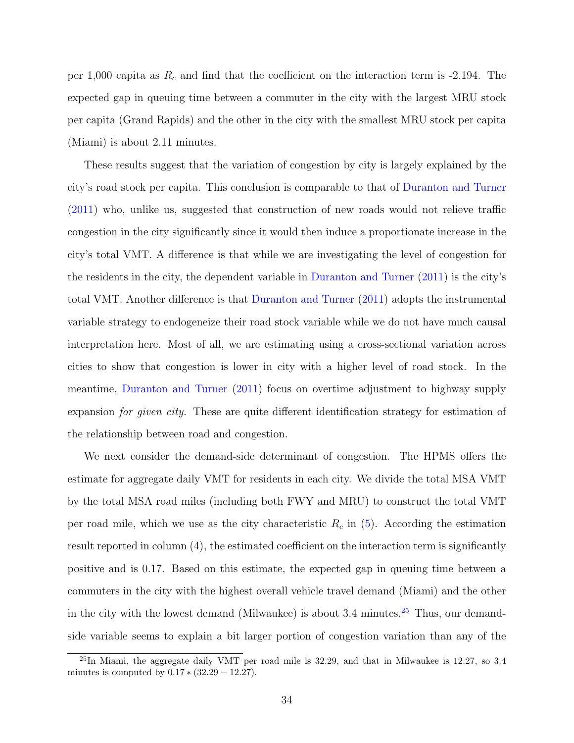per 1,000 capita as $R_c$ and find that the coefficient on the interaction term is -2.194. The expected gap in queuing time between a commuter in the city with the largest MRU stock per capita (Grand Rapids) and the other in the city with the smallest MRU stock per capita (Miami) is about 2.11 minutes.

These results suggest that the variation of congestion by city is largely explained by the city's road stock per capita. This conclusion is comparable to that of Duranton and Turner (2011) who, unlike us, suggested that construction of new roads would not relieve traffic congestion in the city significantly since it would then induce a proportionate increase in the city's total VMT. A difference is that while we are investigating the level of congestion for the residents in the city, the dependent variable in Duranton and Turner (2011) is the city's total VMT. Another difference is that Duranton and Turner (2011) adopts the instrumental variable strategy to endogeneize their road stock variable while we do not have much causal interpretation here. Most of all, we are estimating using a cross-sectional variation across cities to show that congestion is lower in city with a higher level of road stock. In the meantime, Duranton and Turner (2011) focus on overtime adjustment to highway supply expansion *for given city.* These are quite different identification strategy for estimation of the relationship between road and congestion.

We next consider the demand-side determinant of congestion. The HPMS offers the estimate for aggregate daily VMT for residents in each city. We divide the total MSA VMT by the total MSA road miles (including both FWY and MRU) to construct the total VMT per road mile, which we use as the city characteristic $R_c$ in (5). According the estimation result reported in column (4), the estimated coefficient on the interaction term is significantly positive and is 0.17. Based on this estimate, the expected gap in queuing time between a commuters in the city with the highest overall vehicle travel demand (Miami) and the other in the city with the lowest demand (Milwaukee) is about 3.4 minutes.[25] Thus, our demand-side variable seems to explain a bit larger portion of congestion variation than any of the

[25] In Miami, the aggregate daily VMT per road mile is 32.29, and that in Milwaukee is 12.27, so 3.4 minutes is computed by $0.17 * (32.29 - 12.27)$.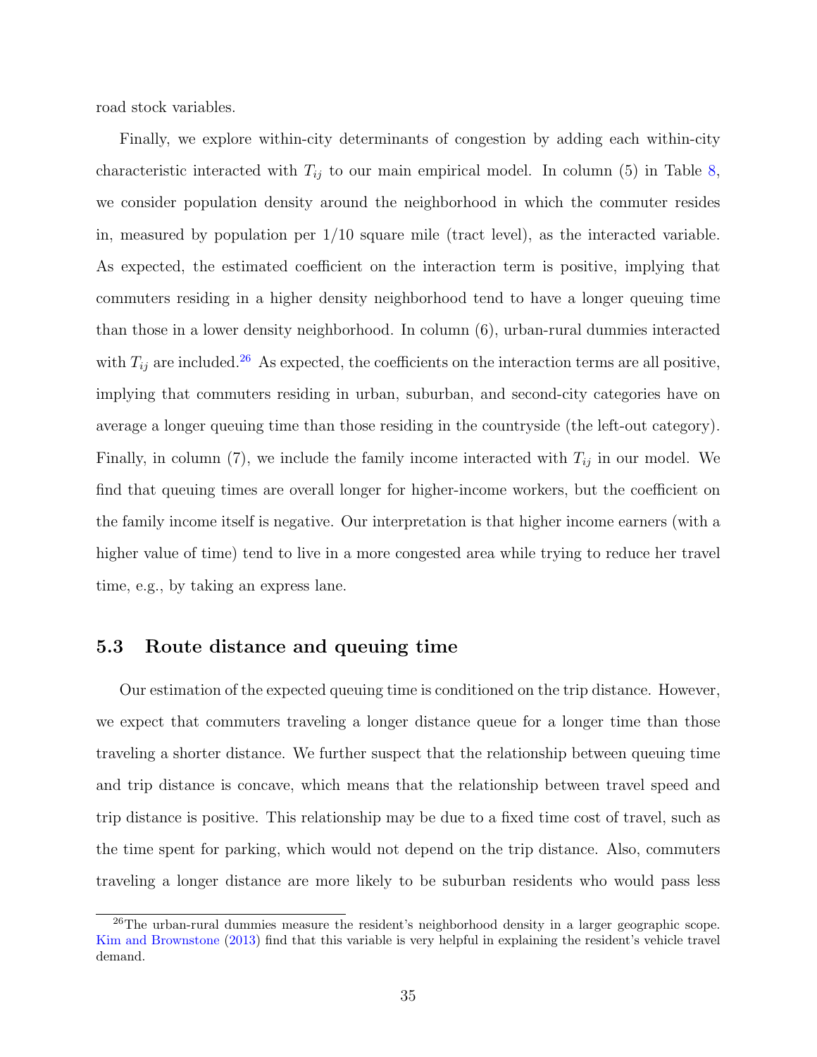road stock variables.

Finally, we explore within-city determinants of congestion by adding each within-city characteristic interacted with $T_{ij}$ to our main empirical model. In column (5) in Table 8, we consider population density around the neighborhood in which the commuter resides in, measured by population per 1/10 square mile (tract level), as the interacted variable. As expected, the estimated coefficient on the interaction term is positive, implying that commuters residing in a higher density neighborhood tend to have a longer queuing time than those in a lower density neighborhood. In column (6), urban-rural dummies interacted with $T_{ij}$ are included.[26] As expected, the coefficients on the interaction terms are all positive, implying that commuters residing in urban, suburban, and second-city categories have on average a longer queuing time than those residing in the countryside (the left-out category). Finally, in column (7), we include the family income interacted with $T_{ij}$ in our model. We find that queuing times are overall longer for higher-income workers, but the coefficient on the family income itself is negative. Our interpretation is that higher income earners (with a higher value of time) tend to live in a more congested area while trying to reduce her travel time, e.g., by taking an express lane.

## 5.3 Route distance and queuing time

Our estimation of the expected queuing time is conditioned on the trip distance. However, we expect that commuters traveling a longer distance queue for a longer time than those traveling a shorter distance. We further suspect that the relationship between queuing time and trip distance is concave, which means that the relationship between travel speed and trip distance is positive. This relationship may be due to a fixed time cost of travel, such as the time spent for parking, which would not depend on the trip distance. Also, commuters traveling a longer distance are more likely to be suburban residents who would pass less

[26] The urban-rural dummies measure the resident's neighborhood density in a larger geographic scope. Kim and Brownstone (2013) find that this variable is very helpful in explaining the resident's vehicle travel demand.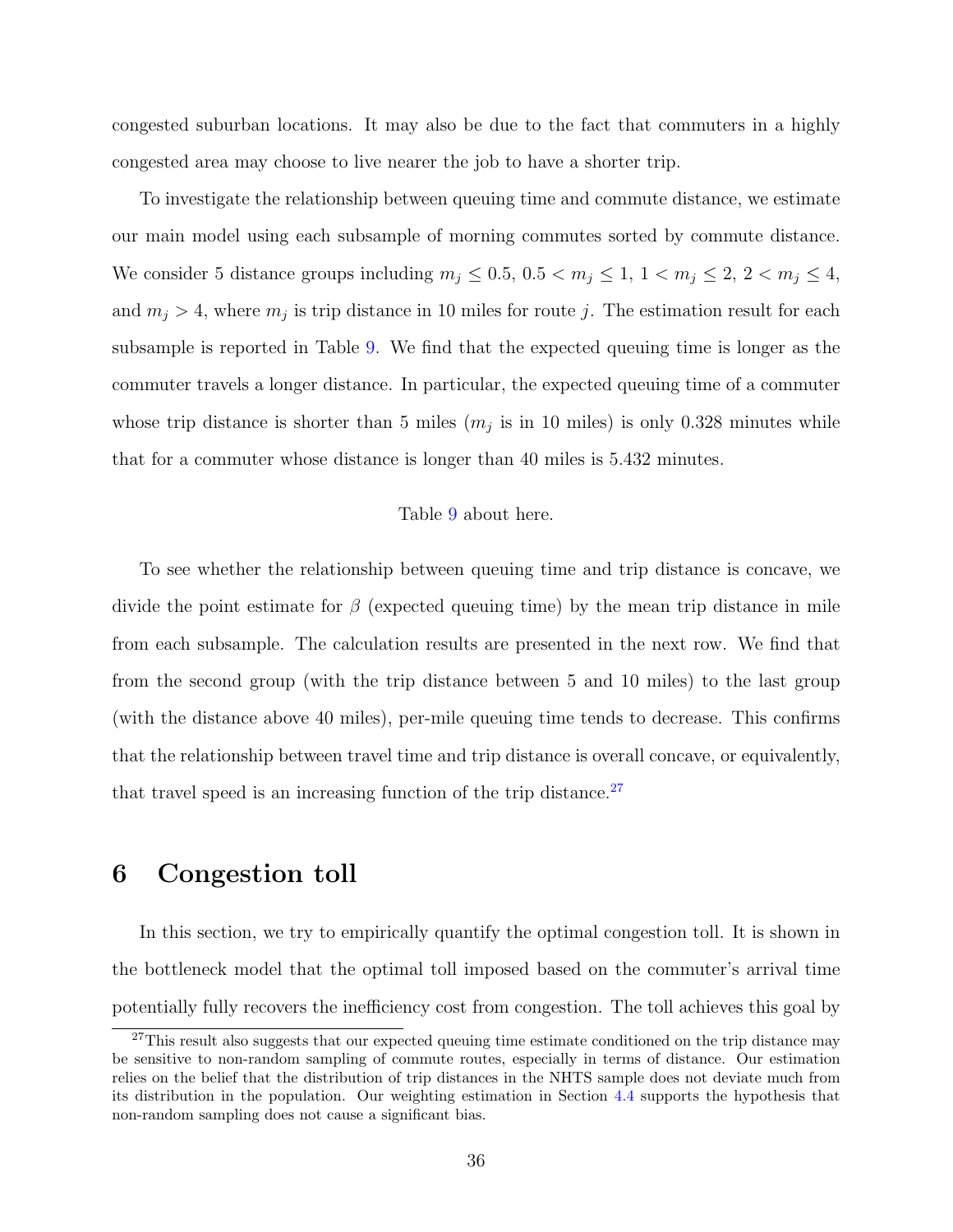congested suburban locations. It may also be due to the fact that commuters in a highly congested area may choose to live nearer the job to have a shorter trip.

To investigate the relationship between queuing time and commute distance, we estimate our main model using each subsample of morning commutes sorted by commute distance. We consider 5 distance groups including $m_j \leq 0.5$, $0.5 < m_j \leq 1$, $1 < m_j \leq 2$, $2 < m_j \leq 4$, and $m_j > 4$, where $m_j$ is trip distance in 10 miles for route $j$. The estimation result for each subsample is reported in Table 9. We find that the expected queuing time is longer as the commuter travels a longer distance. In particular, the expected queuing time of a commuter whose trip distance is shorter than 5 miles ($m_j$ is in 10 miles) is only 0.328 minutes while that for a commuter whose distance is longer than 40 miles is 5.432 minutes.

Table 9 about here.

To see whether the relationship between queuing time and trip distance is concave, we divide the point estimate for $\beta$ (expected queuing time) by the mean trip distance in mile from each subsample. The calculation results are presented in the next row. We find that from the second group (with the trip distance between 5 and 10 miles) to the last group (with the distance above 40 miles), per-mile queuing time tends to decrease. This confirms that the relationship between travel time and trip distance is overall concave, or equivalently, that travel speed is an increasing function of the trip distance.[27]

# 6 Congestion toll

In this section, we try to empirically quantify the optimal congestion toll. It is shown in the bottleneck model that the optimal toll imposed based on the commuter's arrival time potentially fully recovers the inefficiency cost from congestion. The toll achieves this goal by

[27] This result also suggests that our expected queuing time estimate conditioned on the trip distance may be sensitive to non-random sampling of commute routes, especially in terms of distance. Our estimation relies on the belief that the distribution of trip distances in the NHTS sample does not deviate much from its distribution in the population. Our weighting estimation in Section 4.4 supports the hypothesis that non-random sampling does not cause a significant bias.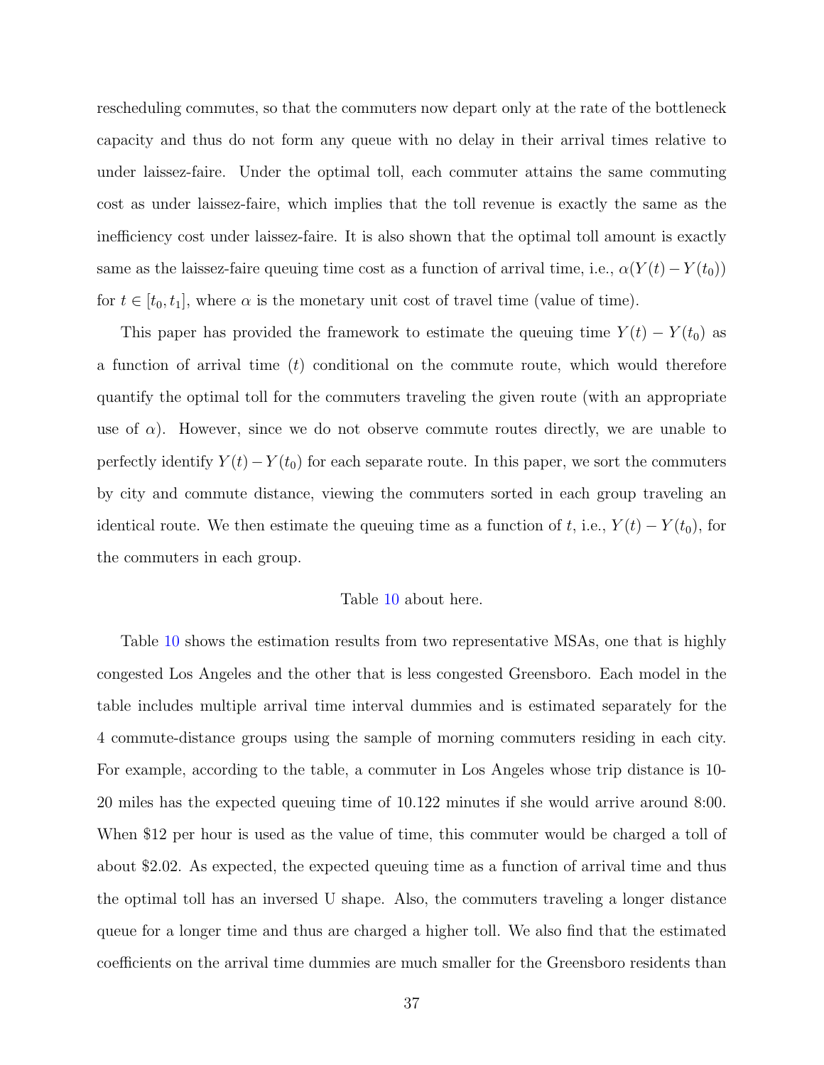rescheduling commutes, so that the commuters now depart only at the rate of the bottleneck capacity and thus do not form any queue with no delay in their arrival times relative to under laissez-faire. Under the optimal toll, each commuter attains the same commuting cost as under laissez-faire, which implies that the toll revenue is exactly the same as the inefficiency cost under laissez-faire. It is also shown that the optimal toll amount is exactly same as the laissez-faire queuing time cost as a function of arrival time, i.e., $\alpha(Y(t) - Y(t_0))$ for $t \in [t_0, t_1]$, where $\alpha$ is the monetary unit cost of travel time (value of time).

This paper has provided the framework to estimate the queuing time $Y(t) - Y(t_0)$ as a function of arrival time ($t$) conditional on the commute route, which would therefore quantify the optimal toll for the commuters traveling the given route (with an appropriate use of $\alpha$). However, since we do not observe commute routes directly, we are unable to perfectly identify $Y(t) - Y(t_0)$ for each separate route. In this paper, we sort the commuters by city and commute distance, viewing the commuters sorted in each group traveling an identical route. We then estimate the queuing time as a function of $t$, i.e., $Y(t) - Y(t_0)$, for the commuters in each group.

Table 10 about here.

Table 10 shows the estimation results from two representative MSAs, one that is highly congested Los Angeles and the other that is less congested Greensboro. Each model in the table includes multiple arrival time interval dummies and is estimated separately for the 4 commute-distance groups using the sample of morning commuters residing in each city. For example, according to the table, a commuter in Los Angeles whose trip distance is 10-20 miles has the expected queuing time of 10.122 minutes if she would arrive around 8:00. When \$12 per hour is used as the value of time, this commuter would be charged a toll of about \$2.02. As expected, the expected queuing time as a function of arrival time and thus the optimal toll has an inversed U shape. Also, the commuters traveling a longer distance queue for a longer time and thus are charged a higher toll. We also find that the estimated coefficients on the arrival time dummies are much smaller for the Greensboro residents than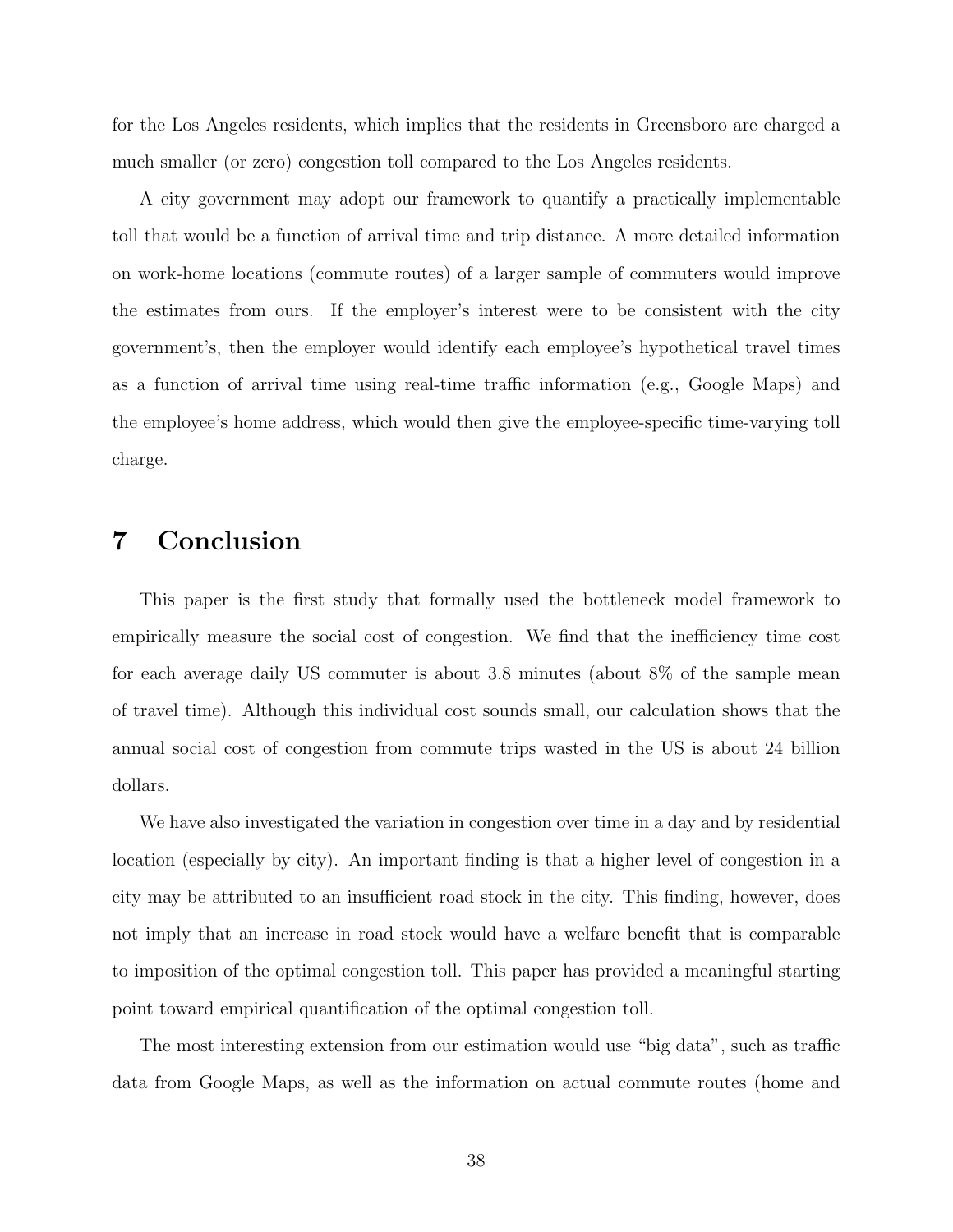for the Los Angeles residents, which implies that the residents in Greensboro are charged a much smaller (or zero) congestion toll compared to the Los Angeles residents.

A city government may adopt our framework to quantify a practically implementable toll that would be a function of arrival time and trip distance. A more detailed information on work-home locations (commute routes) of a larger sample of commuters would improve the estimates from ours. If the employer's interest were to be consistent with the city government's, then the employer would identify each employee's hypothetical travel times as a function of arrival time using real-time traffic information (e.g., Google Maps) and the employee's home address, which would then give the employee-specific time-varying toll charge.

# 7 Conclusion

This paper is the first study that formally used the bottleneck model framework to empirically measure the social cost of congestion. We find that the inefficiency time cost for each average daily US commuter is about 3.8 minutes (about 8% of the sample mean of travel time). Although this individual cost sounds small, our calculation shows that the annual social cost of congestion from commute trips wasted in the US is about 24 billion dollars.

We have also investigated the variation in congestion over time in a day and by residential location (especially by city). An important finding is that a higher level of congestion in a city may be attributed to an insufficient road stock in the city. This finding, however, does not imply that an increase in road stock would have a welfare benefit that is comparable to imposition of the optimal congestion toll. This paper has provided a meaningful starting point toward empirical quantification of the optimal congestion toll.

The most interesting extension from our estimation would use "big data", such as traffic data from Google Maps, as well as the information on actual commute routes (home and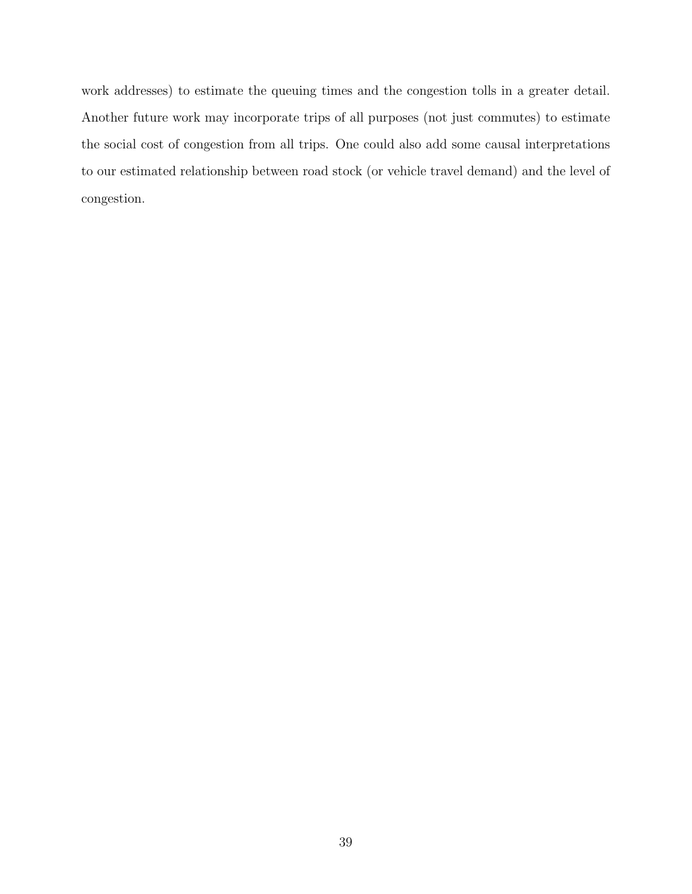work addresses) to estimate the queuing times and the congestion tolls in a greater detail. Another future work may incorporate trips of all purposes (not just commutes) to estimate the social cost of congestion from all trips. One could also add some causal interpretations to our estimated relationship between road stock (or vehicle travel demand) and the level of congestion.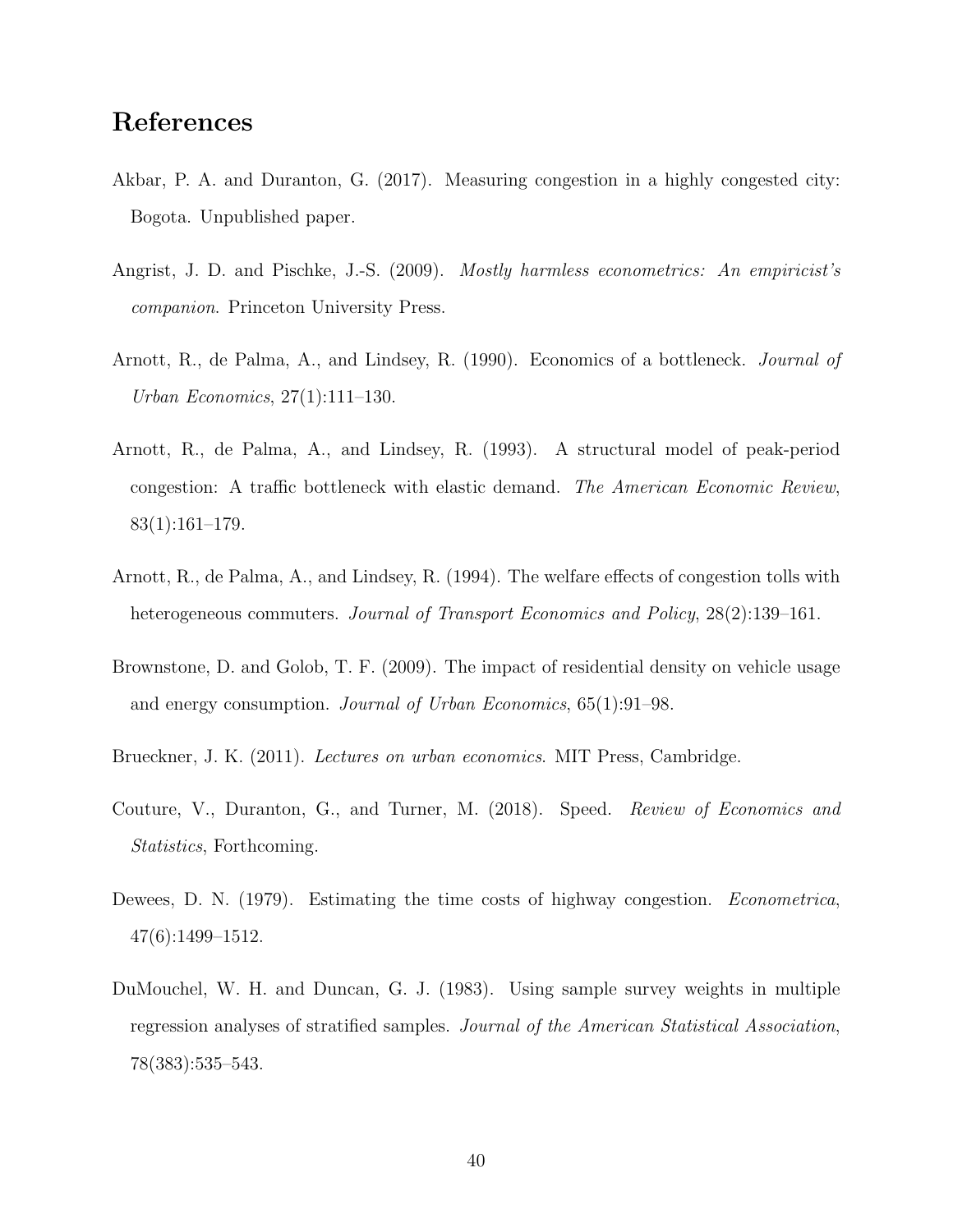## References

Akbar, P. A. and Duranton, G. (2017). Measuring congestion in a highly congested city: Bogota. Unpublished paper.

Angrist, J. D. and Pischke, J.-S. (2009). *Mostly harmless econometrics: An empiricist's companion*. Princeton University Press.

Arnott, R., de Palma, A., and Lindsey, R. (1990). Economics of a bottleneck. *Journal of Urban Economics*, 27(1):111–130.

Arnott, R., de Palma, A., and Lindsey, R. (1993). A structural model of peak-period congestion: A traffic bottleneck with elastic demand. *The American Economic Review*, 83(1):161–179.

Arnott, R., de Palma, A., and Lindsey, R. (1994). The welfare effects of congestion tolls with heterogeneous commuters. *Journal of Transport Economics and Policy*, 28(2):139–161.

Brownstone, D. and Golob, T. F. (2009). The impact of residential density on vehicle usage and energy consumption. *Journal of Urban Economics*, 65(1):91–98.

Brueckner, J. K. (2011). *Lectures on urban economics.* MIT Press, Cambridge.

Couture, V., Duranton, G., and Turner, M. (2018). Speed. *Review of Economics and Statistics*, Forthcoming.

Dewees, D. N. (1979). Estimating the time costs of highway congestion. *Econometrica*, 47(6):1499–1512.

DuMouchel, W. H. and Duncan, G. J. (1983). Using sample survey weights in multiple regression analyses of stratified samples. *Journal of the American Statistical Association*, 78(383):535–543.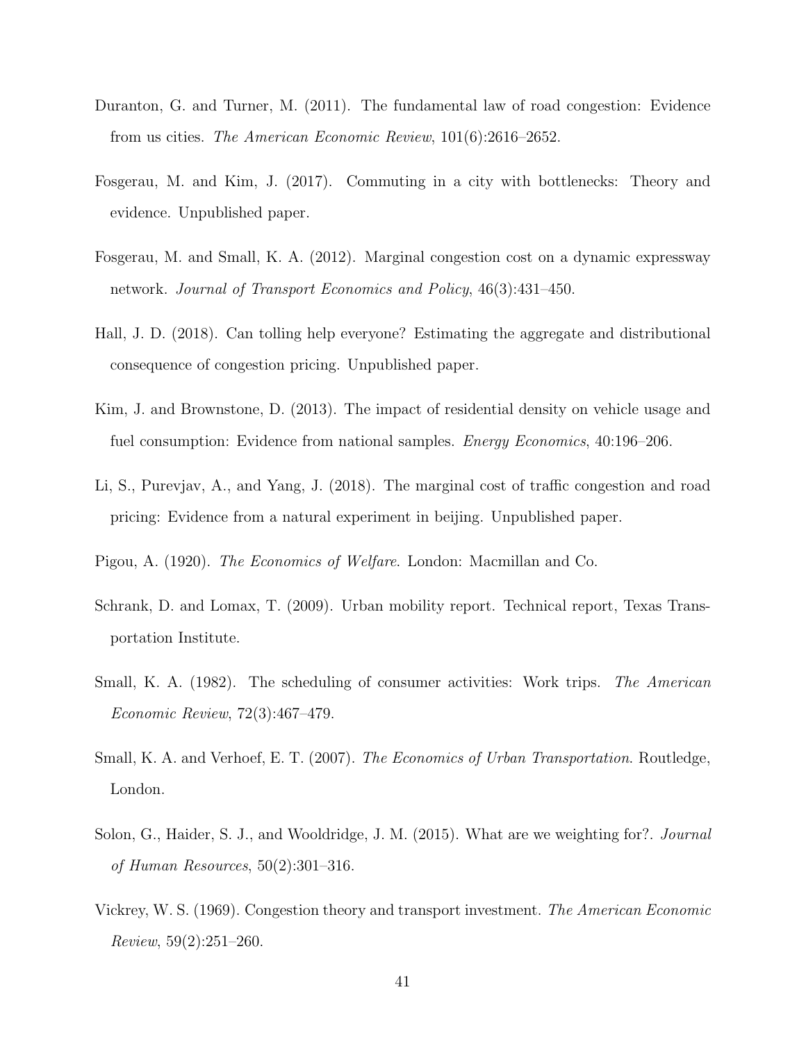Duranton, G. and Turner, M. (2011). The fundamental law of road congestion: Evidence from us cities. *The American Economic Review*, 101(6):2616–2652.

Fosgerau, M. and Kim, J. (2017). Commuting in a city with bottlenecks: Theory and evidence. Unpublished paper.

Fosgerau, M. and Small, K. A. (2012). Marginal congestion cost on a dynamic expressway network. *Journal of Transport Economics and Policy*, 46(3):431–450.

Hall, J. D. (2018). Can tolling help everyone? Estimating the aggregate and distributional consequence of congestion pricing. Unpublished paper.

Kim, J. and Brownstone, D. (2013). The impact of residential density on vehicle usage and fuel consumption: Evidence from national samples. *Energy Economics*, 40:196–206.

Li, S., Purevjav, A., and Yang, J. (2018). The marginal cost of traffic congestion and road pricing: Evidence from a natural experiment in beijing. Unpublished paper.

Pigou, A. (1920). *The Economics of Welfare*. London: Macmillan and Co.

Schrank, D. and Lomax, T. (2009). Urban mobility report. Technical report, Texas Transportation Institute.

Small, K. A. (1982). The scheduling of consumer activities: Work trips. *The American Economic Review*, 72(3):467–479.

Small, K. A. and Verhoef, E. T. (2007). *The Economics of Urban Transportation*. Routledge, London.

Solon, G., Haider, S. J., and Wooldridge, J. M. (2015). What are we weighting for?. *Journal of Human Resources*, 50(2):301–316.

Vickrey, W. S. (1969). Congestion theory and transport investment. *The American Economic Review*, 59(2):251–260.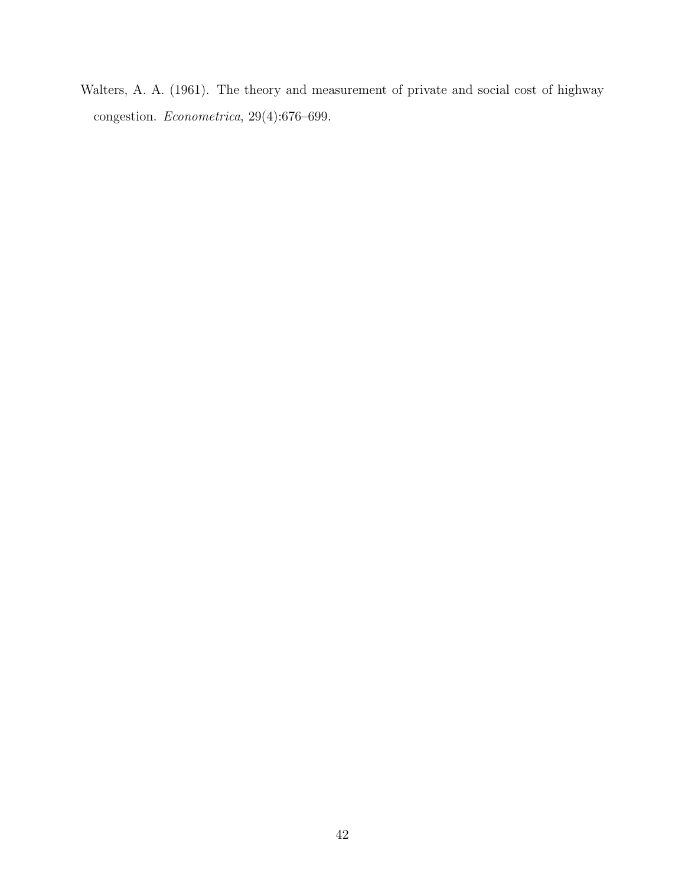Walters, A. A. (1961). The theory and measurement of private and social cost of highway congestion. *Econometrica*, 29(4):676–699.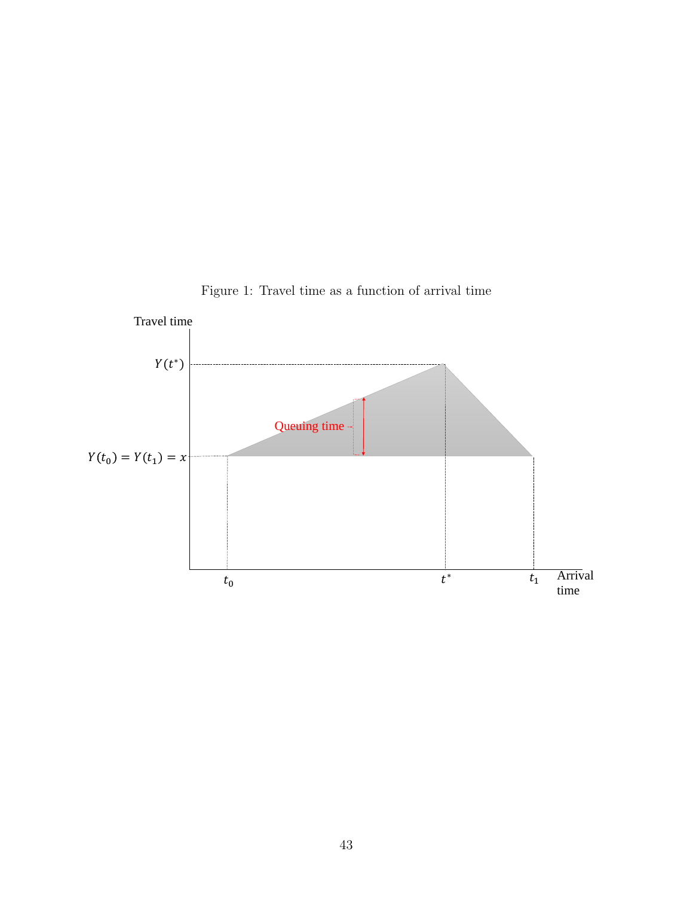Figure 1: Travel time as a function of arrival time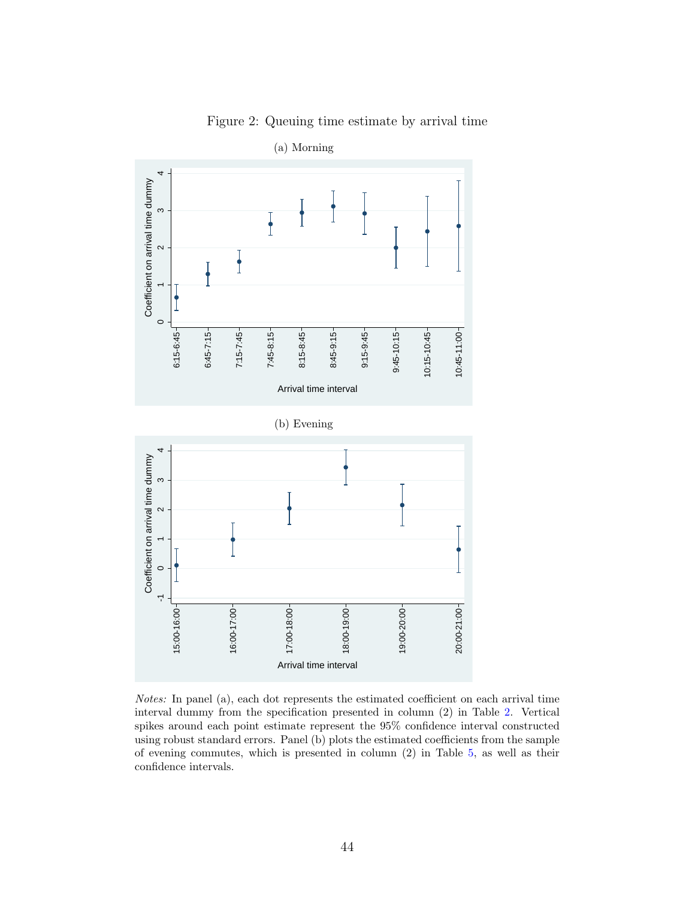Figure 2: Queuing time estimate by arrival time

(a) Morning

(b) Evening

*Notes:* In panel (a), each dot represents the estimated coefficient on each arrival time interval dummy from the specification presented in column (2) in Table 2. Vertical spikes around each point estimate represent the 95% confidence interval constructed using robust standard errors. Panel (b) plots the estimated coefficients from the sample of evening commutes, which is presented in column (2) in Table 5, as well as their confidence intervals.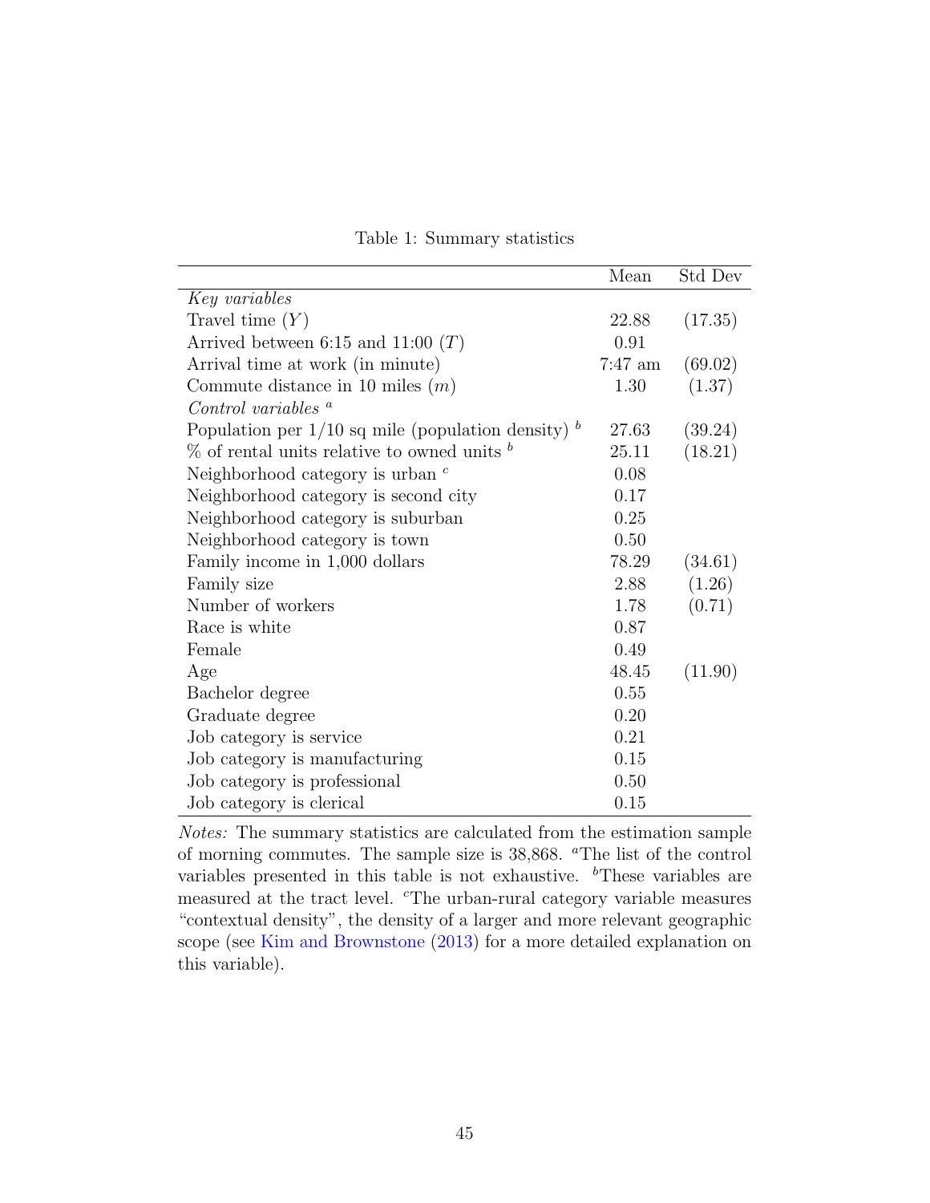Table 1: Summary statistics

| | Mean | Std Dev |
|---|---|---|
| *Key variables* | | |
| Travel time ($Y$) | 22.88 | (17.35) |
| Arrived between 6:15 and 11:00 ($T$) | 0.91 | |
| Arrival time at work (in minute) | 7:47 am | (69.02) |
| Commute distance in 10 miles ($m$) | 1.30 | (1.37) |
| *Control variables* [a] | | |
| Population per 1/10 sq mile (population density) [b] | 27.63 | (39.24) |
| % of rental units relative to owned units [b] | 25.11 | (18.21) |
| Neighborhood category is urban [c] | 0.08 | |
| Neighborhood category is second city | 0.17 | |
| Neighborhood category is suburban | 0.25 | |
| Neighborhood category is town | 0.50 | |
| Family income in 1,000 dollars | 78.29 | (34.61) |
| Family size | 2.88 | (1.26) |
| Number of workers | 1.78 | (0.71) |
| Race is white | 0.87 | |
| Female | 0.49 | |
| Age | 48.45 | (11.90) |
| Bachelor degree | 0.55 | |
| Graduate degree | 0.20 | |
| Job category is service | 0.21 | |
| Job category is manufacturing | 0.15 | |
| Job category is professional | 0.50 | |
| Job category is clerical | 0.15 | |

*Notes:* The summary statistics are calculated from the estimation sample of morning commutes. The sample size is 38,868. [a]The list of the control variables presented in this table is not exhaustive. [b]These variables are measured at the tract level. [c]The urban-rural category variable measures "contextual density", the density of a larger and more relevant geographic scope (see Kim and Brownstone (2013) for a more detailed explanation on this variable).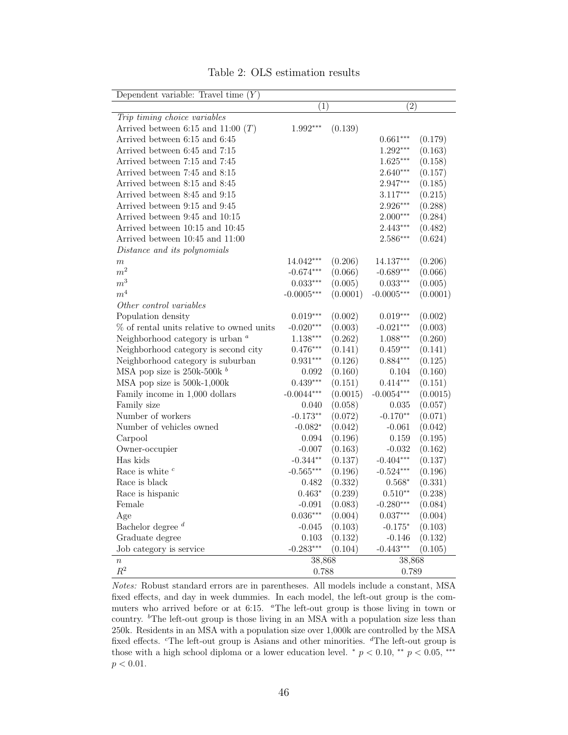Table 2: OLS estimation results

| Dependent variable: Travel time ($Y$) | (1) | | (2) | |
|---|---|---|---|---|
| *Trip timing choice variables* | | | | |
| Arrived between 6:15 and 11:00 ($T$) | 1.992*** | (0.139) | | |
| Arrived between 6:15 and 6:45 | | | 0.661*** | (0.179) |
| Arrived between 6:45 and 7:15 | | | 1.292*** | (0.163) |
| Arrived between 7:15 and 7:45 | | | 1.625*** | (0.158) |
| Arrived between 7:45 and 8:15 | | | 2.640*** | (0.157) |
| Arrived between 8:15 and 8:45 | | | 2.947*** | (0.185) |
| Arrived between 8:45 and 9:15 | | | 3.117*** | (0.215) |
| Arrived between 9:15 and 9:45 | | | 2.926*** | (0.288) |
| Arrived between 9:45 and 10:15 | | | 2.000*** | (0.284) |
| Arrived between 10:15 and 10:45 | | | 2.443*** | (0.482) |
| Arrived between 10:45 and 11:00 | | | 2.586*** | (0.624) |
| *Distance and its polynomials* | | | | |
| $m$ | 14.042*** | (0.206) | 14.137*** | (0.206) |
| $m^2$ | -0.674*** | (0.066) | -0.689*** | (0.066) |
| $m^3$ | 0.033*** | (0.005) | 0.033*** | (0.005) |
| $m^4$ | -0.0005*** | (0.0001) | -0.0005*** | (0.0001) |
| *Other control variables* | | | | |
| Population density | 0.019*** | (0.002) | 0.019*** | (0.002) |
| % of rental units relative to owned units | -0.020*** | (0.003) | -0.021*** | (0.003) |
| Neighborhood category is urban [a] | 1.138*** | (0.262) | 1.088*** | (0.260) |
| Neighborhood category is second city | 0.476*** | (0.141) | 0.459*** | (0.141) |
| Neighborhood category is suburban | 0.931*** | (0.126) | 0.884*** | (0.125) |
| MSA pop size is 250k-500k [b] | 0.092 | (0.160) | 0.104 | (0.160) |
| MSA pop size is 500k-1,000k | 0.439*** | (0.151) | 0.414*** | (0.151) |
| Family income in 1,000 dollars | -0.0044*** | (0.0015) | -0.0054*** | (0.0015) |
| Family size | 0.040 | (0.058) | 0.035 | (0.057) |
| Number of workers | -0.173** | (0.072) | -0.170** | (0.071) |
| Number of vehicles owned | -0.082* | (0.042) | -0.061 | (0.042) |
| Carpool | 0.094 | (0.196) | 0.159 | (0.195) |
| Owner-occupier | -0.007 | (0.163) | -0.032 | (0.162) |
| Has kids | -0.344** | (0.137) | -0.404*** | (0.137) |
| Race is white [c] | -0.565*** | (0.196) | -0.524*** | (0.196) |
| Race is black | 0.482 | (0.332) | 0.568* | (0.331) |
| Race is hispanic | 0.463* | (0.239) | 0.510** | (0.238) |
| Female | -0.091 | (0.083) | -0.280*** | (0.084) |
| Age | 0.036*** | (0.004) | 0.037*** | (0.004) |
| Bachelor degree [d] | -0.045 | (0.103) | -0.175* | (0.103) |
| Graduate degree | 0.103 | (0.132) | -0.146 | (0.132) |
| Job category is service | -0.283*** | (0.104) | -0.443*** | (0.105) |
| $n$ | 38,868 | | 38,868 | |
| $R^2$ | 0.788 | | 0.789 | |

*Notes:* Robust standard errors are in parentheses. All models include a constant, MSA fixed effects, and day in week dummies. In each model, the left-out group is the commuters who arrived before or at 6:15. [a]The left-out group is those living in town or country. [b]The left-out group is those living in an MSA with a population size less than 250k. Residents in an MSA with a population size over 1,000k are controlled by the MSA fixed effects. [c]The left-out group is Asians and other minorities. [d]The left-out group is those with a high school diploma or a lower education level. * $p < 0.10$, ** $p < 0.05$, *** $p < 0.01$.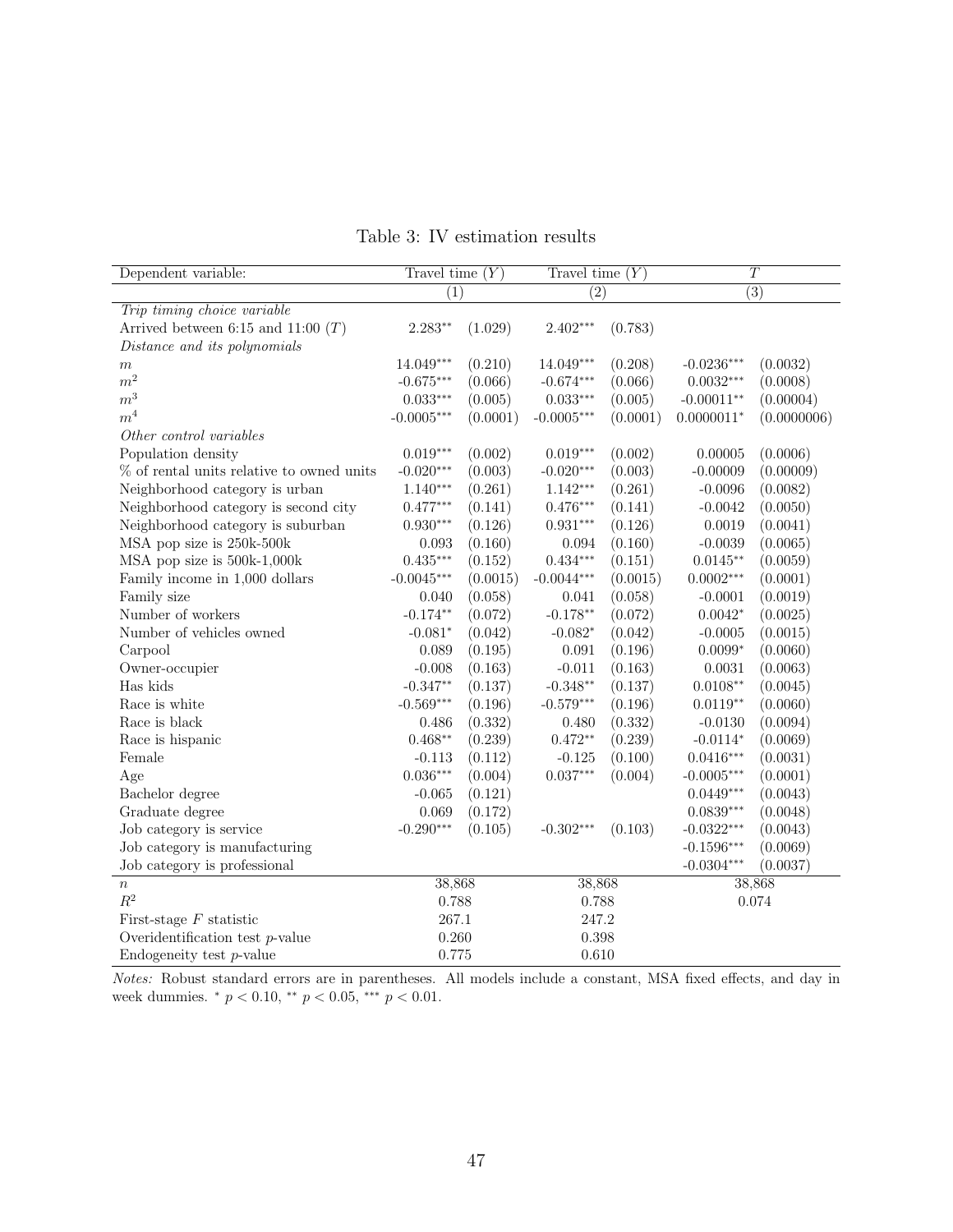Table 3: IV estimation results

| Dependent variable: | Travel time ($Y$) | | Travel time ($Y$) | | $T$ | |
|---|---|---|---|---|---|---|
| | (1) | | (2) | | (3) | |
| *Trip timing choice variable* | | | | | | |
| Arrived between 6:15 and 11:00 ($T$) | 2.283** | (1.029) | 2.402*** | (0.783) | | |
| *Distance and its polynomials* | | | | | | |
| $m$ | 14.049*** | (0.210) | 14.049*** | (0.208) | -0.0236*** | (0.0032) |
| $m^2$ | -0.675*** | (0.066) | -0.674*** | (0.066) | 0.0032*** | (0.0008) |
| $m^3$ | 0.033*** | (0.005) | 0.033*** | (0.005) | -0.00011** | (0.00004) |
| $m^4$ | -0.0005*** | (0.0001) | -0.0005*** | (0.0001) | 0.0000011* | (0.0000006) |
| *Other control variables* | | | | | | |
| Population density | 0.019*** | (0.002) | 0.019*** | (0.002) | 0.00005 | (0.0006) |
| % of rental units relative to owned units | -0.020*** | (0.003) | -0.020*** | (0.003) | -0.00009 | (0.00009) |
| Neighborhood category is urban | 1.140*** | (0.261) | 1.142*** | (0.261) | -0.0096 | (0.0082) |
| Neighborhood category is second city | 0.477*** | (0.141) | 0.476*** | (0.141) | -0.0042 | (0.0050) |
| Neighborhood category is suburban | 0.930*** | (0.126) | 0.931*** | (0.126) | 0.0019 | (0.0041) |
| MSA pop size is 250k-500k | 0.093 | (0.160) | 0.094 | (0.160) | -0.0039 | (0.0065) |
| MSA pop size is 500k-1,000k | 0.435*** | (0.152) | 0.434*** | (0.151) | 0.0145** | (0.0059) |
| Family income in 1,000 dollars | -0.0045*** | (0.0015) | -0.0044*** | (0.0015) | 0.0002*** | (0.0001) |
| Family size | 0.040 | (0.058) | 0.041 | (0.058) | -0.0001 | (0.0019) |
| Number of workers | -0.174** | (0.072) | -0.178** | (0.072) | 0.0042* | (0.0025) |
| Number of vehicles owned | -0.081* | (0.042) | -0.082* | (0.042) | -0.0005 | (0.0015) |
| Carpool | 0.089 | (0.195) | 0.091 | (0.196) | 0.0099* | (0.0060) |
| Owner-occupier | -0.008 | (0.163) | -0.011 | (0.163) | 0.0031 | (0.0063) |
| Has kids | -0.347** | (0.137) | -0.348** | (0.137) | 0.0108** | (0.0045) |
| Race is white | -0.569*** | (0.196) | -0.579*** | (0.196) | 0.0119** | (0.0060) |
| Race is black | 0.486 | (0.332) | 0.480 | (0.332) | -0.0130 | (0.0094) |
| Race is hispanic | 0.468** | (0.239) | 0.472** | (0.239) | -0.0114* | (0.0069) |
| Female | -0.113 | (0.112) | -0.125 | (0.100) | 0.0416*** | (0.0031) |
| Age | 0.036*** | (0.004) | 0.037*** | (0.004) | -0.0005*** | (0.0001) |
| Bachelor degree | -0.065 | (0.121) | | | 0.0449*** | (0.0043) |
| Graduate degree | 0.069 | (0.172) | | | 0.0839*** | (0.0048) |
| Job category is service | -0.290*** | (0.105) | -0.302*** | (0.103) | -0.0322*** | (0.0043) |
| Job category is manufacturing | | | | | -0.1596*** | (0.0069) |
| Job category is professional | | | | | -0.0304*** | (0.0037) |
| $n$ | 38,868 | | 38,868 | | 38,868 | |
| $R^2$ | 0.788 | | 0.788 | | 0.074 | |
| First-stage $F$ statistic | 267.1 | | 247.2 | | | |
| Overidentification test $p$-value | 0.260 | | 0.398 | | | |
| Endogeneity test $p$-value | 0.775 | | 0.610 | | | |

*Notes:* Robust standard errors are in parentheses. All models include a constant, MSA fixed effects, and day in week dummies. * $p < 0.10$, ** $p < 0.05$, *** $p < 0.01$.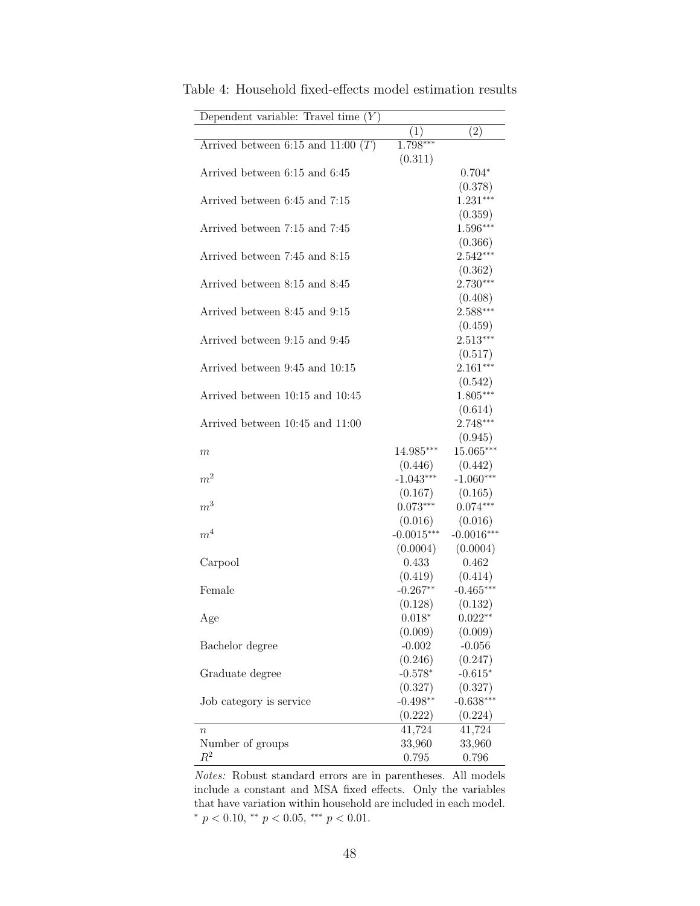Table 4: Household fixed-effects model estimation results

| Dependent variable: Travel time ($Y$) | | |
|---|---|---|
| | (1) | (2) |
| Arrived between 6:15 and 11:00 ($T$) | 1.798*** | |
| | (0.311) | |
| Arrived between 6:15 and 6:45 | | 0.704* |
| | | (0.378) |
| Arrived between 6:45 and 7:15 | | 1.231*** |
| | | (0.359) |
| Arrived between 7:15 and 7:45 | | 1.596*** |
| | | (0.366) |
| Arrived between 7:45 and 8:15 | | 2.542*** |
| | | (0.362) |
| Arrived between 8:15 and 8:45 | | 2.730*** |
| | | (0.408) |
| Arrived between 8:45 and 9:15 | | 2.588*** |
| | | (0.459) |
| Arrived between 9:15 and 9:45 | | 2.513*** |
| | | (0.517) |
| Arrived between 9:45 and 10:15 | | 2.161*** |
| | | (0.542) |
| Arrived between 10:15 and 10:45 | | 1.805*** |
| | | (0.614) |
| Arrived between 10:45 and 11:00 | | 2.748*** |
| | | (0.945) |
| $m$ | 14.985*** | 15.065*** |
| | (0.446) | (0.442) |
| $m^2$ | -1.043*** | -1.060*** |
| | (0.167) | (0.165) |
| $m^3$ | 0.073*** | 0.074*** |
| | (0.016) | (0.016) |
| $m^4$ | -0.0015*** | -0.0016*** |
| | (0.0004) | (0.0004) |
| Carpool | 0.433 | 0.462 |
| | (0.419) | (0.414) |
| Female | -0.267** | -0.465*** |
| | (0.128) | (0.132) |
| Age | 0.018* | 0.022** |
| | (0.009) | (0.009) |
| Bachelor degree | -0.002 | -0.056 |
| | (0.246) | (0.247) |
| Graduate degree | -0.578* | -0.615* |
| | (0.327) | (0.327) |
| Job category is service | -0.498** | -0.638*** |
| | (0.222) | (0.224) |
| $n$ | 41,724 | 41,724 |
| Number of groups | 33,960 | 33,960 |
| $R^2$ | 0.795 | 0.796 |

*Notes:* Robust standard errors are in parentheses. All models include a constant and MSA fixed effects. Only the variables that have variation within household are included in each model.
* $p < 0.10$, ** $p < 0.05$, *** $p < 0.01$.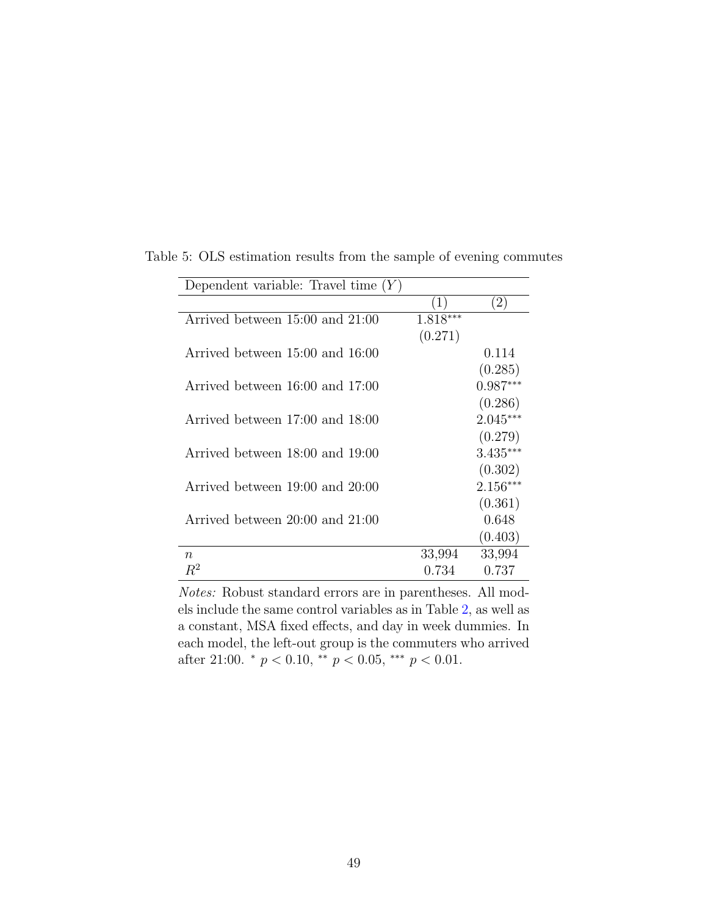Table 5: OLS estimation results from the sample of evening commutes

| Dependent variable: Travel time ($Y$) | | |
|---|---|---|
| | (1) | (2) |
| Arrived between 15:00 and 21:00 | 1.818*** | |
| | (0.271) | |
| Arrived between 15:00 and 16:00 | | 0.114 |
| | | (0.285) |
| Arrived between 16:00 and 17:00 | | 0.987*** |
| | | (0.286) |
| Arrived between 17:00 and 18:00 | | 2.045*** |
| | | (0.279) |
| Arrived between 18:00 and 19:00 | | 3.435*** |
| | | (0.302) |
| Arrived between 19:00 and 20:00 | | 2.156*** |
| | | (0.361) |
| Arrived between 20:00 and 21:00 | | 0.648 |
| | | (0.403) |
| $n$ | 33,994 | 33,994 |
| $R^2$ | 0.734 | 0.737 |

*Notes:* Robust standard errors are in parentheses. All models include the same control variables as in Table 2, as well as a constant, MSA fixed effects, and day in week dummies. In each model, the left-out group is the commuters who arrived after 21:00. * $p < 0.10$, ** $p < 0.05$, *** $p < 0.01$.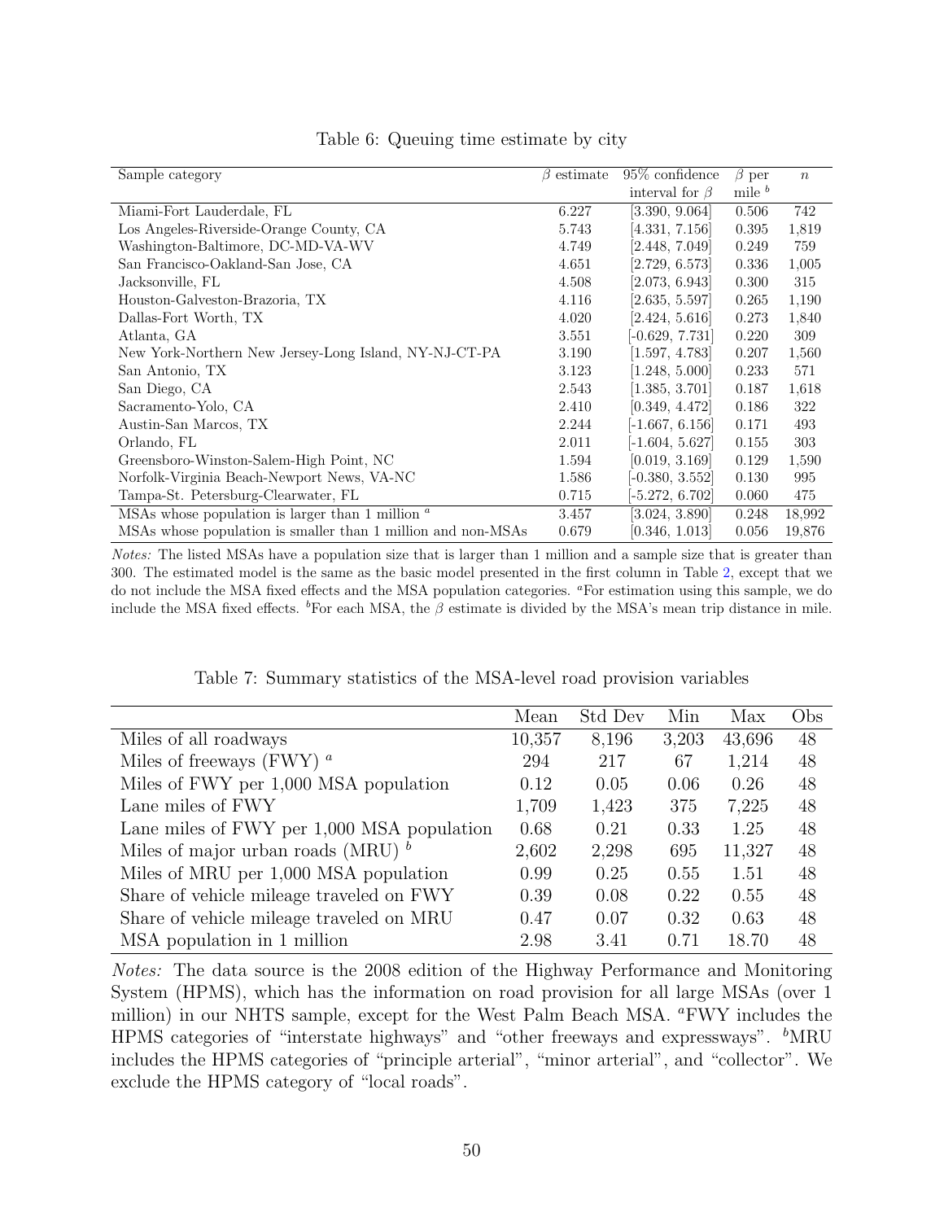Table 6: Queuing time estimate by city

| Sample category | $\beta$ estimate | 95% confidence interval for $\beta$ | $\beta$ per mile [b] | $n$ |
|---|---|---|---|---|
| Miami-Fort Lauderdale, FL | 6.227 | [3.390, 9.064] | 0.506 | 742 |
| Los Angeles-Riverside-Orange County, CA | 5.743 | [4.331, 7.156] | 0.395 | 1,819 |
| Washington-Baltimore, DC-MD-VA-WV | 4.749 | [2.448, 7.049] | 0.249 | 759 |
| San Francisco-Oakland-San Jose, CA | 4.651 | [2.729, 6.573] | 0.336 | 1,005 |
| Jacksonville, FL | 4.508 | [2.073, 6.943] | 0.300 | 315 |
| Houston-Galveston-Brazoria, TX | 4.116 | [2.635, 5.597] | 0.265 | 1,190 |
| Dallas-Fort Worth, TX | 4.020 | [2.424, 5.616] | 0.273 | 1,840 |
| Atlanta, GA | 3.551 | [-0.629, 7.731] | 0.220 | 309 |
| New York-Northern New Jersey-Long Island, NY-NJ-CT-PA | 3.190 | [1.597, 4.783] | 0.207 | 1,560 |
| San Antonio, TX | 3.123 | [1.248, 5.000] | 0.233 | 571 |
| San Diego, CA | 2.543 | [1.385, 3.701] | 0.187 | 1,618 |
| Sacramento-Yolo, CA | 2.410 | [0.349, 4.472] | 0.186 | 322 |
| Austin-San Marcos, TX | 2.244 | [-1.667, 6.156] | 0.171 | 493 |
| Orlando, FL | 2.011 | [-1.604, 5.627] | 0.155 | 303 |
| Greensboro-Winston-Salem-High Point, NC | 1.594 | [0.019, 3.169] | 0.129 | 1,590 |
| Norfolk-Virginia Beach-Newport News, VA-NC | 1.586 | [-0.380, 3.552] | 0.130 | 995 |
| Tampa-St. Petersburg-Clearwater, FL | 0.715 | [-5.272, 6.702] | 0.060 | 475 |
| MSAs whose population is larger than 1 million [a] | 3.457 | [3.024, 3.890] | 0.248 | 18,992 |
| MSAs whose population is smaller than 1 million and non-MSAs | 0.679 | [0.346, 1.013] | 0.056 | 19,876 |

*Notes:* The listed MSAs have a population size that is larger than 1 million and a sample size that is greater than 300. The estimated model is the same as the basic model presented in the first column in Table 2, except that we do not include the MSA fixed effects and the MSA population categories. [a]For estimation using this sample, we do include the MSA fixed effects. [b]For each MSA, the $\beta$ estimate is divided by the MSA's mean trip distance in mile.

Table 7: Summary statistics of the MSA-level road provision variables

| | Mean | Std Dev | Min | Max | Obs |
|---|---|---|---|---|---|
| Miles of all roadways | 10,357 | 8,196 | 3,203 | 43,696 | 48 |
| Miles of freeways (FWY) [a] | 294 | 217 | 67 | 1,214 | 48 |
| Miles of FWY per 1,000 MSA population | 0.12 | 0.05 | 0.06 | 0.26 | 48 |
| Lane miles of FWY | 1,709 | 1,423 | 375 | 7,225 | 48 |
| Lane miles of FWY per 1,000 MSA population | 0.68 | 0.21 | 0.33 | 1.25 | 48 |
| Miles of major urban roads (MRU) [b] | 2,602 | 2,298 | 695 | 11,327 | 48 |
| Miles of MRU per 1,000 MSA population | 0.99 | 0.25 | 0.55 | 1.51 | 48 |
| Share of vehicle mileage traveled on FWY | 0.39 | 0.08 | 0.22 | 0.55 | 48 |
| Share of vehicle mileage traveled on MRU | 0.47 | 0.07 | 0.32 | 0.63 | 48 |
| MSA population in 1 million | 2.98 | 3.41 | 0.71 | 18.70 | 48 |

*Notes:* The data source is the 2008 edition of the Highway Performance and Monitoring System (HPMS), which has the information on road provision for all large MSAs (over 1 million) in our NHTS sample, except for the West Palm Beach MSA. [a]FWY includes the HPMS categories of "interstate highways" and "other freeways and expressways". [b]MRU includes the HPMS categories of "principle arterial", "minor arterial", and "collector". We exclude the HPMS category of "local roads".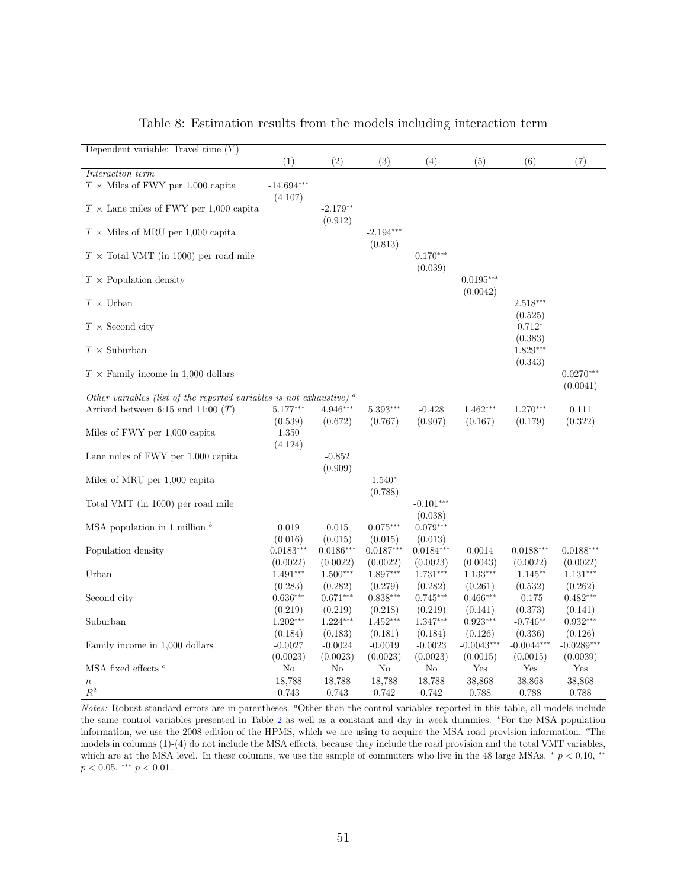Table 8: Estimation results from the models including interaction term

| Dependent variable: Travel time ($Y$) | | | | | | | |
|---|---|---|---|---|---|---|---|
| | (1) | (2) | (3) | (4) | (5) | (6) | (7) |
| *Interaction term* | | | | | | | |
| $T$ × Miles of FWY per 1,000 capita | -14.694*** | | | | | | |
| | (4.107) | | | | | | |
| $T$ × Lane miles of FWY per 1,000 capita | | -2.179** | | | | | |
| | | (0.912) | | | | | |
| $T$ × Miles of MRU per 1,000 capita | | | -2.194*** | | | | |
| | | | (0.813) | | | | |
| $T$ × Total VMT (in 1000) per road mile | | | | 0.170*** | | | |
| | | | | (0.039) | | | |
| $T$ × Population density | | | | | 0.0195*** | | |
| | | | | | (0.0042) | | |
| $T$ × Urban | | | | | | 2.518*** | |
| | | | | | | (0.525) | |
| $T$ × Second city | | | | | | 0.712* | |
| | | | | | | (0.383) | |
| $T$ × Suburban | | | | | | 1.829*** | |
| | | | | | | (0.343) | |
| $T$ × Family income in 1,000 dollars | | | | | | | 0.0270*** |
| | | | | | | | (0.0041) |
| *Other variables (list of the reported variables is not exhaustive)* [a] | | | | | | | |
| Arrived between 6:15 and 11:00 ($T$) | 5.177*** | 4.946*** | 5.393*** | -0.428 | 1.462*** | 1.270*** | 0.111 |
| | (0.539) | (0.672) | (0.767) | (0.907) | (0.167) | (0.179) | (0.322) |
| Miles of FWY per 1,000 capita | 1.350 | | | | | | |
| | (4.124) | | | | | | |
| Lane miles of FWY per 1,000 capita | | -0.852 | | | | | |
| | | (0.909) | | | | | |
| Miles of MRU per 1,000 capita | | | 1.540* | | | | |
| | | | (0.788) | | | | |
| Total VMT (in 1000) per road mile | | | | -0.101*** | | | |
| | | | | (0.038) | | | |
| MSA population in 1 million [b] | 0.019 | 0.015 | 0.075*** | 0.079*** | | | |
| | (0.016) | (0.015) | (0.015) | (0.013) | | | |
| Population density | 0.0183*** | 0.0186*** | 0.0187*** | 0.0184*** | 0.0014 | 0.0188*** | 0.0188*** |
| | (0.0022) | (0.0022) | (0.0022) | (0.0023) | (0.0043) | (0.0022) | (0.0022) |
| Urban | 1.491*** | 1.500*** | 1.897*** | 1.731*** | 1.133*** | -1.145** | 1.131*** |
| | (0.283) | (0.282) | (0.279) | (0.282) | (0.261) | (0.532) | (0.262) |
| Second city | 0.636*** | 0.671*** | 0.838*** | 0.745*** | 0.466*** | -0.175 | 0.482*** |
| | (0.219) | (0.219) | (0.218) | (0.219) | (0.141) | (0.373) | (0.141) |
| Suburban | 1.202*** | 1.224*** | 1.452*** | 1.347*** | 0.923*** | -0.746** | 0.932*** |
| | (0.184) | (0.183) | (0.181) | (0.184) | (0.126) | (0.336) | (0.126) |
| Family income in 1,000 dollars | -0.0027 | -0.0024 | -0.0019 | -0.0023 | -0.0043*** | -0.0044*** | -0.0289*** |
| | (0.0023) | (0.0023) | (0.0023) | (0.0023) | (0.0015) | (0.0015) | (0.0039) |
| MSA fixed effects [c] | No | No | No | No | Yes | Yes | Yes |
| $n$ | 18,788 | 18,788 | 18,788 | 18,788 | 38,868 | 38,868 | 38,868 |
| $R^2$ | 0.743 | 0.743 | 0.742 | 0.742 | 0.788 | 0.788 | 0.788 |

*Notes:* Robust standard errors are in parentheses. [a]Other than the control variables reported in this table, all models include the same control variables presented in Table 2 as well as a constant and day in week dummies. [b]For the MSA population information, we use the 2008 edition of the HPMS, which we are using to acquire the MSA road provision information. [c]The models in columns (1)-(4) do not include the MSA effects, because they include the road provision and the total VMT variables, which are at the MSA level. In these columns, we use the sample of commuters who live in the 48 large MSAs. * $p < 0.10$, ** $p < 0.05$, *** $p < 0.01$.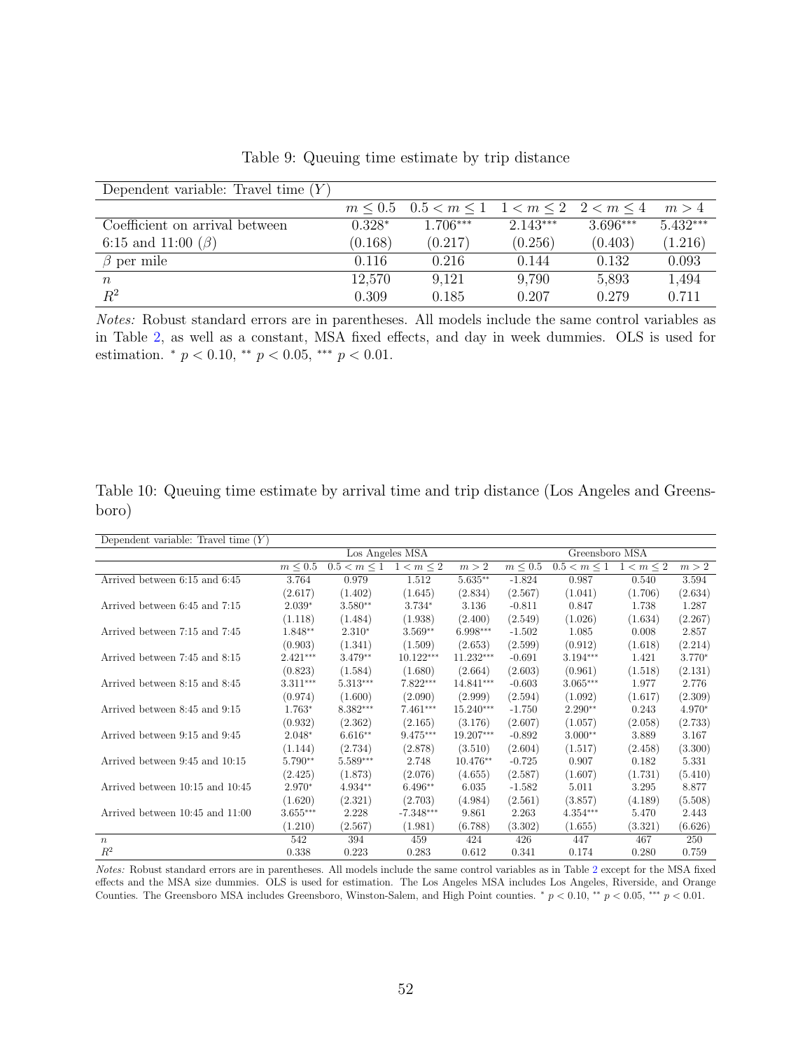Table 9: Queuing time estimate by trip distance

| Dependent variable: Travel time ($Y$) | | | | | |
|---|---|---|---|---|---|
| | $m \leq 0.5$ | $0.5 < m \leq 1$ | $1 < m \leq 2$ | $2 < m \leq 4$ | $m > 4$ |
| Coefficient on arrival between 6:15 and 11:00 ($\beta$) | 0.328* | 1.706*** | 2.143*** | 3.696*** | 5.432*** |
| | (0.168) | (0.217) | (0.256) | (0.403) | (1.216) |
| $\beta$ per mile | 0.116 | 0.216 | 0.144 | 0.132 | 0.093 |
| $n$ | 12,570 | 9,121 | 9,790 | 5,893 | 1,494 |
| $R^2$ | 0.309 | 0.185 | 0.207 | 0.279 | 0.711 |

*Notes:* Robust standard errors are in parentheses. All models include the same control variables as in Table 2, as well as a constant, MSA fixed effects, and day in week dummies. OLS is used for estimation. * $p < 0.10$, ** $p < 0.05$, *** $p < 0.01$.

Table 10: Queuing time estimate by arrival time and trip distance (Los Angeles and Greensboro)

| Dependent variable: Travel time ($Y$) | | | | | | | | |
|---|---|---|---|---|---|---|---|---|
| | Los Angeles MSA | | | | Greensboro MSA | | | |
| | $m \leq 0.5$ | $0.5 < m \leq 1$ | $1 < m \leq 2$ | $m > 2$ | $m \leq 0.5$ | $0.5 < m \leq 1$ | $1 < m \leq 2$ | $m > 2$ |
| Arrived between 6:15 and 6:45 | 3.764 | 0.979 | 1.512 | 5.635** | -1.824 | 0.987 | 0.540 | 3.594 |
| | (2.617) | (1.402) | (1.645) | (2.834) | (2.567) | (1.041) | (1.706) | (2.634) |
| Arrived between 6:45 and 7:15 | 2.039* | 3.580** | 3.734* | 3.136 | -0.811 | 0.847 | 1.738 | 1.287 |
| | (1.118) | (1.484) | (1.938) | (2.400) | (2.549) | (1.026) | (1.634) | (2.267) |
| Arrived between 7:15 and 7:45 | 1.848** | 2.310* | 3.569** | 6.998*** | -1.502 | 1.085 | 0.008 | 2.857 |
| | (0.903) | (1.341) | (1.509) | (2.653) | (2.599) | (0.912) | (1.618) | (2.214) |
| Arrived between 7:45 and 8:15 | 2.421*** | 3.479** | 10.122*** | 11.232*** | -0.691 | 3.194*** | 1.421 | 3.770* |
| | (0.823) | (1.584) | (1.680) | (2.664) | (2.603) | (0.961) | (1.518) | (2.131) |
| Arrived between 8:15 and 8:45 | 3.311*** | 5.313*** | 7.822*** | 14.841*** | -0.603 | 3.065*** | 1.977 | 2.776 |
| | (0.974) | (1.600) | (2.090) | (2.999) | (2.594) | (1.092) | (1.617) | (2.309) |
| Arrived between 8:45 and 9:15 | 1.763* | 8.382*** | 7.461*** | 15.240*** | -1.750 | 2.290** | 0.243 | 4.970* |
| | (0.932) | (2.362) | (2.165) | (3.176) | (2.607) | (1.057) | (2.058) | (2.733) |
| Arrived between 9:15 and 9:45 | 2.048* | 6.616** | 9.475*** | 19.207*** | -0.892 | 3.000** | 3.889 | 3.167 |
| | (1.144) | (2.734) | (2.878) | (3.510) | (2.604) | (1.517) | (2.458) | (3.300) |
| Arrived between 9:45 and 10:15 | 5.790** | 5.589*** | 2.748 | 10.476** | -0.725 | 0.907 | 0.182 | 5.331 |
| | (2.425) | (1.873) | (2.076) | (4.655) | (2.587) | (1.607) | (1.731) | (5.410) |
| Arrived between 10:15 and 10:45 | 2.970* | 4.934** | 6.496** | 6.035 | -1.582 | 5.011 | 3.295 | 8.877 |
| | (1.620) | (2.321) | (2.703) | (4.984) | (2.561) | (3.857) | (4.189) | (5.508) |
| Arrived between 10:45 and 11:00 | 3.655*** | 2.228 | -7.348*** | 9.861 | 2.263 | 4.354*** | 5.470 | 2.443 |
| | (1.210) | (2.567) | (1.981) | (6.788) | (3.302) | (1.655) | (3.321) | (6.626) |
| $n$ | 542 | 394 | 459 | 424 | 426 | 447 | 467 | 250 |
| $R^2$ | 0.338 | 0.223 | 0.283 | 0.612 | 0.341 | 0.174 | 0.280 | 0.759 |

*Notes:* Robust standard errors are in parentheses. All models include the same control variables as in Table 2 except for the MSA fixed effects and the MSA size dummies. OLS is used for estimation. The Los Angeles MSA includes Los Angeles, Riverside, and Orange Counties. The Greensboro MSA includes Greensboro, Winston-Salem, and High Point counties. * $p < 0.10$, ** $p < 0.05$, *** $p < 0.01$.